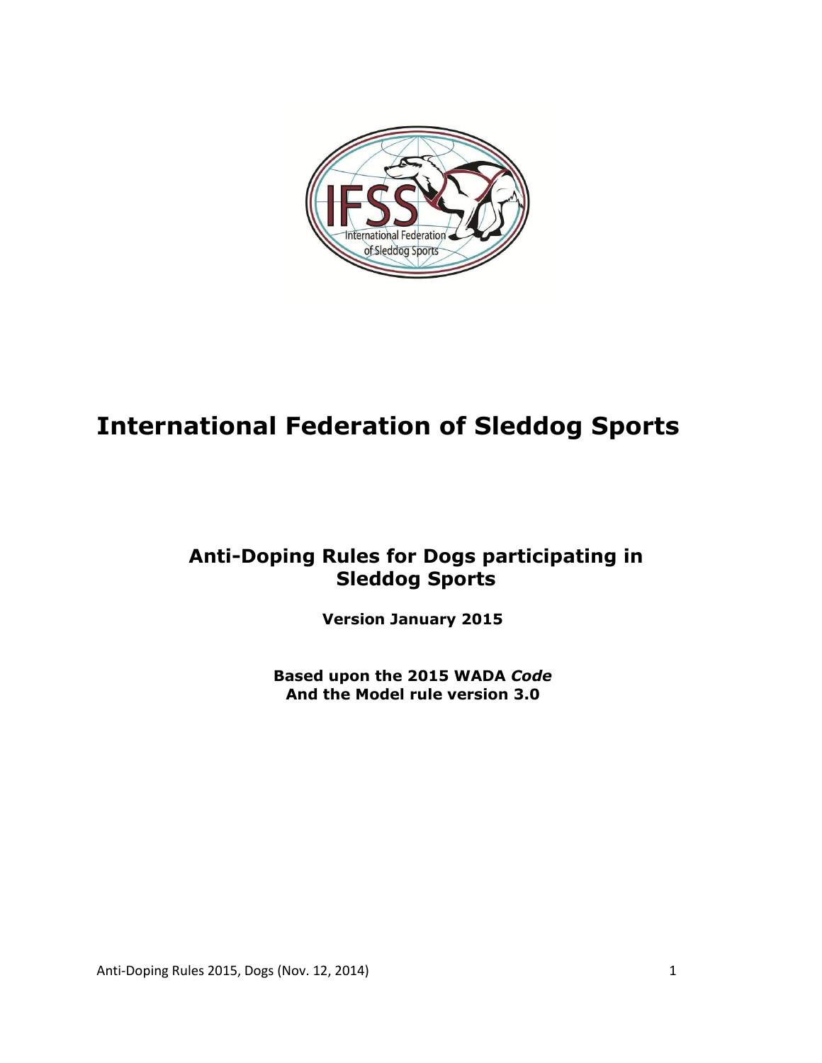# International Federation of Sleddog Sports

## Anti-Doping Rules for Dogs participating in Sleddog Sports

**Version January 2015**

**Based upon the 2015 WADA *Code***
**And the Model rule version 3.0**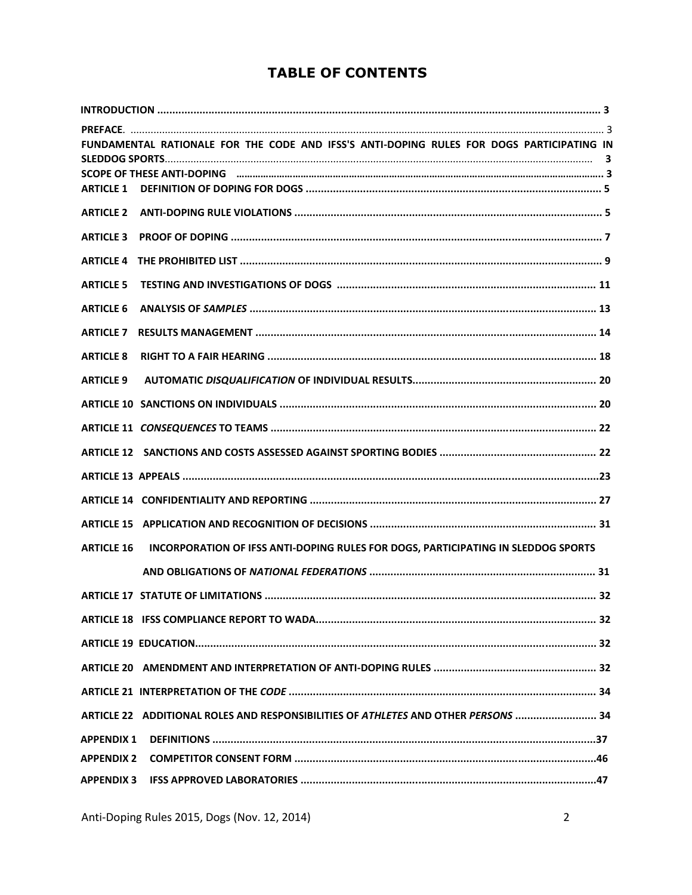# TABLE OF CONTENTS

**INTRODUCTION** .................................................................................................................................... 3

**PREFACE**. .............................................................................................................................................. 3

**FUNDAMENTAL RATIONALE FOR THE CODE AND IFSS'S ANTI-DOPING RULES FOR DOGS PARTICIPATING IN SLEDDOG SPORTS** .................................................................................................................................... 3

**SCOPE OF THESE ANTI-DOPING** ......................................................................................................... 3

**ARTICLE 1 DEFINITION OF DOPING FOR DOGS** ................................................................................ 5

**ARTICLE 2 ANTI-DOPING RULE VIOLATIONS** .................................................................................... 5

**ARTICLE 3 PROOF OF DOPING** ........................................................................................................... 7

**ARTICLE 4 THE PROHIBITED LIST** ..................................................................................................... 9

**ARTICLE 5 TESTING AND INVESTIGATIONS OF DOGS** .................................................................... 11

**ARTICLE 6 ANALYSIS OF *SAMPLES*** ................................................................................................. 13

**ARTICLE 7 RESULTS MANAGEMENT** ................................................................................................. 14

**ARTICLE 8 RIGHT TO A FAIR HEARING** ............................................................................................. 18

**ARTICLE 9 AUTOMATIC *DISQUALIFICATION* OF INDIVIDUAL RESULTS** ........................................... 20

**ARTICLE 10 SANCTIONS ON INDIVIDUALS** ......................................................................................... 20

**ARTICLE 11 *CONSEQUENCES* TO TEAMS** ......................................................................................... 22

**ARTICLE 12 SANCTIONS AND COSTS ASSESSED AGAINST SPORTING BODIES** ................................... 22

**ARTICLE 13 APPEALS** ........................................................................................................................... 23

**ARTICLE 14 CONFIDENTIALITY AND REPORTING** .............................................................................. 27

**ARTICLE 15 APPLICATION AND RECOGNITION OF DECISIONS** .......................................................... 31

**ARTICLE 16 INCORPORATION OF IFSS ANTI-DOPING RULES FOR DOGS, PARTICIPATING IN SLEDDOG SPORTS AND OBLIGATIONS OF *NATIONAL FEDERATIONS*** ............................................................................ 31

**ARTICLE 17 STATUTE OF LIMITATIONS** .............................................................................................. 32

**ARTICLE 18 IFSS COMPLIANCE REPORT TO WADA** .............................................................................. 32

**ARTICLE 19 EDUCATION** ..................................................................................................................... 32

**ARTICLE 20 AMENDMENT AND INTERPRETATION OF ANTI-DOPING RULES** ...................................... 32

**ARTICLE 21 INTERPRETATION OF THE *CODE*** ..................................................................................... 34

**ARTICLE 22 ADDITIONAL ROLES AND RESPONSIBILITIES OF *ATHLETES* AND OTHER *PERSONS*** ........................... 34

**APPENDIX 1 DEFINITIONS** .................................................................................................................. 37

**APPENDIX 2 COMPETITOR CONSENT FORM** ...................................................................................... 46

**APPENDIX 3 IFSS APPROVED LABORATORIES** .................................................................................... 47

Anti-Doping Rules 2015, Dogs (Nov. 12, 2014)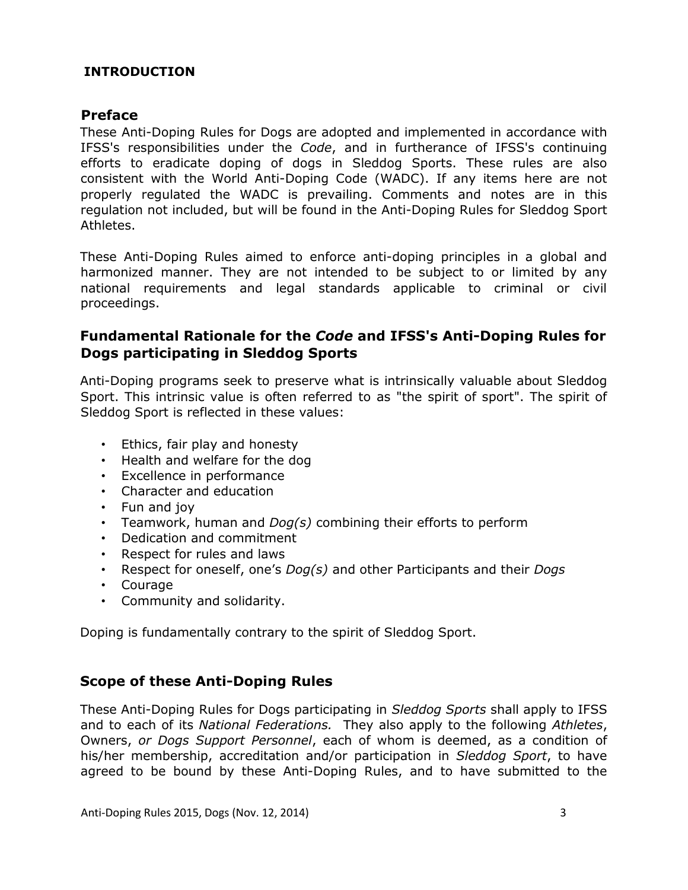**INTRODUCTION**

## Preface

These Anti-Doping Rules for Dogs are adopted and implemented in accordance with IFSS's responsibilities under the *Code*, and in furtherance of IFSS's continuing efforts to eradicate doping of dogs in Sleddog Sports. These rules are also consistent with the World Anti-Doping Code (WADC). If any items here are not properly regulated the WADC is prevailing. Comments and notes are in this regulation not included, but will be found in the Anti-Doping Rules for Sleddog Sport Athletes.

These Anti-Doping Rules aimed to enforce anti-doping principles in a global and harmonized manner. They are not intended to be subject to or limited by any national requirements and legal standards applicable to criminal or civil proceedings.

## Fundamental Rationale for the *Code* and IFSS's Anti-Doping Rules for Dogs participating in Sleddog Sports

Anti-Doping programs seek to preserve what is intrinsically valuable about Sleddog Sport. This intrinsic value is often referred to as "the spirit of sport". The spirit of Sleddog Sport is reflected in these values:

- Ethics, fair play and honesty
- Health and welfare for the dog
- Excellence in performance
- Character and education
- Fun and joy
- Teamwork, human and *Dog(s)* combining their efforts to perform
- Dedication and commitment
- Respect for rules and laws
- Respect for oneself, one's *Dog(s)* and other Participants and their *Dogs*
- Courage
- Community and solidarity.

Doping is fundamentally contrary to the spirit of Sleddog Sport.

## Scope of these Anti-Doping Rules

These Anti-Doping Rules for Dogs participating in *Sleddog Sports* shall apply to IFSS and to each of its *National Federations.* They also apply to the following *Athletes*, Owners, *or Dogs Support Personnel*, each of whom is deemed, as a condition of his/her membership, accreditation and/or participation in *Sleddog Sport*, to have agreed to be bound by these Anti-Doping Rules, and to have submitted to the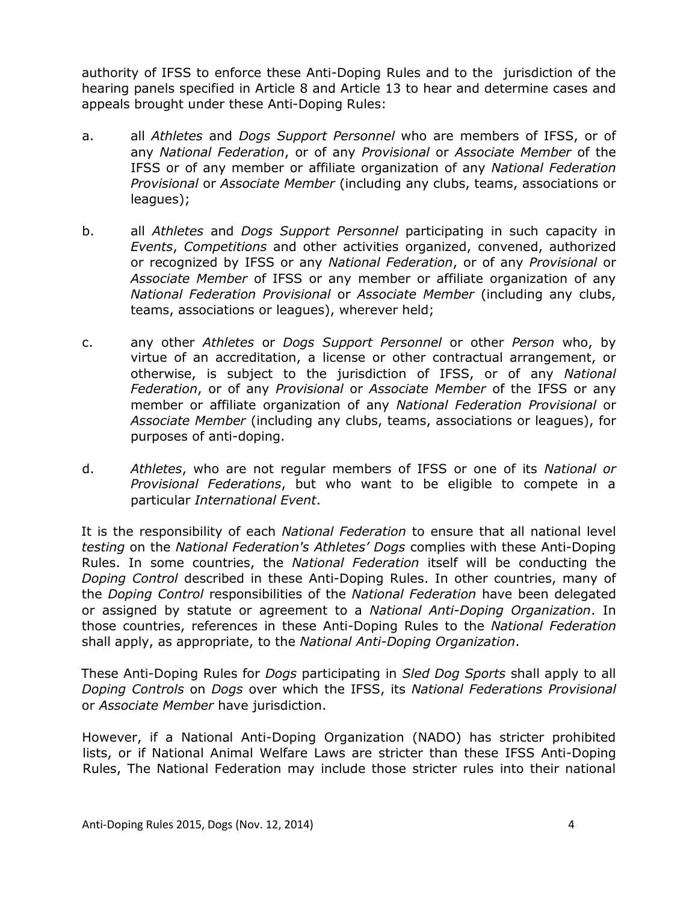authority of IFSS to enforce these Anti-Doping Rules and to the jurisdiction of the hearing panels specified in Article 8 and Article 13 to hear and determine cases and appeals brought under these Anti-Doping Rules:

a. all *Athletes* and *Dogs Support Personnel* who are members of IFSS, or of any *National Federation*, or of any *Provisional* or *Associate Member* of the IFSS or of any member or affiliate organization of any *National Federation Provisional* or *Associate Member* (including any clubs, teams, associations or leagues);

b. all *Athletes* and *Dogs Support Personnel* participating in such capacity in *Events*, *Competitions* and other activities organized, convened, authorized or recognized by IFSS or any *National Federation*, or of any *Provisional* or *Associate Member* of IFSS or any member or affiliate organization of any *National Federation Provisional* or *Associate Member* (including any clubs, teams, associations or leagues), wherever held;

c. any other *Athletes* or *Dogs Support Personnel* or other *Person* who, by virtue of an accreditation, a license or other contractual arrangement, or otherwise, is subject to the jurisdiction of IFSS, or of any *National Federation*, or of any *Provisional* or *Associate Member* of the IFSS or any member or affiliate organization of any *National Federation Provisional* or *Associate Member* (including any clubs, teams, associations or leagues), for purposes of anti-doping.

d. *Athletes*, who are not regular members of IFSS or one of its *National or Provisional Federations*, but who want to be eligible to compete in a particular *International Event*.

It is the responsibility of each *National Federation* to ensure that all national level *testing* on the *National Federation's Athletes' Dogs* complies with these Anti-Doping Rules. In some countries, the *National Federation* itself will be conducting the *Doping Control* described in these Anti-Doping Rules. In other countries, many of the *Doping Control* responsibilities of the *National Federation* have been delegated or assigned by statute or agreement to a *National Anti-Doping Organization*. In those countries, references in these Anti-Doping Rules to the *National Federation* shall apply, as appropriate, to the *National Anti-Doping Organization*.

These Anti-Doping Rules for *Dogs* participating in *Sled Dog Sports* shall apply to all *Doping Controls* on *Dogs* over which the IFSS, its *National Federations Provisional* or *Associate Member* have jurisdiction.

However, if a National Anti-Doping Organization (NADO) has stricter prohibited lists, or if National Animal Welfare Laws are stricter than these IFSS Anti-Doping Rules, The National Federation may include those stricter rules into their national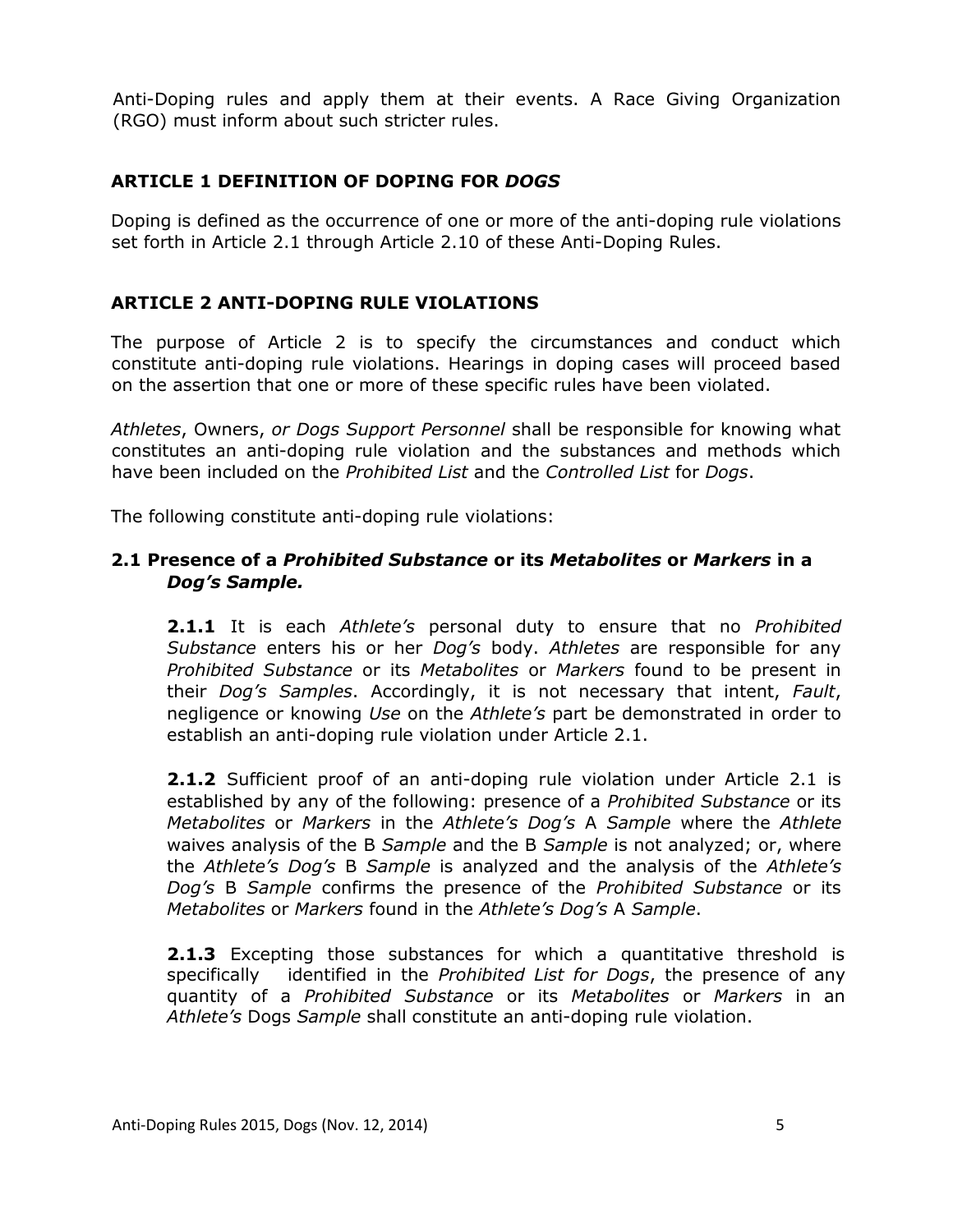Anti-Doping rules and apply them at their events. A Race Giving Organization (RGO) must inform about such stricter rules.

## ARTICLE 1 DEFINITION OF DOPING FOR *DOGS*

Doping is defined as the occurrence of one or more of the anti-doping rule violations set forth in Article 2.1 through Article 2.10 of these Anti-Doping Rules.

## ARTICLE 2 ANTI-DOPING RULE VIOLATIONS

The purpose of Article 2 is to specify the circumstances and conduct which constitute anti-doping rule violations. Hearings in doping cases will proceed based on the assertion that one or more of these specific rules have been violated.

*Athletes*, Owners, *or Dogs Support Personnel* shall be responsible for knowing what constitutes an anti-doping rule violation and the substances and methods which have been included on the *Prohibited List* and the *Controlled List* for *Dogs*.

The following constitute anti-doping rule violations:

### 2.1 Presence of a *Prohibited Substance* or its *Metabolites* or *Markers* in a *Dog's Sample.*

**2.1.1** It is each *Athlete's* personal duty to ensure that no *Prohibited Substance* enters his or her *Dog's* body. *Athletes* are responsible for any *Prohibited Substance* or its *Metabolites* or *Markers* found to be present in their *Dog's Samples*. Accordingly, it is not necessary that intent, *Fault*, negligence or knowing *Use* on the *Athlete's* part be demonstrated in order to establish an anti-doping rule violation under Article 2.1.

**2.1.2** Sufficient proof of an anti-doping rule violation under Article 2.1 is established by any of the following: presence of a *Prohibited Substance* or its *Metabolites* or *Markers* in the *Athlete's Dog's* A *Sample* where the *Athlete* waives analysis of the B *Sample* and the B *Sample* is not analyzed; or, where the *Athlete's Dog's* B *Sample* is analyzed and the analysis of the *Athlete's Dog's* B *Sample* confirms the presence of the *Prohibited Substance* or its *Metabolites* or *Markers* found in the *Athlete's Dog's* A *Sample*.

**2.1.3** Excepting those substances for which a quantitative threshold is specifically identified in the *Prohibited List for Dogs*, the presence of any quantity of a *Prohibited Substance* or its *Metabolites* or *Markers* in an *Athlete's* Dogs *Sample* shall constitute an anti-doping rule violation.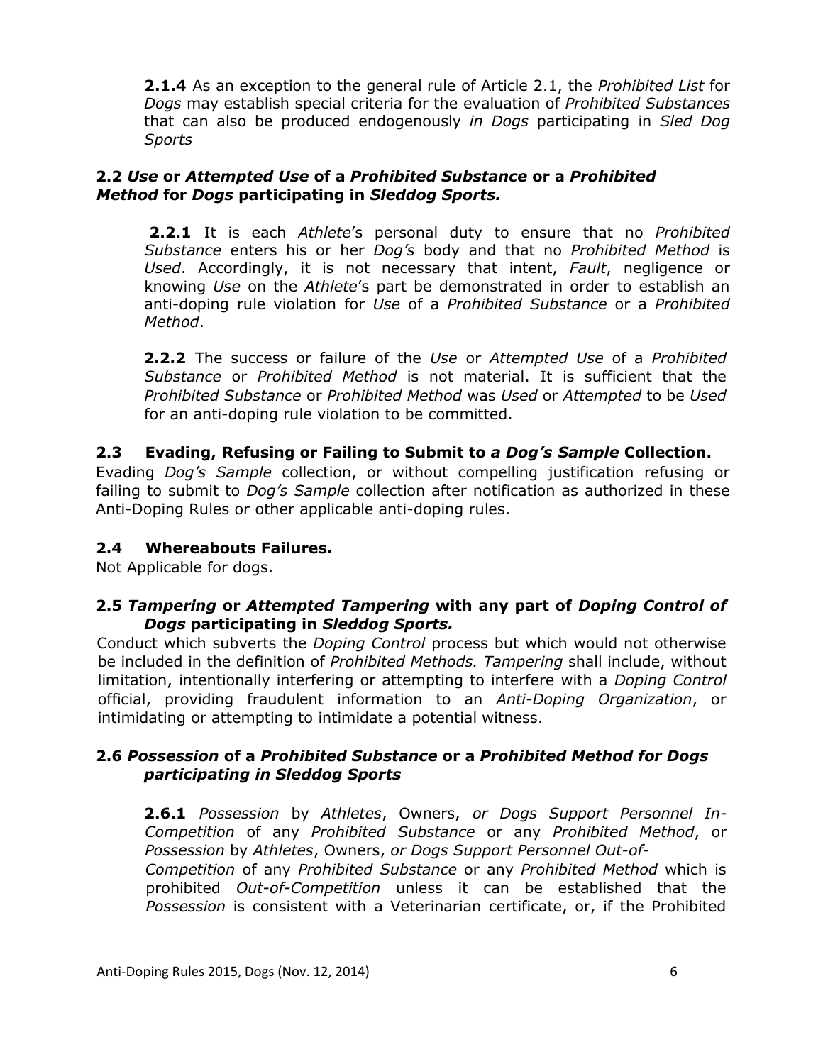**2.1.4** As an exception to the general rule of Article 2.1, the *Prohibited List* for *Dogs* may establish special criteria for the evaluation of *Prohibited Substances* that can also be produced endogenously *in Dogs* participating in *Sled Dog Sports*

### 2.2 *Use* or *Attempted Use* of a *Prohibited Substance* or a *Prohibited Method* for *Dogs* participating in *Sleddog Sports.*

**2.2.1** It is each *Athlete*'s personal duty to ensure that no *Prohibited Substance* enters his or her *Dog's* body and that no *Prohibited Method* is *Used*. Accordingly, it is not necessary that intent, *Fault*, negligence or knowing *Use* on the *Athlete*'s part be demonstrated in order to establish an anti-doping rule violation for *Use* of a *Prohibited Substance* or a *Prohibited Method*.

**2.2.2** The success or failure of the *Use* or *Attempted Use* of a *Prohibited Substance* or *Prohibited Method* is not material. It is sufficient that the *Prohibited Substance* or *Prohibited Method* was *Used* or *Attempted* to be *Used* for an anti-doping rule violation to be committed.

### 2.3 Evading, Refusing or Failing to Submit to *a Dog's Sample* Collection.

Evading *Dog's Sample* collection, or without compelling justification refusing or failing to submit to *Dog's Sample* collection after notification as authorized in these Anti-Doping Rules or other applicable anti-doping rules.

### 2.4 Whereabouts Failures.

Not Applicable for dogs.

### 2.5 *Tampering* or *Attempted Tampering* with any part of *Doping Control of Dogs* participating in *Sleddog Sports.*

Conduct which subverts the *Doping Control* process but which would not otherwise be included in the definition of *Prohibited Methods. Tampering* shall include, without limitation, intentionally interfering or attempting to interfere with a *Doping Control* official, providing fraudulent information to an *Anti-Doping Organization*, or intimidating or attempting to intimidate a potential witness.

### 2.6 *Possession* of a *Prohibited Substance* or a *Prohibited Method for Dogs participating in Sleddog Sports*

**2.6.1** *Possession* by *Athletes*, Owners, *or Dogs Support Personnel In-Competition* of any *Prohibited Substance* or any *Prohibited Method*, or *Possession* by *Athletes*, Owners, *or Dogs Support Personnel Out-of-Competition* of any *Prohibited Substance* or any *Prohibited Method* which is prohibited *Out-of-Competition* unless it can be established that the *Possession* is consistent with a Veterinarian certificate, or, if the Prohibited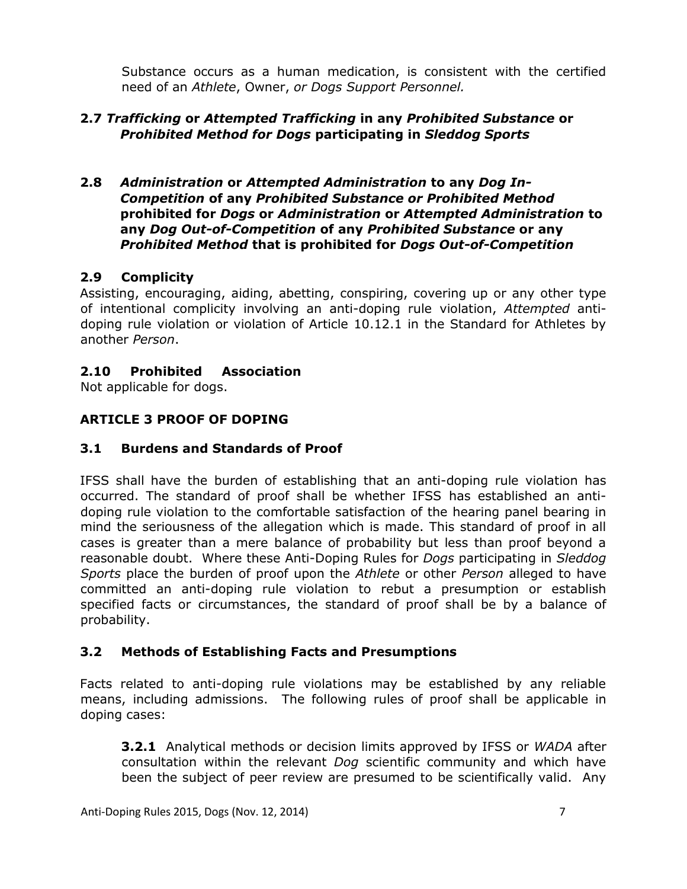Substance occurs as a human medication, is consistent with the certified need of an *Athlete*, Owner, *or Dogs Support Personnel.*

### 2.7 *Trafficking* or *Attempted Trafficking* in any *Prohibited Substance* or *Prohibited Method for Dogs* participating in *Sleddog Sports*

### 2.8 *Administration* or *Attempted Administration* to any *Dog In-Competition* of any *Prohibited Substance or Prohibited Method* prohibited for *Dogs* or *Administration* or *Attempted Administration* to any *Dog Out-of-Competition* of any *Prohibited Substance* or any *Prohibited Method* that is prohibited for *Dogs Out-of-Competition*

### 2.9 Complicity

Assisting, encouraging, aiding, abetting, conspiring, covering up or any other type of intentional complicity involving an anti-doping rule violation, *Attempted* anti-doping rule violation or violation of Article 10.12.1 in the Standard for Athletes by another *Person*.

### 2.10 Prohibited Association

Not applicable for dogs.

## ARTICLE 3 PROOF OF DOPING

### 3.1 Burdens and Standards of Proof

IFSS shall have the burden of establishing that an anti-doping rule violation has occurred. The standard of proof shall be whether IFSS has established an anti-doping rule violation to the comfortable satisfaction of the hearing panel bearing in mind the seriousness of the allegation which is made. This standard of proof in all cases is greater than a mere balance of probability but less than proof beyond a reasonable doubt. Where these Anti-Doping Rules for *Dogs* participating in *Sleddog Sports* place the burden of proof upon the *Athlete* or other *Person* alleged to have committed an anti-doping rule violation to rebut a presumption or establish specified facts or circumstances, the standard of proof shall be by a balance of probability.

### 3.2 Methods of Establishing Facts and Presumptions

Facts related to anti-doping rule violations may be established by any reliable means, including admissions. The following rules of proof shall be applicable in doping cases:

**3.2.1** Analytical methods or decision limits approved by IFSS or *WADA* after consultation within the relevant *Dog* scientific community and which have been the subject of peer review are presumed to be scientifically valid. Any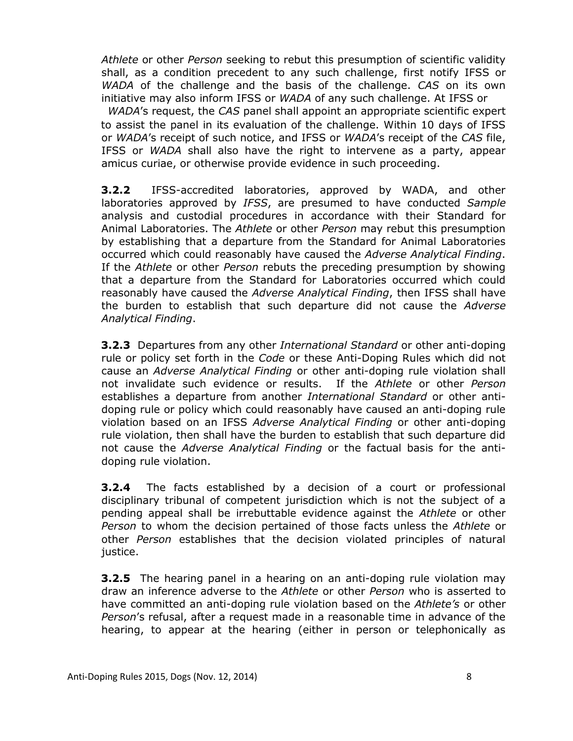*Athlete* or other *Person* seeking to rebut this presumption of scientific validity shall, as a condition precedent to any such challenge, first notify IFSS or *WADA* of the challenge and the basis of the challenge. *CAS* on its own initiative may also inform IFSS or *WADA* of any such challenge. At IFSS or *WADA*'s request, the *CAS* panel shall appoint an appropriate scientific expert to assist the panel in its evaluation of the challenge. Within 10 days of IFSS or *WADA*'s receipt of such notice, and IFSS or *WADA*'s receipt of the *CAS* file, IFSS or *WADA* shall also have the right to intervene as a party, appear amicus curiae, or otherwise provide evidence in such proceeding.

**3.2.2** IFSS-accredited laboratories, approved by WADA, and other laboratories approved by *IFSS*, are presumed to have conducted *Sample* analysis and custodial procedures in accordance with their Standard for Animal Laboratories. The *Athlete* or other *Person* may rebut this presumption by establishing that a departure from the Standard for Animal Laboratories occurred which could reasonably have caused the *Adverse Analytical Finding*. If the *Athlete* or other *Person* rebuts the preceding presumption by showing that a departure from the Standard for Laboratories occurred which could reasonably have caused the *Adverse Analytical Finding*, then IFSS shall have the burden to establish that such departure did not cause the *Adverse Analytical Finding*.

**3.2.3** Departures from any other *International Standard* or other anti-doping rule or policy set forth in the *Code* or these Anti-Doping Rules which did not cause an *Adverse Analytical Finding* or other anti-doping rule violation shall not invalidate such evidence or results. If the *Athlete* or other *Person* establishes a departure from another *International Standard* or other anti-doping rule or policy which could reasonably have caused an anti-doping rule violation based on an IFSS *Adverse Analytical Finding* or other anti-doping rule violation, then shall have the burden to establish that such departure did not cause the *Adverse Analytical Finding* or the factual basis for the anti-doping rule violation.

**3.2.4** The facts established by a decision of a court or professional disciplinary tribunal of competent jurisdiction which is not the subject of a pending appeal shall be irrebuttable evidence against the *Athlete* or other *Person* to whom the decision pertained of those facts unless the *Athlete* or other *Person* establishes that the decision violated principles of natural justice.

**3.2.5** The hearing panel in a hearing on an anti-doping rule violation may draw an inference adverse to the *Athlete* or other *Person* who is asserted to have committed an anti-doping rule violation based on the *Athlete's* or other *Person*'s refusal, after a request made in a reasonable time in advance of the hearing, to appear at the hearing (either in person or telephonically as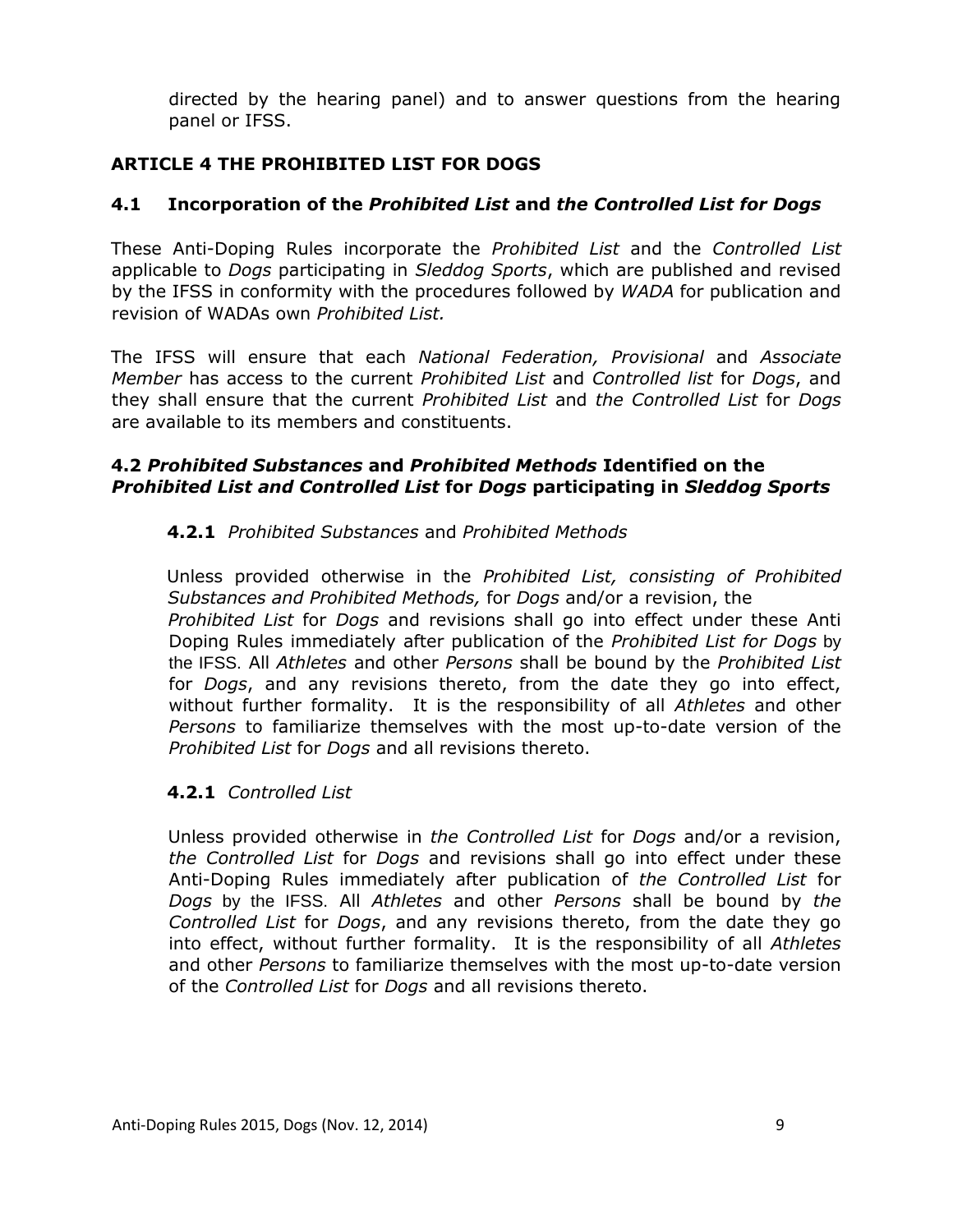directed by the hearing panel) and to answer questions from the hearing panel or IFSS.

## ARTICLE 4 THE PROHIBITED LIST FOR DOGS

### 4.1 Incorporation of the *Prohibited List* and *the Controlled List for Dogs*

These Anti-Doping Rules incorporate the *Prohibited List* and the *Controlled List* applicable to *Dogs* participating in *Sleddog Sports*, which are published and revised by the IFSS in conformity with the procedures followed by *WADA* for publication and revision of WADAs own *Prohibited List.*

The IFSS will ensure that each *National Federation, Provisional* and *Associate Member* has access to the current *Prohibited List* and *Controlled list* for *Dogs*, and they shall ensure that the current *Prohibited List* and *the Controlled List* for *Dogs* are available to its members and constituents.

### 4.2 *Prohibited Substances* and *Prohibited Methods* Identified on the *Prohibited List and Controlled List* for *Dogs* participating in *Sleddog Sports*

**4.2.1** *Prohibited Substances* and *Prohibited Methods*

Unless provided otherwise in the *Prohibited List, consisting of Prohibited Substances and Prohibited Methods,* for *Dogs* and/or a revision, the *Prohibited List* for *Dogs* and revisions shall go into effect under these Anti Doping Rules immediately after publication of the *Prohibited List for Dogs* by the IFSS. All *Athletes* and other *Persons* shall be bound by the *Prohibited List* for *Dogs*, and any revisions thereto, from the date they go into effect, without further formality. It is the responsibility of all *Athletes* and other *Persons* to familiarize themselves with the most up-to-date version of the *Prohibited List* for *Dogs* and all revisions thereto.

**4.2.1** *Controlled List*

Unless provided otherwise in *the Controlled List* for *Dogs* and/or a revision, *the Controlled List* for *Dogs* and revisions shall go into effect under these Anti-Doping Rules immediately after publication of *the Controlled List* for *Dogs* by the IFSS. All *Athletes* and other *Persons* shall be bound by *the Controlled List* for *Dogs*, and any revisions thereto, from the date they go into effect, without further formality. It is the responsibility of all *Athletes* and other *Persons* to familiarize themselves with the most up-to-date version of the *Controlled List* for *Dogs* and all revisions thereto.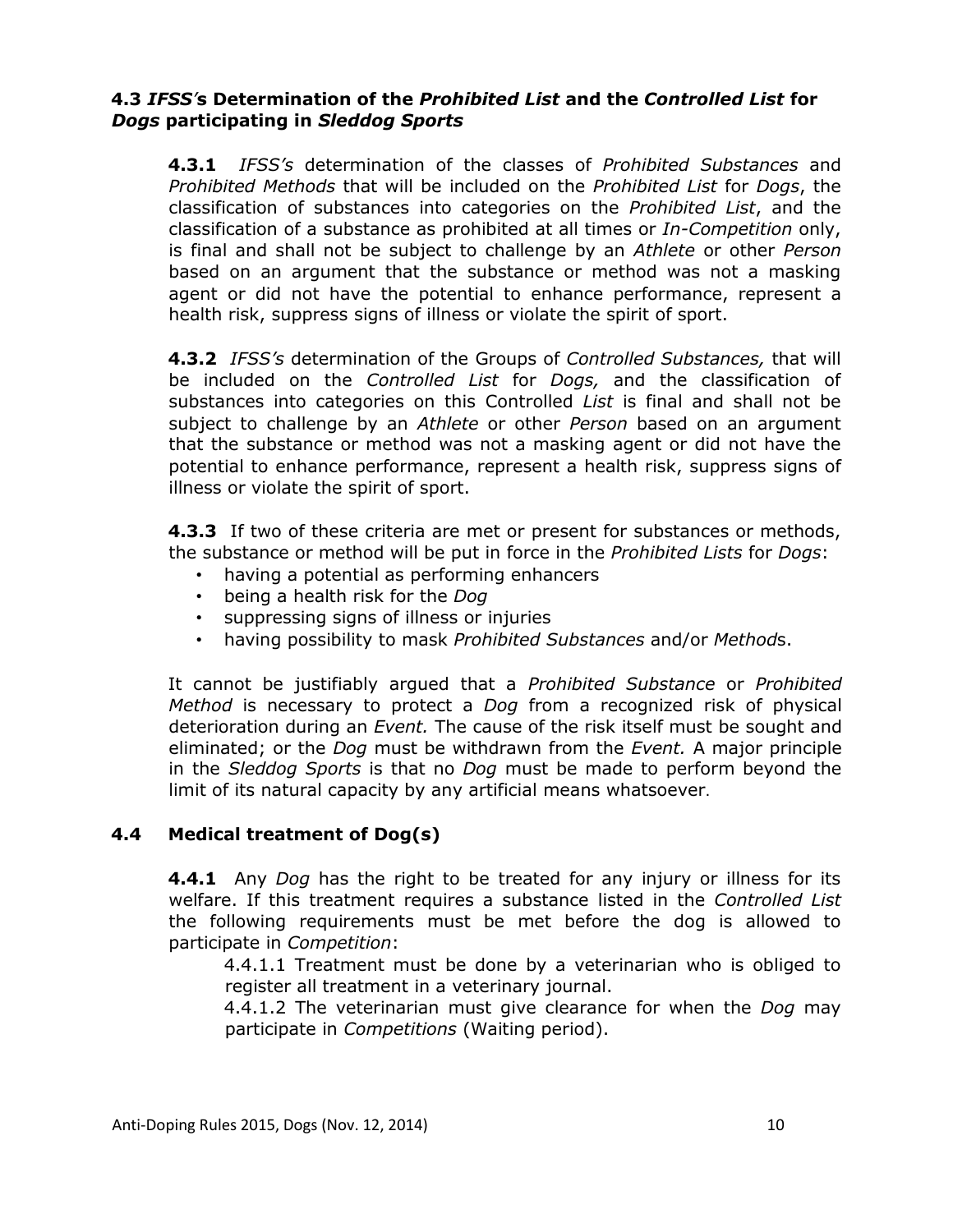### 4.3 *IFSS's* Determination of the *Prohibited List* and the *Controlled List* for *Dogs* participating in *Sleddog Sports*

**4.3.1** *IFSS's* determination of the classes of *Prohibited Substances* and *Prohibited Methods* that will be included on the *Prohibited List* for *Dogs*, the classification of substances into categories on the *Prohibited List*, and the classification of a substance as prohibited at all times or *In-Competition* only, is final and shall not be subject to challenge by an *Athlete* or other *Person* based on an argument that the substance or method was not a masking agent or did not have the potential to enhance performance, represent a health risk, suppress signs of illness or violate the spirit of sport.

**4.3.2** *IFSS's* determination of the Groups of *Controlled Substances,* that will be included on the *Controlled List* for *Dogs,* and the classification of substances into categories on this Controlled *List* is final and shall not be subject to challenge by an *Athlete* or other *Person* based on an argument that the substance or method was not a masking agent or did not have the potential to enhance performance, represent a health risk, suppress signs of illness or violate the spirit of sport.

**4.3.3** If two of these criteria are met or present for substances or methods, the substance or method will be put in force in the *Prohibited Lists* for *Dogs*:

- having a potential as performing enhancers
- being a health risk for the *Dog*
- suppressing signs of illness or injuries
- having possibility to mask *Prohibited Substances* and/or *Method*s.

It cannot be justifiably argued that a *Prohibited Substance* or *Prohibited Method* is necessary to protect a *Dog* from a recognized risk of physical deterioration during an *Event.* The cause of the risk itself must be sought and eliminated; or the *Dog* must be withdrawn from the *Event.* A major principle in the *Sleddog Sports* is that no *Dog* must be made to perform beyond the limit of its natural capacity by any artificial means whatsoever.

### 4.4 Medical treatment of Dog(s)

**4.4.1** Any *Dog* has the right to be treated for any injury or illness for its welfare. If this treatment requires a substance listed in the *Controlled List* the following requirements must be met before the dog is allowed to participate in *Competition*:

4.4.1.1 Treatment must be done by a veterinarian who is obliged to register all treatment in a veterinary journal.

4.4.1.2 The veterinarian must give clearance for when the *Dog* may participate in *Competitions* (Waiting period).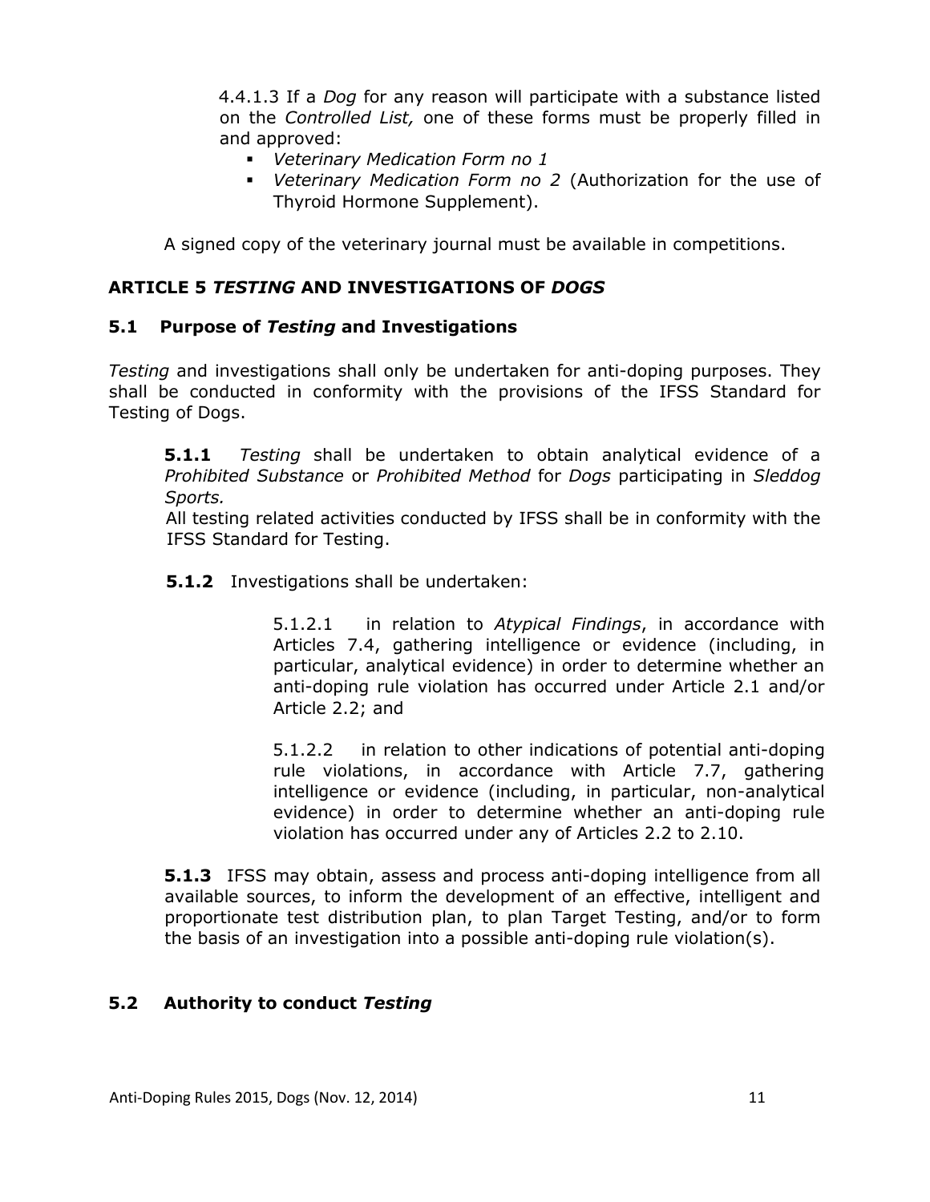4.4.1.3 If a *Dog* for any reason will participate with a substance listed on the *Controlled List,* one of these forms must be properly filled in and approved:

- *Veterinary Medication Form no 1*
- *Veterinary Medication Form no 2* (Authorization for the use of Thyroid Hormone Supplement).

A signed copy of the veterinary journal must be available in competitions.

## ARTICLE 5 *TESTING* AND INVESTIGATIONS OF *DOGS*

### 5.1 Purpose of *Testing* and Investigations

*Testing* and investigations shall only be undertaken for anti-doping purposes. They shall be conducted in conformity with the provisions of the IFSS Standard for Testing of Dogs.

**5.1.1** *Testing* shall be undertaken to obtain analytical evidence of a *Prohibited Substance* or *Prohibited Method* for *Dogs* participating in *Sleddog Sports.*
All testing related activities conducted by IFSS shall be in conformity with the IFSS Standard for Testing.

**5.1.2** Investigations shall be undertaken:

5.1.2.1 in relation to *Atypical Findings*, in accordance with Articles 7.4, gathering intelligence or evidence (including, in particular, analytical evidence) in order to determine whether an anti-doping rule violation has occurred under Article 2.1 and/or Article 2.2; and

5.1.2.2 in relation to other indications of potential anti-doping rule violations, in accordance with Article 7.7, gathering intelligence or evidence (including, in particular, non-analytical evidence) in order to determine whether an anti-doping rule violation has occurred under any of Articles 2.2 to 2.10.

**5.1.3** IFSS may obtain, assess and process anti-doping intelligence from all available sources, to inform the development of an effective, intelligent and proportionate test distribution plan, to plan Target Testing, and/or to form the basis of an investigation into a possible anti-doping rule violation(s).

### 5.2 Authority to conduct *Testing*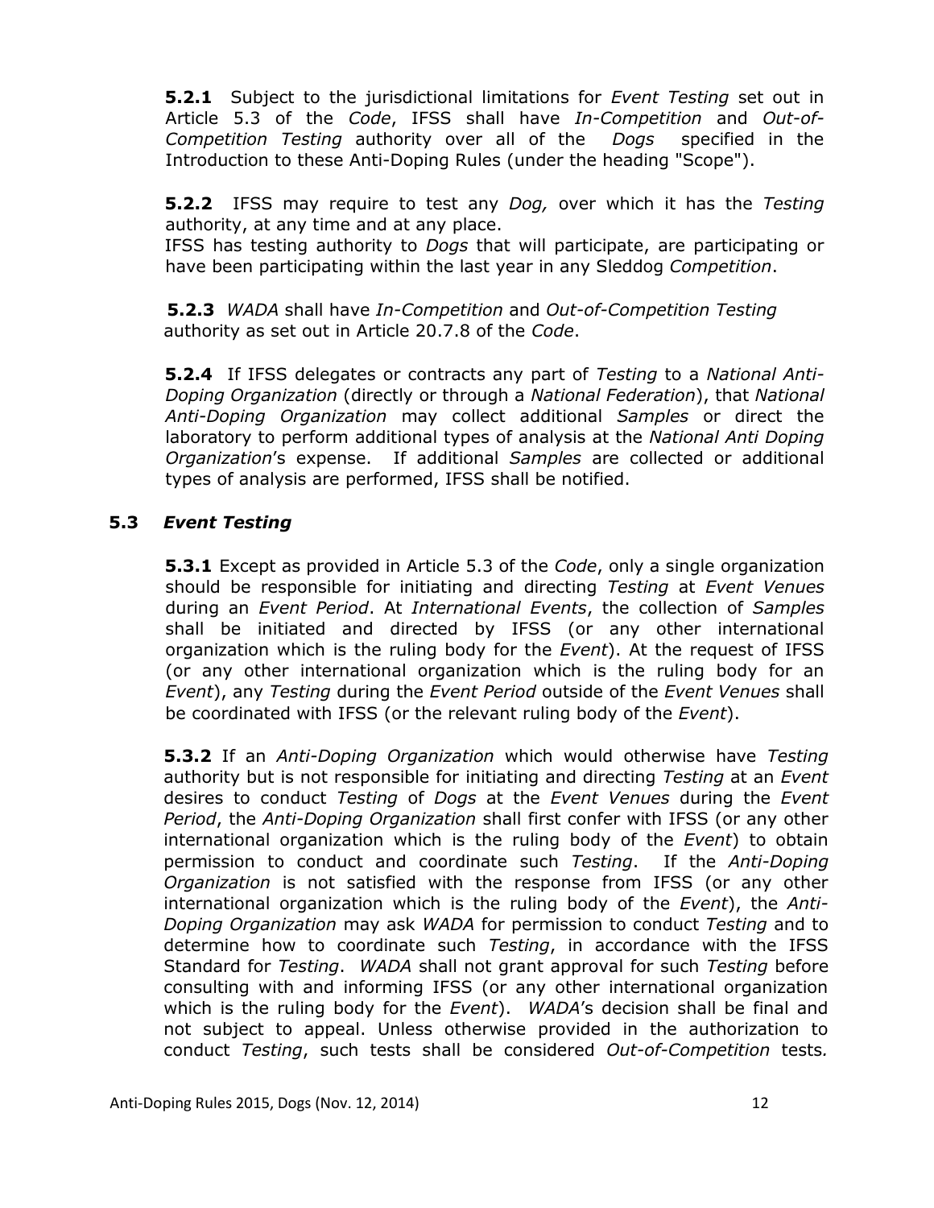**5.2.1** Subject to the jurisdictional limitations for *Event Testing* set out in Article 5.3 of the *Code*, IFSS shall have *In-Competition* and *Out-of-Competition Testing* authority over all of the *Dogs* specified in the Introduction to these Anti-Doping Rules (under the heading "Scope").

**5.2.2** IFSS may require to test any *Dog,* over which it has the *Testing* authority, at any time and at any place.
IFSS has testing authority to *Dogs* that will participate, are participating or have been participating within the last year in any Sleddog *Competition*.

**5.2.3** *WADA* shall have *In-Competition* and *Out-of-Competition Testing* authority as set out in Article 20.7.8 of the *Code*.

**5.2.4** If IFSS delegates or contracts any part of *Testing* to a *National Anti-Doping Organization* (directly or through a *National Federation*), that *National Anti-Doping Organization* may collect additional *Samples* or direct the laboratory to perform additional types of analysis at the *National Anti Doping Organization*'s expense. If additional *Samples* are collected or additional types of analysis are performed, IFSS shall be notified.

### 5.3 *Event Testing*

**5.3.1** Except as provided in Article 5.3 of the *Code*, only a single organization should be responsible for initiating and directing *Testing* at *Event Venues* during an *Event Period*. At *International Events*, the collection of *Samples* shall be initiated and directed by IFSS (or any other international organization which is the ruling body for the *Event*). At the request of IFSS (or any other international organization which is the ruling body for an *Event*), any *Testing* during the *Event Period* outside of the *Event Venues* shall be coordinated with IFSS (or the relevant ruling body of the *Event*).

**5.3.2** If an *Anti-Doping Organization* which would otherwise have *Testing* authority but is not responsible for initiating and directing *Testing* at an *Event* desires to conduct *Testing* of *Dogs* at the *Event Venues* during the *Event Period*, the *Anti-Doping Organization* shall first confer with IFSS (or any other international organization which is the ruling body of the *Event*) to obtain permission to conduct and coordinate such *Testing*. If the *Anti-Doping Organization* is not satisfied with the response from IFSS (or any other international organization which is the ruling body of the *Event*), the *Anti-Doping Organization* may ask *WADA* for permission to conduct *Testing* and to determine how to coordinate such *Testing*, in accordance with the IFSS Standard for *Testing*. *WADA* shall not grant approval for such *Testing* before consulting with and informing IFSS (or any other international organization which is the ruling body for the *Event*). *WADA*'s decision shall be final and not subject to appeal. Unless otherwise provided in the authorization to conduct *Testing*, such tests shall be considered *Out-of-Competition* tests.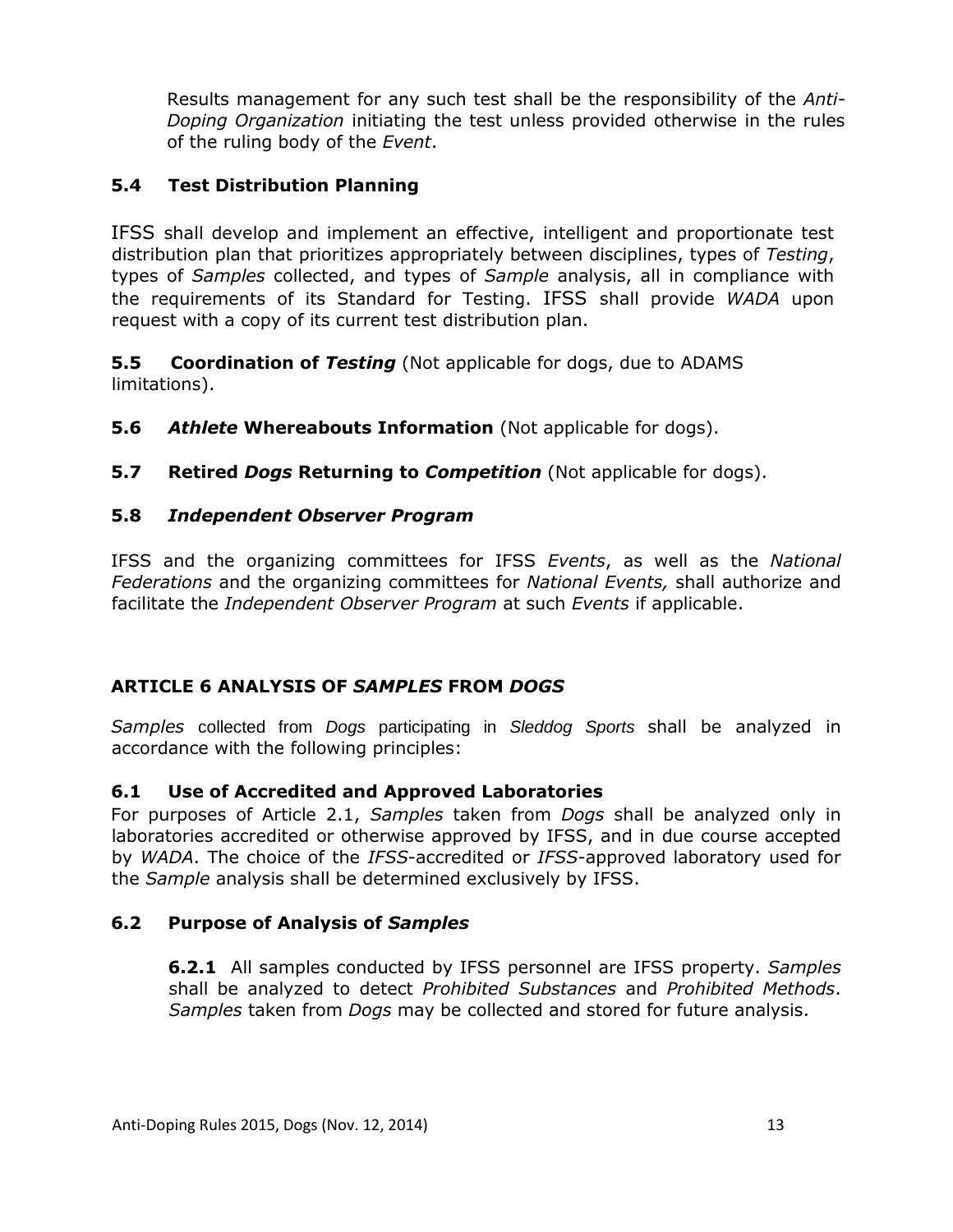Results management for any such test shall be the responsibility of the *Anti-Doping Organization* initiating the test unless provided otherwise in the rules of the ruling body of the *Event*.

### 5.4 Test Distribution Planning

IFSS shall develop and implement an effective, intelligent and proportionate test distribution plan that prioritizes appropriately between disciplines, types of *Testing*, types of *Samples* collected, and types of *Sample* analysis, all in compliance with the requirements of its Standard for Testing. IFSS shall provide *WADA* upon request with a copy of its current test distribution plan.

**5.5 Coordination of *Testing*** (Not applicable for dogs, due to ADAMS limitations).

**5.6 *Athlete* Whereabouts Information** (Not applicable for dogs).

**5.7 Retired *Dogs* Returning to *Competition*** (Not applicable for dogs).

### 5.8 *Independent Observer Program*

IFSS and the organizing committees for IFSS *Events*, as well as the *National Federations* and the organizing committees for *National Events,* shall authorize and facilitate the *Independent Observer Program* at such *Events* if applicable.

## ARTICLE 6 ANALYSIS OF *SAMPLES* FROM *DOGS*

*Samples* collected from *Dogs* participating in *Sleddog Sports* shall be analyzed in accordance with the following principles:

### 6.1 Use of Accredited and Approved Laboratories

For purposes of Article 2.1, *Samples* taken from *Dogs* shall be analyzed only in laboratories accredited or otherwise approved by IFSS, and in due course accepted by *WADA*. The choice of the *IFSS*-accredited or *IFSS*-approved laboratory used for the *Sample* analysis shall be determined exclusively by IFSS.

### 6.2 Purpose of Analysis of *Samples*

**6.2.1** All samples conducted by IFSS personnel are IFSS property. *Samples* shall be analyzed to detect *Prohibited Substances* and *Prohibited Methods*. *Samples* taken from *Dogs* may be collected and stored for future analysis.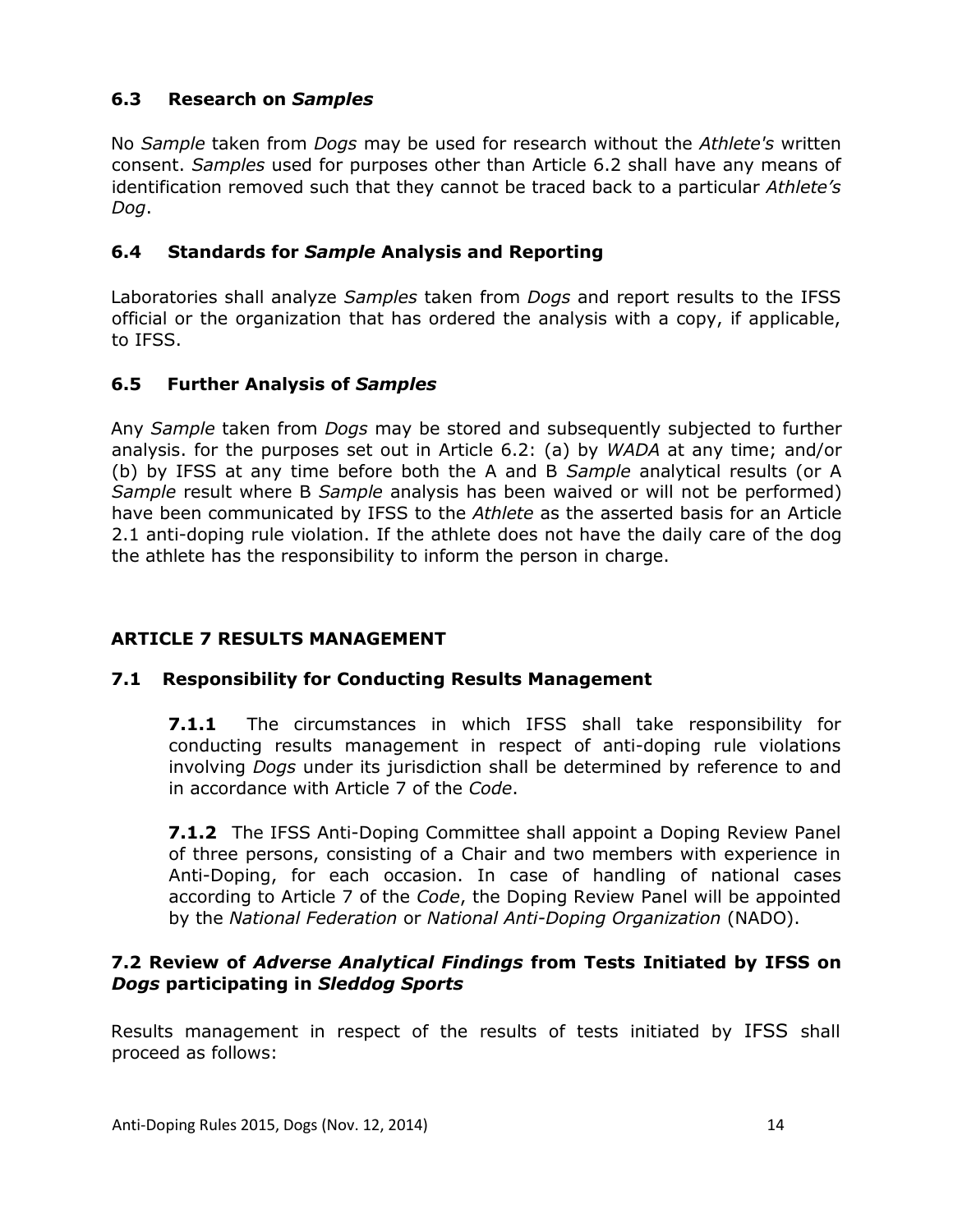### 6.3 Research on *Samples*

No *Sample* taken from *Dogs* may be used for research without the *Athlete's* written consent. *Samples* used for purposes other than Article 6.2 shall have any means of identification removed such that they cannot be traced back to a particular *Athlete's Dog*.

### 6.4 Standards for *Sample* Analysis and Reporting

Laboratories shall analyze *Samples* taken from *Dogs* and report results to the IFSS official or the organization that has ordered the analysis with a copy, if applicable, to IFSS.

### 6.5 Further Analysis of *Samples*

Any *Sample* taken from *Dogs* may be stored and subsequently subjected to further analysis. for the purposes set out in Article 6.2: (a) by *WADA* at any time; and/or (b) by IFSS at any time before both the A and B *Sample* analytical results (or A *Sample* result where B *Sample* analysis has been waived or will not be performed) have been communicated by IFSS to the *Athlete* as the asserted basis for an Article 2.1 anti-doping rule violation. If the athlete does not have the daily care of the dog the athlete has the responsibility to inform the person in charge.

## ARTICLE 7 RESULTS MANAGEMENT

### 7.1 Responsibility for Conducting Results Management

**7.1.1** The circumstances in which IFSS shall take responsibility for conducting results management in respect of anti-doping rule violations involving *Dogs* under its jurisdiction shall be determined by reference to and in accordance with Article 7 of the *Code*.

**7.1.2** The IFSS Anti-Doping Committee shall appoint a Doping Review Panel of three persons, consisting of a Chair and two members with experience in Anti-Doping, for each occasion. In case of handling of national cases according to Article 7 of the *Code*, the Doping Review Panel will be appointed by the *National Federation* or *National Anti-Doping Organization* (NADO).

### 7.2 Review of *Adverse Analytical Findings* from Tests Initiated by IFSS on *Dogs* participating in *Sleddog Sports*

Results management in respect of the results of tests initiated by IFSS shall proceed as follows: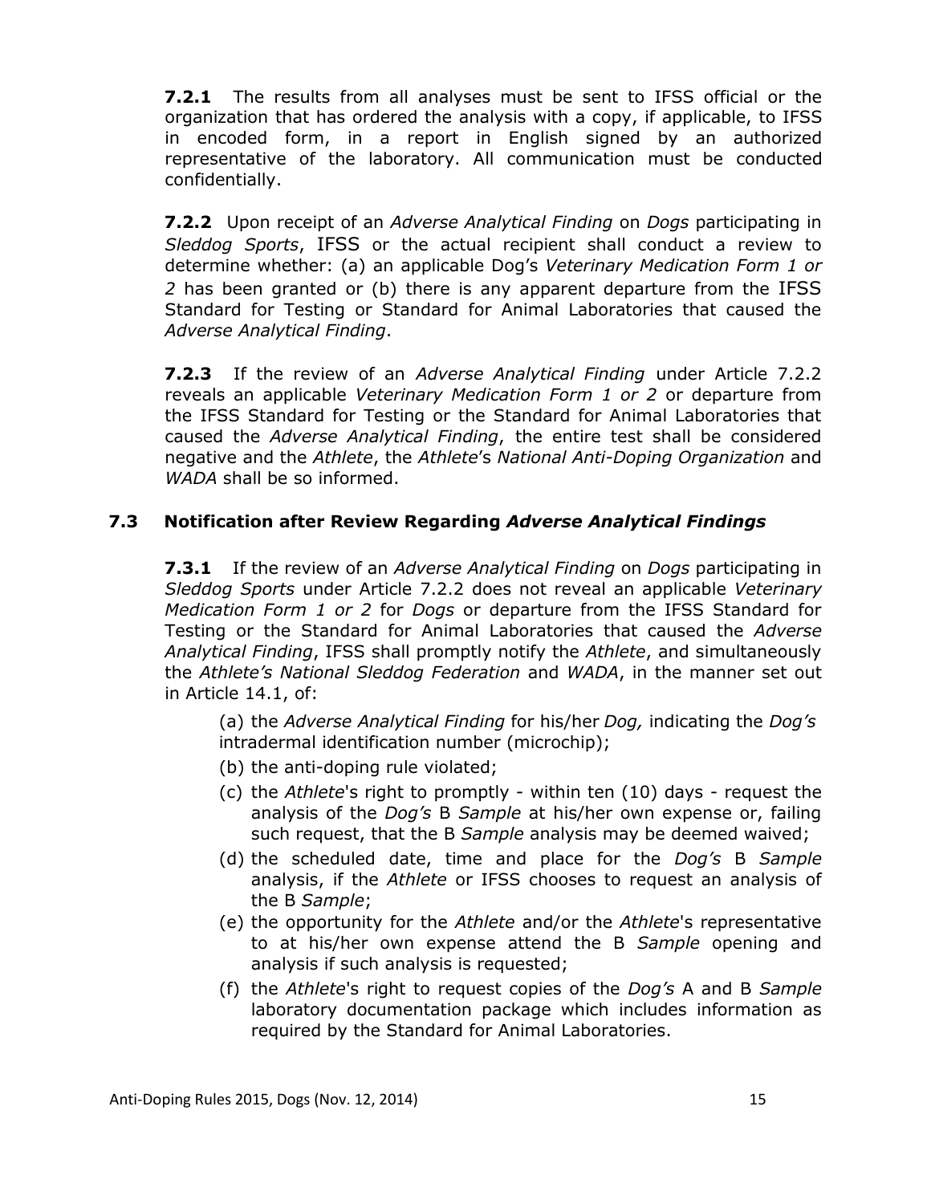**7.2.1** The results from all analyses must be sent to IFSS official or the organization that has ordered the analysis with a copy, if applicable, to IFSS in encoded form, in a report in English signed by an authorized representative of the laboratory. All communication must be conducted confidentially.

**7.2.2** Upon receipt of an *Adverse Analytical Finding* on *Dogs* participating in *Sleddog Sports*, IFSS or the actual recipient shall conduct a review to determine whether: (a) an applicable Dog's *Veterinary Medication Form 1 or 2* has been granted or (b) there is any apparent departure from the IFSS Standard for Testing or Standard for Animal Laboratories that caused the *Adverse Analytical Finding*.

**7.2.3** If the review of an *Adverse Analytical Finding* under Article 7.2.2 reveals an applicable *Veterinary Medication Form 1 or 2* or departure from the IFSS Standard for Testing or the Standard for Animal Laboratories that caused the *Adverse Analytical Finding*, the entire test shall be considered negative and the *Athlete*, the *Athlete*'s *National Anti-Doping Organization* and *WADA* shall be so informed.

### 7.3 Notification after Review Regarding *Adverse Analytical Findings*

**7.3.1** If the review of an *Adverse Analytical Finding* on *Dogs* participating in *Sleddog Sports* under Article 7.2.2 does not reveal an applicable *Veterinary Medication Form 1 or 2* for *Dogs* or departure from the IFSS Standard for Testing or the Standard for Animal Laboratories that caused the *Adverse Analytical Finding*, IFSS shall promptly notify the *Athlete*, and simultaneously the *Athlete's National Sleddog Federation* and *WADA*, in the manner set out in Article 14.1, of:

(a) the *Adverse Analytical Finding* for his/her *Dog,* indicating the *Dog's* intradermal identification number (microchip);
(b) the anti-doping rule violated;
(c) the *Athlete*'s right to promptly - within ten (10) days - request the analysis of the *Dog's* B *Sample* at his/her own expense or, failing such request, that the B *Sample* analysis may be deemed waived;
(d) the scheduled date, time and place for the *Dog's* B *Sample* analysis, if the *Athlete* or IFSS chooses to request an analysis of the B *Sample*;
(e) the opportunity for the *Athlete* and/or the *Athlete*'s representative to at his/her own expense attend the B *Sample* opening and analysis if such analysis is requested;
(f) the *Athlete*'s right to request copies of the *Dog's* A and B *Sample* laboratory documentation package which includes information as required by the Standard for Animal Laboratories.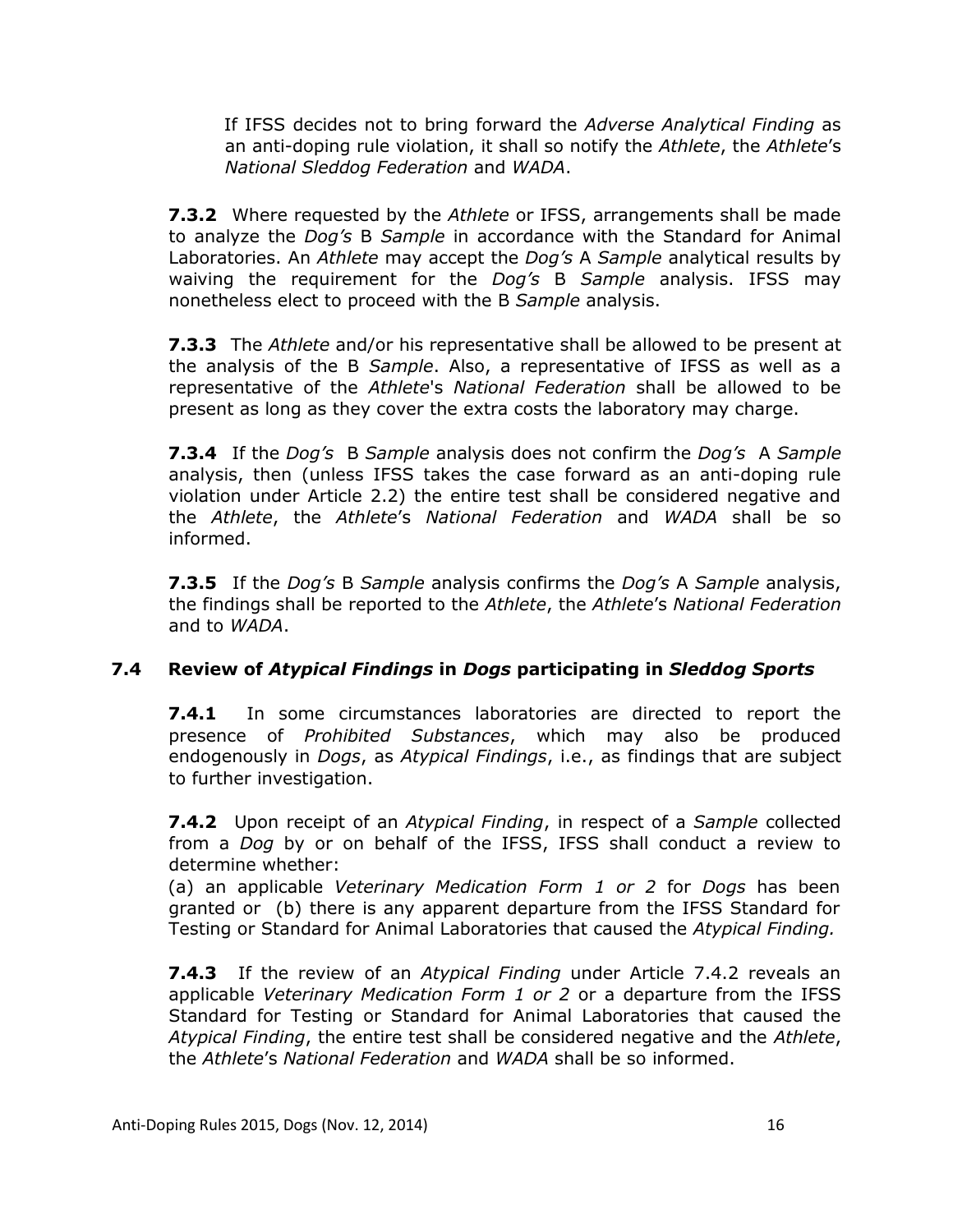If IFSS decides not to bring forward the *Adverse Analytical Finding* as an anti-doping rule violation, it shall so notify the *Athlete*, the *Athlete*'s *National Sleddog Federation* and *WADA*.

**7.3.2** Where requested by the *Athlete* or IFSS, arrangements shall be made to analyze the *Dog's* B *Sample* in accordance with the Standard for Animal Laboratories. An *Athlete* may accept the *Dog's* A *Sample* analytical results by waiving the requirement for the *Dog's* B *Sample* analysis. IFSS may nonetheless elect to proceed with the B *Sample* analysis.

**7.3.3** The *Athlete* and/or his representative shall be allowed to be present at the analysis of the B *Sample*. Also, a representative of IFSS as well as a representative of the *Athlete*'s *National Federation* shall be allowed to be present as long as they cover the extra costs the laboratory may charge.

**7.3.4** If the *Dog's* B *Sample* analysis does not confirm the *Dog's* A *Sample* analysis, then (unless IFSS takes the case forward as an anti-doping rule violation under Article 2.2) the entire test shall be considered negative and the *Athlete*, the *Athlete*'s *National Federation* and *WADA* shall be so informed.

**7.3.5** If the *Dog's* B *Sample* analysis confirms the *Dog's* A *Sample* analysis, the findings shall be reported to the *Athlete*, the *Athlete*'s *National Federation* and to *WADA*.

## 7.4 Review of *Atypical Findings* in *Dogs* participating in *Sleddog Sports*

**7.4.1** In some circumstances laboratories are directed to report the presence of *Prohibited Substances*, which may also be produced endogenously in *Dogs*, as *Atypical Findings*, i.e., as findings that are subject to further investigation.

**7.4.2** Upon receipt of an *Atypical Finding*, in respect of a *Sample* collected from a *Dog* by or on behalf of the IFSS, IFSS shall conduct a review to determine whether:
(a) an applicable *Veterinary Medication Form 1 or 2* for *Dogs* has been granted or (b) there is any apparent departure from the IFSS Standard for Testing or Standard for Animal Laboratories that caused the *Atypical Finding.*

**7.4.3** If the review of an *Atypical Finding* under Article 7.4.2 reveals an applicable *Veterinary Medication Form 1 or 2* or a departure from the IFSS Standard for Testing or Standard for Animal Laboratories that caused the *Atypical Finding*, the entire test shall be considered negative and the *Athlete*, the *Athlete*'s *National Federation* and *WADA* shall be so informed.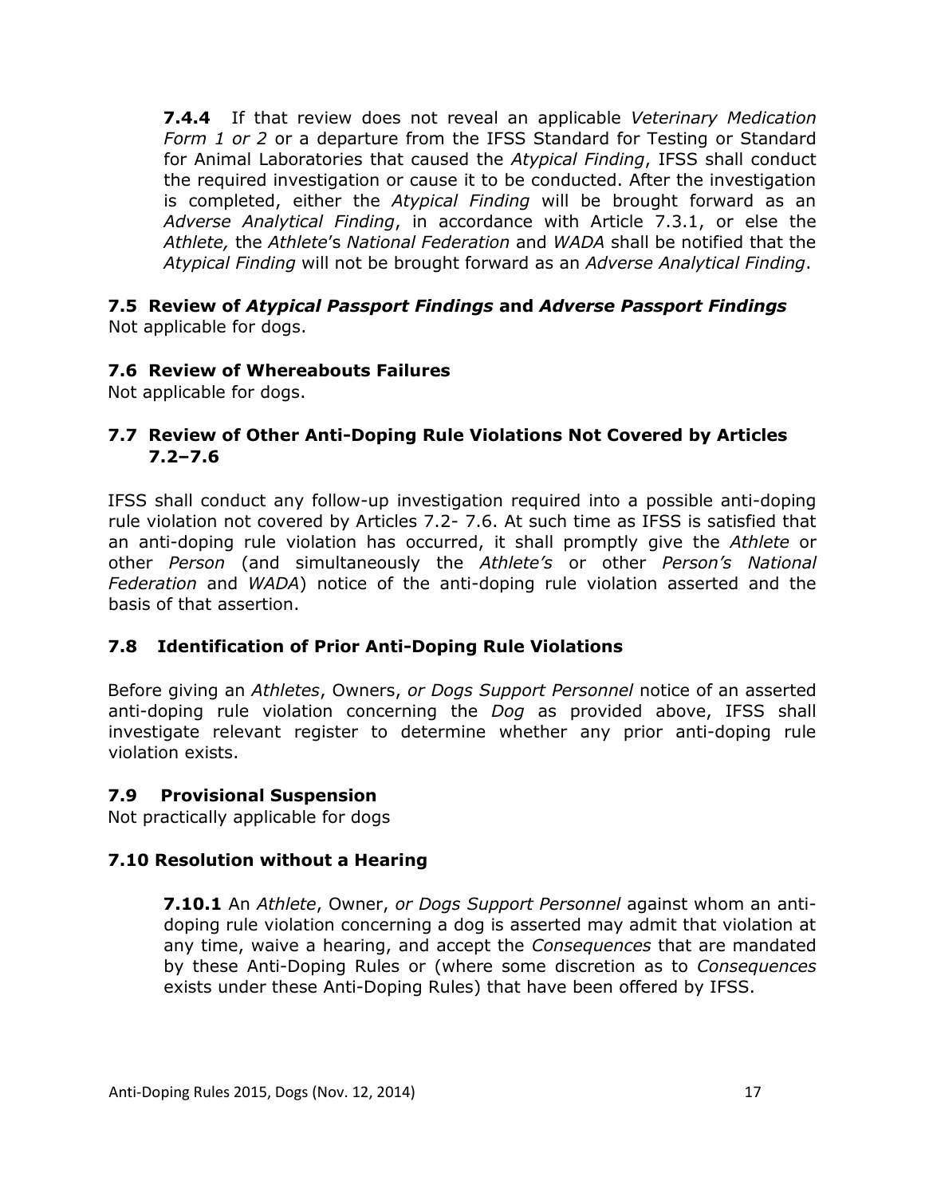**7.4.4** If that review does not reveal an applicable *Veterinary Medication Form 1 or 2* or a departure from the IFSS Standard for Testing or Standard for Animal Laboratories that caused the *Atypical Finding*, IFSS shall conduct the required investigation or cause it to be conducted. After the investigation is completed, either the *Atypical Finding* will be brought forward as an *Adverse Analytical Finding*, in accordance with Article 7.3.1, or else the *Athlete,* the *Athlete*'s *National Federation* and *WADA* shall be notified that the *Atypical Finding* will not be brought forward as an *Adverse Analytical Finding*.

### 7.5 Review of *Atypical Passport Findings* and *Adverse Passport Findings*

Not applicable for dogs.

### 7.6 Review of Whereabouts Failures

Not applicable for dogs.

### 7.7 Review of Other Anti-Doping Rule Violations Not Covered by Articles 7.2–7.6

IFSS shall conduct any follow-up investigation required into a possible anti-doping rule violation not covered by Articles 7.2- 7.6. At such time as IFSS is satisfied that an anti-doping rule violation has occurred, it shall promptly give the *Athlete* or other *Person* (and simultaneously the *Athlete's* or other *Person's National Federation* and *WADA*) notice of the anti-doping rule violation asserted and the basis of that assertion.

### 7.8 Identification of Prior Anti-Doping Rule Violations

Before giving an *Athletes*, Owners, *or Dogs Support Personnel* notice of an asserted anti-doping rule violation concerning the *Dog* as provided above, IFSS shall investigate relevant register to determine whether any prior anti-doping rule violation exists.

### 7.9 Provisional Suspension

Not practically applicable for dogs

### 7.10 Resolution without a Hearing

**7.10.1** An *Athlete*, Owner, *or Dogs Support Personnel* against whom an anti-doping rule violation concerning a dog is asserted may admit that violation at any time, waive a hearing, and accept the *Consequences* that are mandated by these Anti-Doping Rules or (where some discretion as to *Consequences* exists under these Anti-Doping Rules) that have been offered by IFSS.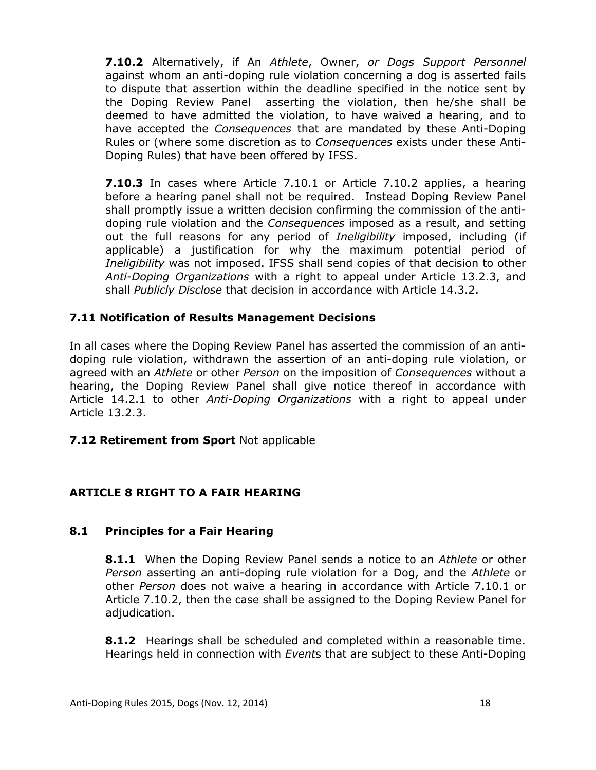**7.10.2** Alternatively, if An *Athlete*, Owner, *or Dogs Support Personnel* against whom an anti-doping rule violation concerning a dog is asserted fails to dispute that assertion within the deadline specified in the notice sent by the Doping Review Panel asserting the violation, then he/she shall be deemed to have admitted the violation, to have waived a hearing, and to have accepted the *Consequences* that are mandated by these Anti-Doping Rules or (where some discretion as to *Consequences* exists under these Anti-Doping Rules) that have been offered by IFSS.

**7.10.3** In cases where Article 7.10.1 or Article 7.10.2 applies, a hearing before a hearing panel shall not be required. Instead Doping Review Panel shall promptly issue a written decision confirming the commission of the anti-doping rule violation and the *Consequences* imposed as a result, and setting out the full reasons for any period of *Ineligibility* imposed, including (if applicable) a justification for why the maximum potential period of *Ineligibility* was not imposed. IFSS shall send copies of that decision to other *Anti-Doping Organizations* with a right to appeal under Article 13.2.3, and shall *Publicly Disclose* that decision in accordance with Article 14.3.2.

### 7.11 Notification of Results Management Decisions

In all cases where the Doping Review Panel has asserted the commission of an anti-doping rule violation, withdrawn the assertion of an anti-doping rule violation, or agreed with an *Athlete* or other *Person* on the imposition of *Consequences* without a hearing, the Doping Review Panel shall give notice thereof in accordance with Article 14.2.1 to other *Anti-Doping Organizations* with a right to appeal under Article 13.2.3.

**7.12 Retirement from Sport** Not applicable

## ARTICLE 8 RIGHT TO A FAIR HEARING

### 8.1 Principles for a Fair Hearing

**8.1.1** When the Doping Review Panel sends a notice to an *Athlete* or other *Person* asserting an anti-doping rule violation for a Dog, and the *Athlete* or other *Person* does not waive a hearing in accordance with Article 7.10.1 or Article 7.10.2, then the case shall be assigned to the Doping Review Panel for adjudication.

**8.1.2** Hearings shall be scheduled and completed within a reasonable time. Hearings held in connection with *Event*s that are subject to these Anti-Doping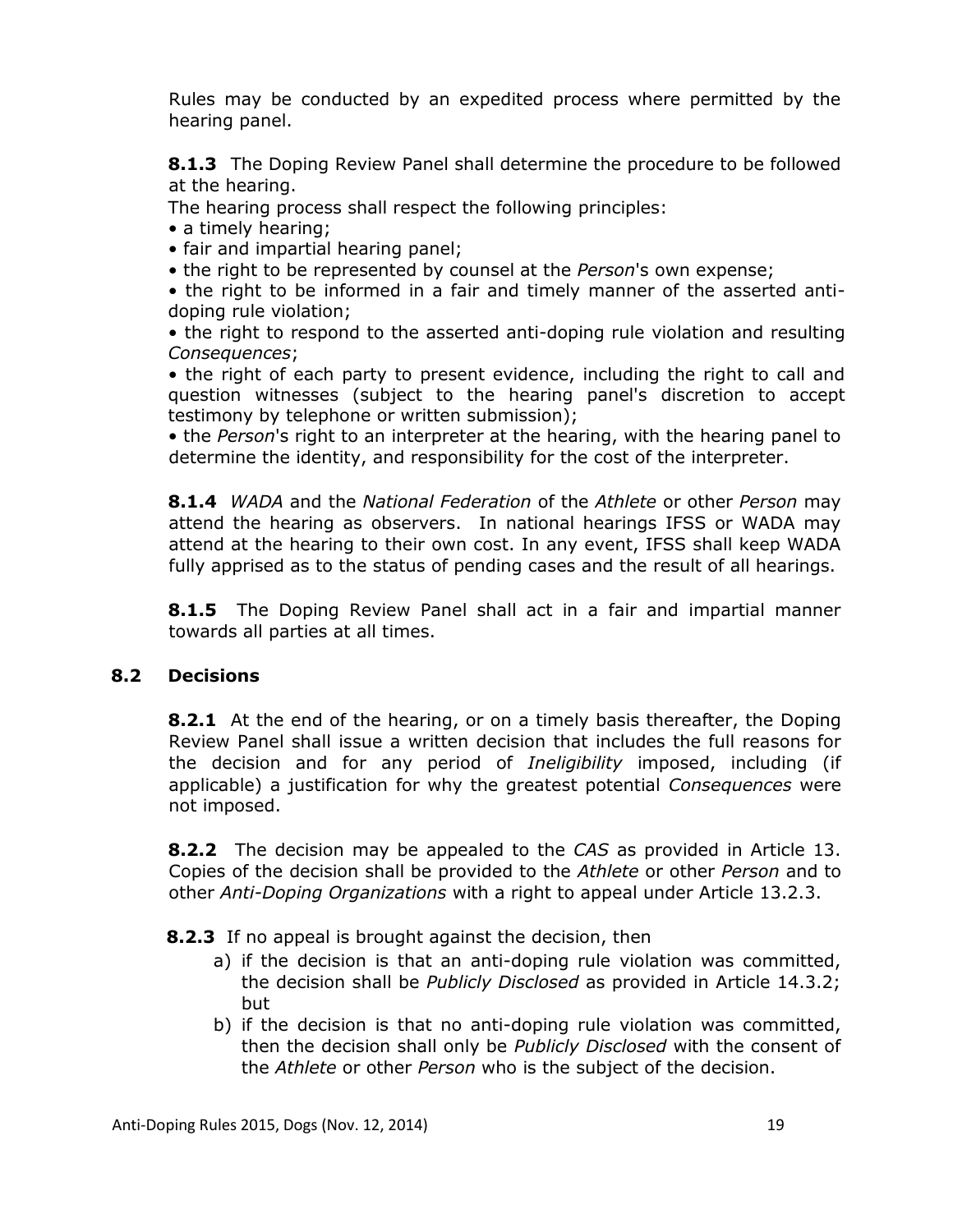Rules may be conducted by an expedited process where permitted by the hearing panel.

**8.1.3** The Doping Review Panel shall determine the procedure to be followed at the hearing.
The hearing process shall respect the following principles:

- a timely hearing;
- fair and impartial hearing panel;
- the right to be represented by counsel at the *Person*'s own expense;
- the right to be informed in a fair and timely manner of the asserted anti-doping rule violation;
- the right to respond to the asserted anti-doping rule violation and resulting *Consequences*;
- the right of each party to present evidence, including the right to call and question witnesses (subject to the hearing panel's discretion to accept testimony by telephone or written submission);
- the *Person*'s right to an interpreter at the hearing, with the hearing panel to determine the identity, and responsibility for the cost of the interpreter.

**8.1.4** *WADA* and the *National Federation* of the *Athlete* or other *Person* may attend the hearing as observers. In national hearings IFSS or WADA may attend at the hearing to their own cost. In any event, IFSS shall keep WADA fully apprised as to the status of pending cases and the result of all hearings.

**8.1.5** The Doping Review Panel shall act in a fair and impartial manner towards all parties at all times.

### 8.2 Decisions

**8.2.1** At the end of the hearing, or on a timely basis thereafter, the Doping Review Panel shall issue a written decision that includes the full reasons for the decision and for any period of *Ineligibility* imposed, including (if applicable) a justification for why the greatest potential *Consequences* were not imposed.

**8.2.2** The decision may be appealed to the *CAS* as provided in Article 13. Copies of the decision shall be provided to the *Athlete* or other *Person* and to other *Anti-Doping Organizations* with a right to appeal under Article 13.2.3.

**8.2.3** If no appeal is brought against the decision, then

a) if the decision is that an anti-doping rule violation was committed, the decision shall be *Publicly Disclosed* as provided in Article 14.3.2; but
b) if the decision is that no anti-doping rule violation was committed, then the decision shall only be *Publicly Disclosed* with the consent of the *Athlete* or other *Person* who is the subject of the decision.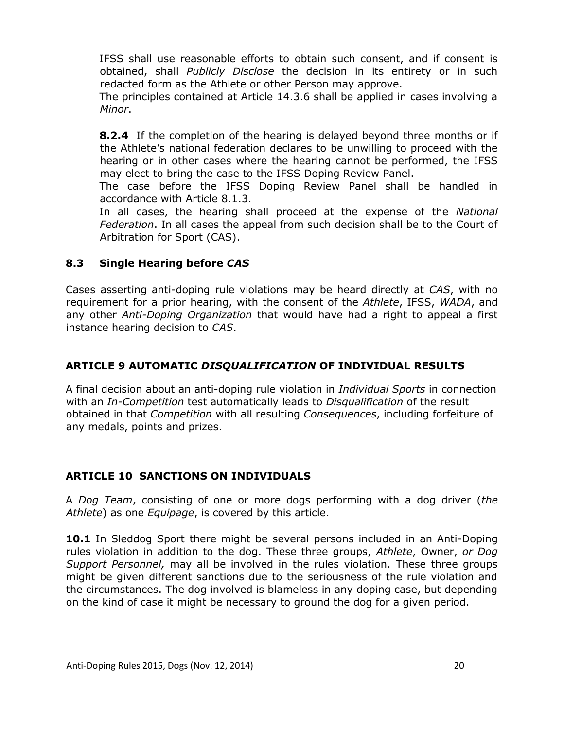IFSS shall use reasonable efforts to obtain such consent, and if consent is obtained, shall *Publicly Disclose* the decision in its entirety or in such redacted form as the Athlete or other Person may approve.
The principles contained at Article 14.3.6 shall be applied in cases involving a *Minor*.

**8.2.4** If the completion of the hearing is delayed beyond three months or if the Athlete's national federation declares to be unwilling to proceed with the hearing or in other cases where the hearing cannot be performed, the IFSS may elect to bring the case to the IFSS Doping Review Panel.
The case before the IFSS Doping Review Panel shall be handled in accordance with Article 8.1.3.
In all cases, the hearing shall proceed at the expense of the *National Federation*. In all cases the appeal from such decision shall be to the Court of Arbitration for Sport (CAS).

### 8.3 Single Hearing before *CAS*

Cases asserting anti-doping rule violations may be heard directly at *CAS*, with no requirement for a prior hearing, with the consent of the *Athlete*, IFSS, *WADA*, and any other *Anti-Doping Organization* that would have had a right to appeal a first instance hearing decision to *CAS*.

## ARTICLE 9 AUTOMATIC *DISQUALIFICATION* OF INDIVIDUAL RESULTS

A final decision about an anti-doping rule violation in *Individual Sports* in connection with an *In-Competition* test automatically leads to *Disqualification* of the result obtained in that *Competition* with all resulting *Consequences*, including forfeiture of any medals, points and prizes.

## ARTICLE 10 SANCTIONS ON INDIVIDUALS

A *Dog Team*, consisting of one or more dogs performing with a dog driver (*the Athlete*) as one *Equipage*, is covered by this article.

**10.1** In Sleddog Sport there might be several persons included in an Anti-Doping rules violation in addition to the dog. These three groups, *Athlete*, Owner, *or Dog Support Personnel,* may all be involved in the rules violation. These three groups might be given different sanctions due to the seriousness of the rule violation and the circumstances. The dog involved is blameless in any doping case, but depending on the kind of case it might be necessary to ground the dog for a given period.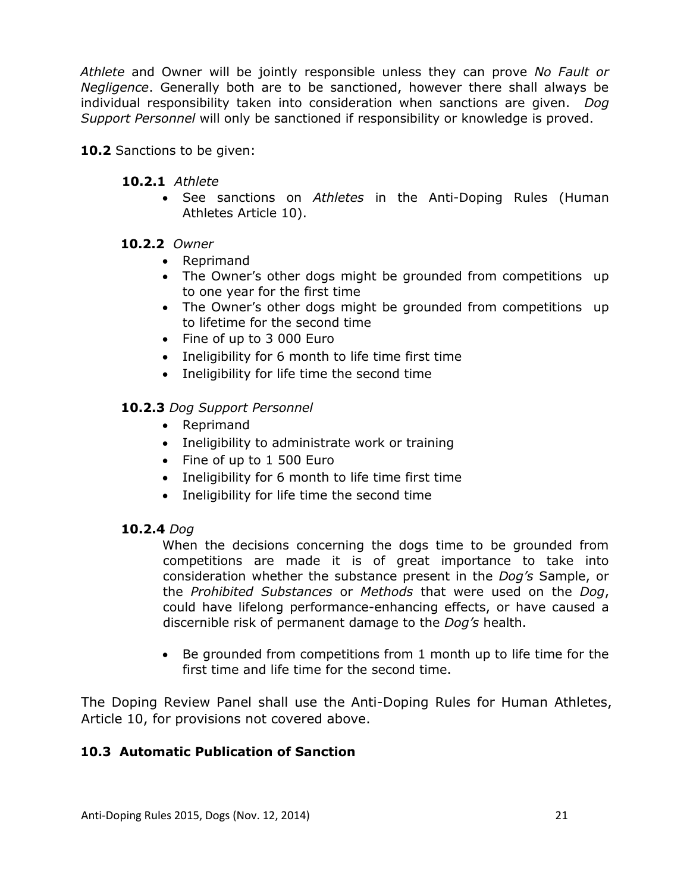*Athlete* and Owner will be jointly responsible unless they can prove *No Fault or Negligence*. Generally both are to be sanctioned, however there shall always be individual responsibility taken into consideration when sanctions are given. *Dog Support Personnel* will only be sanctioned if responsibility or knowledge is proved.

**10.2** Sanctions to be given:

**10.2.1** *Athlete*

- See sanctions on *Athletes* in the Anti-Doping Rules (Human Athletes Article 10).

**10.2.2** *Owner*

- Reprimand
- The Owner's other dogs might be grounded from competitions up to one year for the first time
- The Owner's other dogs might be grounded from competitions up to lifetime for the second time
- Fine of up to 3 000 Euro
- Ineligibility for 6 month to life time first time
- Ineligibility for life time the second time

**10.2.3** *Dog Support Personnel*

- Reprimand
- Ineligibility to administrate work or training
- Fine of up to 1 500 Euro
- Ineligibility for 6 month to life time first time
- Ineligibility for life time the second time

**10.2.4** *Dog*

When the decisions concerning the dogs time to be grounded from competitions are made it is of great importance to take into consideration whether the substance present in the *Dog's* Sample, or the *Prohibited Substances* or *Methods* that were used on the *Dog*, could have lifelong performance-enhancing effects, or have caused a discernible risk of permanent damage to the *Dog's* health.

- Be grounded from competitions from 1 month up to life time for the first time and life time for the second time.

The Doping Review Panel shall use the Anti-Doping Rules for Human Athletes, Article 10, for provisions not covered above.

**10.3 Automatic Publication of Sanction**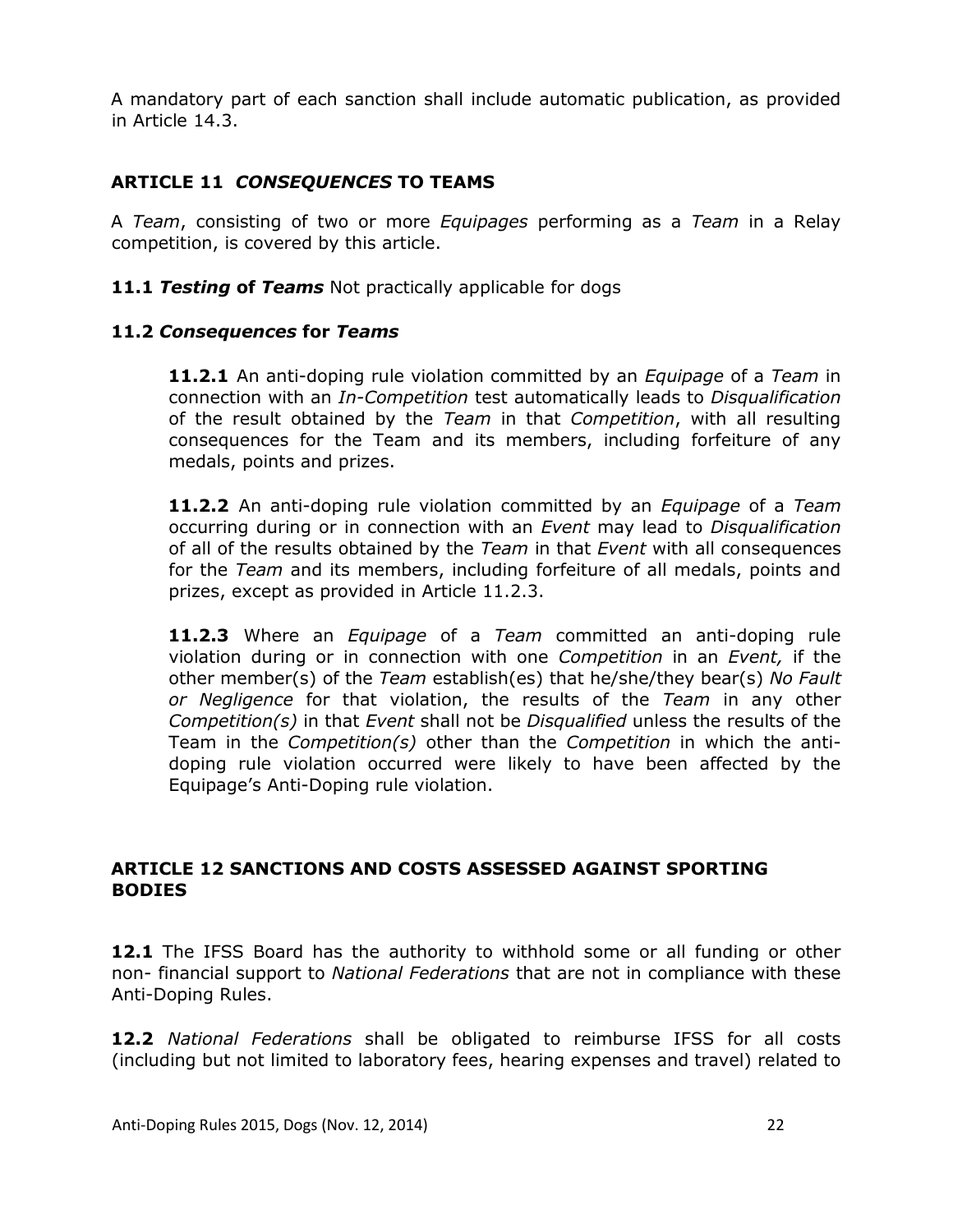A mandatory part of each sanction shall include automatic publication, as provided in Article 14.3.

## ARTICLE 11 *CONSEQUENCES* TO TEAMS

A *Team*, consisting of two or more *Equipages* performing as a *Team* in a Relay competition, is covered by this article.

**11.1 *Testing* of *Teams*** Not practically applicable for dogs

### 11.2 *Consequences* for *Teams*

**11.2.1** An anti-doping rule violation committed by an *Equipage* of a *Team* in connection with an *In-Competition* test automatically leads to *Disqualification* of the result obtained by the *Team* in that *Competition*, with all resulting consequences for the Team and its members, including forfeiture of any medals, points and prizes.

**11.2.2** An anti-doping rule violation committed by an *Equipage* of a *Team* occurring during or in connection with an *Event* may lead to *Disqualification* of all of the results obtained by the *Team* in that *Event* with all consequences for the *Team* and its members, including forfeiture of all medals, points and prizes, except as provided in Article 11.2.3.

**11.2.3** Where an *Equipage* of a *Team* committed an anti-doping rule violation during or in connection with one *Competition* in an *Event,* if the other member(s) of the *Team* establish(es) that he/she/they bear(s) *No Fault or Negligence* for that violation, the results of the *Team* in any other *Competition(s)* in that *Event* shall not be *Disqualified* unless the results of the Team in the *Competition(s)* other than the *Competition* in which the anti-doping rule violation occurred were likely to have been affected by the Equipage's Anti-Doping rule violation.

## ARTICLE 12 SANCTIONS AND COSTS ASSESSED AGAINST SPORTING BODIES

**12.1** The IFSS Board has the authority to withhold some or all funding or other non- financial support to *National Federations* that are not in compliance with these Anti-Doping Rules.

**12.2** *National Federations* shall be obligated to reimburse IFSS for all costs (including but not limited to laboratory fees, hearing expenses and travel) related to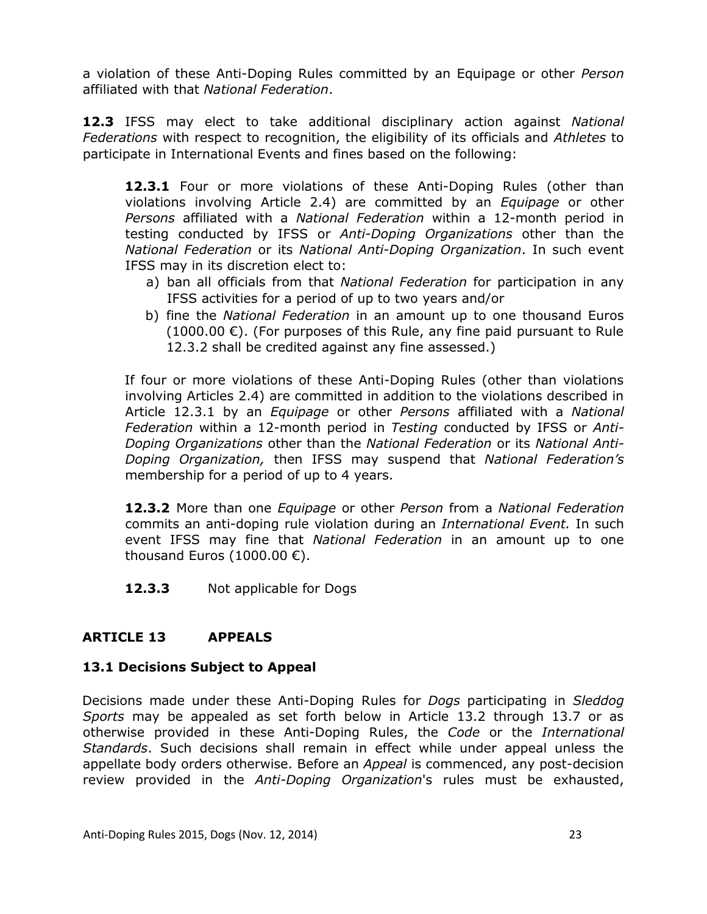a violation of these Anti-Doping Rules committed by an Equipage or other *Person* affiliated with that *National Federation*.

**12.3** IFSS may elect to take additional disciplinary action against *National Federations* with respect to recognition, the eligibility of its officials and *Athletes* to participate in International Events and fines based on the following:

**12.3.1** Four or more violations of these Anti-Doping Rules (other than violations involving Article 2.4) are committed by an *Equipage* or other *Persons* affiliated with a *National Federation* within a 12-month period in testing conducted by IFSS or *Anti-Doping Organizations* other than the *National Federation* or its *National Anti-Doping Organization*. In such event IFSS may in its discretion elect to:

a) ban all officials from that *National Federation* for participation in any IFSS activities for a period of up to two years and/or
b) fine the *National Federation* in an amount up to one thousand Euros (1000.00 €). (For purposes of this Rule, any fine paid pursuant to Rule 12.3.2 shall be credited against any fine assessed.)

If four or more violations of these Anti-Doping Rules (other than violations involving Articles 2.4) are committed in addition to the violations described in Article 12.3.1 by an *Equipage* or other *Persons* affiliated with a *National Federation* within a 12-month period in *Testing* conducted by IFSS or *Anti-Doping Organizations* other than the *National Federation* or its *National Anti-Doping Organization,* then IFSS may suspend that *National Federation's* membership for a period of up to 4 years.

**12.3.2** More than one *Equipage* or other *Person* from a *National Federation* commits an anti-doping rule violation during an *International Event.* In such event IFSS may fine that *National Federation* in an amount up to one thousand Euros (1000.00 €).

**12.3.3** Not applicable for Dogs

## ARTICLE 13 APPEALS

### 13.1 Decisions Subject to Appeal

Decisions made under these Anti-Doping Rules for *Dogs* participating in *Sleddog Sports* may be appealed as set forth below in Article 13.2 through 13.7 or as otherwise provided in these Anti-Doping Rules, the *Code* or the *International Standards*. Such decisions shall remain in effect while under appeal unless the appellate body orders otherwise. Before an *Appeal* is commenced, any post-decision review provided in the *Anti-Doping Organization*'s rules must be exhausted,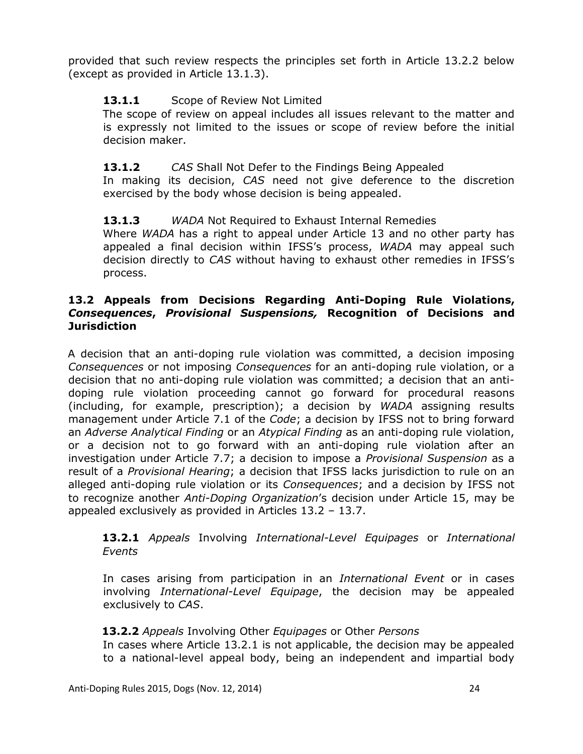provided that such review respects the principles set forth in Article 13.2.2 below (except as provided in Article 13.1.3).

**13.1.1** Scope of Review Not Limited

The scope of review on appeal includes all issues relevant to the matter and is expressly not limited to the issues or scope of review before the initial decision maker.

**13.1.2** *CAS* Shall Not Defer to the Findings Being Appealed

In making its decision, *CAS* need not give deference to the discretion exercised by the body whose decision is being appealed.

**13.1.3** *WADA* Not Required to Exhaust Internal Remedies

Where *WADA* has a right to appeal under Article 13 and no other party has appealed a final decision within IFSS's process, *WADA* may appeal such decision directly to *CAS* without having to exhaust other remedies in IFSS's process.

### 13.2 Appeals from Decisions Regarding Anti-Doping Rule Violations, *Consequences*, *Provisional Suspensions,* Recognition of Decisions and Jurisdiction

A decision that an anti-doping rule violation was committed, a decision imposing *Consequences* or not imposing *Consequences* for an anti-doping rule violation, or a decision that no anti-doping rule violation was committed; a decision that an anti-doping rule violation proceeding cannot go forward for procedural reasons (including, for example, prescription); a decision by *WADA* assigning results management under Article 7.1 of the *Code*; a decision by IFSS not to bring forward an *Adverse Analytical Finding* or an *Atypical Finding* as an anti-doping rule violation, or a decision not to go forward with an anti-doping rule violation after an investigation under Article 7.7; a decision to impose a *Provisional Suspension* as a result of a *Provisional Hearing*; a decision that IFSS lacks jurisdiction to rule on an alleged anti-doping rule violation or its *Consequences*; and a decision by IFSS not to recognize another *Anti-Doping Organization*'s decision under Article 15, may be appealed exclusively as provided in Articles 13.2 – 13.7.

**13.2.1** *Appeals* Involving *International-Level Equipages* or *International Events*

In cases arising from participation in an *International Event* or in cases involving *International-Level Equipage*, the decision may be appealed exclusively to *CAS*.

**13.2.2** *Appeals* Involving Other *Equipages* or Other *Persons*

In cases where Article 13.2.1 is not applicable, the decision may be appealed to a national-level appeal body, being an independent and impartial body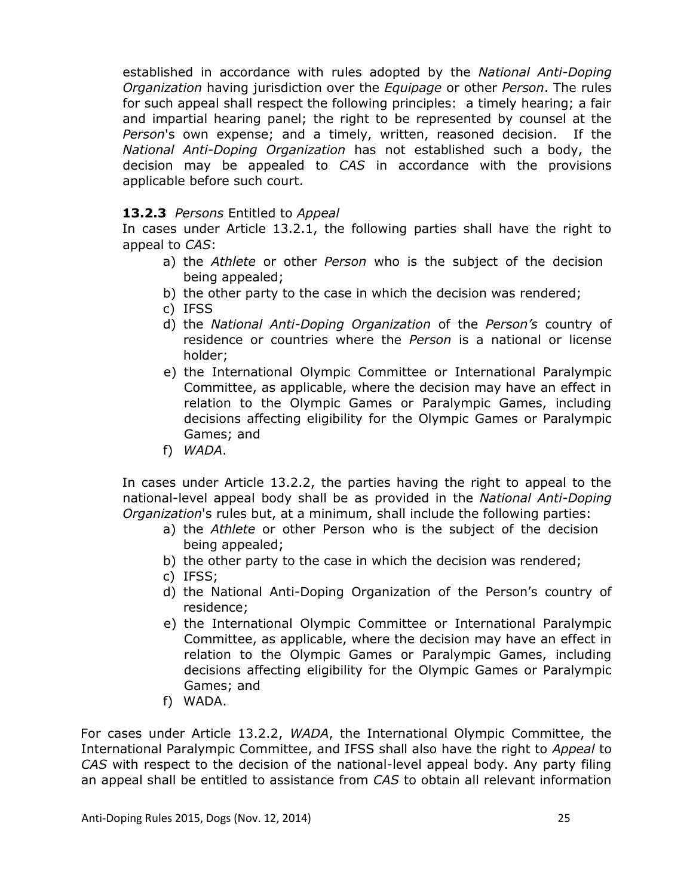established in accordance with rules adopted by the *National Anti-Doping Organization* having jurisdiction over the *Equipage* or other *Person*. The rules for such appeal shall respect the following principles: a timely hearing; a fair and impartial hearing panel; the right to be represented by counsel at the *Person*'s own expense; and a timely, written, reasoned decision. If the *National Anti-Doping Organization* has not established such a body, the decision may be appealed to *CAS* in accordance with the provisions applicable before such court.

**13.2.3** *Persons* Entitled to *Appeal*

In cases under Article 13.2.1, the following parties shall have the right to appeal to *CAS*:

a) the *Athlete* or other *Person* who is the subject of the decision being appealed;
b) the other party to the case in which the decision was rendered;
c) IFSS
d) the *National Anti-Doping Organization* of the *Person's* country of residence or countries where the *Person* is a national or license holder;
e) the International Olympic Committee or International Paralympic Committee, as applicable, where the decision may have an effect in relation to the Olympic Games or Paralympic Games, including decisions affecting eligibility for the Olympic Games or Paralympic Games; and
f) *WADA*.

In cases under Article 13.2.2, the parties having the right to appeal to the national-level appeal body shall be as provided in the *National Anti-Doping Organization*'s rules but, at a minimum, shall include the following parties:

a) the *Athlete* or other Person who is the subject of the decision being appealed;
b) the other party to the case in which the decision was rendered;
c) IFSS;
d) the National Anti-Doping Organization of the Person's country of residence;
e) the International Olympic Committee or International Paralympic Committee, as applicable, where the decision may have an effect in relation to the Olympic Games or Paralympic Games, including decisions affecting eligibility for the Olympic Games or Paralympic Games; and
f) WADA.

For cases under Article 13.2.2, *WADA*, the International Olympic Committee, the International Paralympic Committee, and IFSS shall also have the right to *Appeal* to *CAS* with respect to the decision of the national-level appeal body. Any party filing an appeal shall be entitled to assistance from *CAS* to obtain all relevant information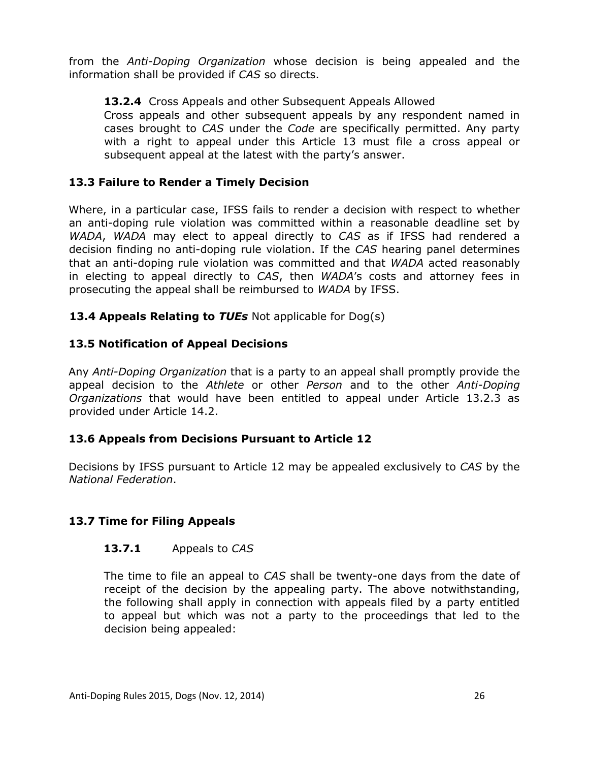from the *Anti-Doping Organization* whose decision is being appealed and the information shall be provided if *CAS* so directs.

**13.2.4** Cross Appeals and other Subsequent Appeals Allowed

Cross appeals and other subsequent appeals by any respondent named in cases brought to *CAS* under the *Code* are specifically permitted. Any party with a right to appeal under this Article 13 must file a cross appeal or subsequent appeal at the latest with the party's answer.

### 13.3 Failure to Render a Timely Decision

Where, in a particular case, IFSS fails to render a decision with respect to whether an anti-doping rule violation was committed within a reasonable deadline set by *WADA*, *WADA* may elect to appeal directly to *CAS* as if IFSS had rendered a decision finding no anti-doping rule violation. If the *CAS* hearing panel determines that an anti-doping rule violation was committed and that *WADA* acted reasonably in electing to appeal directly to *CAS*, then *WADA*'s costs and attorney fees in prosecuting the appeal shall be reimbursed to *WADA* by IFSS.

### 13.4 Appeals Relating to *TUEs* Not applicable for Dog(s)

### 13.5 Notification of Appeal Decisions

Any *Anti-Doping Organization* that is a party to an appeal shall promptly provide the appeal decision to the *Athlete* or other *Person* and to the other *Anti-Doping Organizations* that would have been entitled to appeal under Article 13.2.3 as provided under Article 14.2.

### 13.6 Appeals from Decisions Pursuant to Article 12

Decisions by IFSS pursuant to Article 12 may be appealed exclusively to *CAS* by the *National Federation*.

### 13.7 Time for Filing Appeals

**13.7.1** Appeals to *CAS*

The time to file an appeal to *CAS* shall be twenty-one days from the date of receipt of the decision by the appealing party. The above notwithstanding, the following shall apply in connection with appeals filed by a party entitled to appeal but which was not a party to the proceedings that led to the decision being appealed: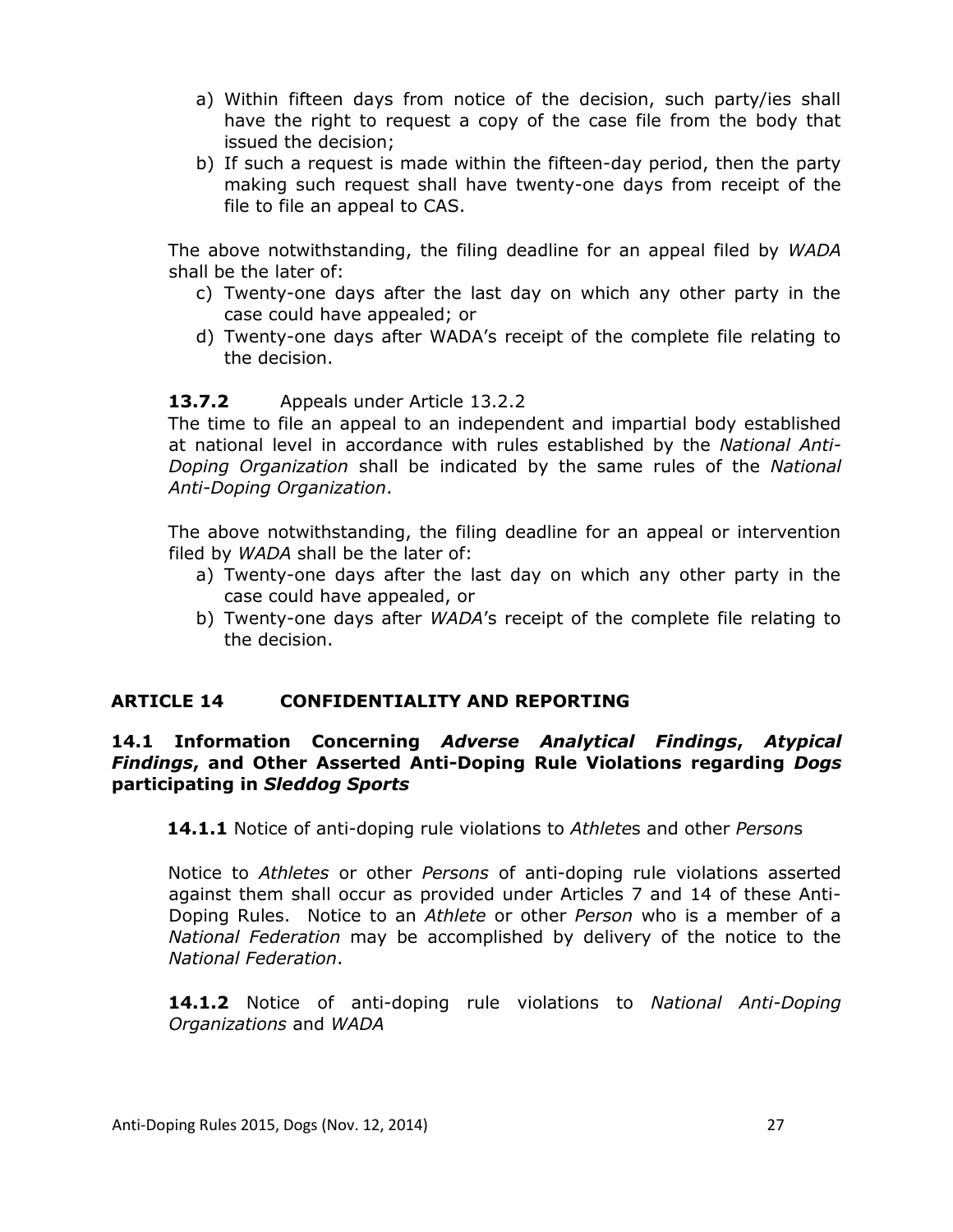a) Within fifteen days from notice of the decision, such party/ies shall have the right to request a copy of the case file from the body that issued the decision;
b) If such a request is made within the fifteen-day period, then the party making such request shall have twenty-one days from receipt of the file to file an appeal to CAS.

The above notwithstanding, the filing deadline for an appeal filed by *WADA* shall be the later of:

c) Twenty-one days after the last day on which any other party in the case could have appealed; or
d) Twenty-one days after WADA's receipt of the complete file relating to the decision.

**13.7.2** Appeals under Article 13.2.2

The time to file an appeal to an independent and impartial body established at national level in accordance with rules established by the *National Anti-Doping Organization* shall be indicated by the same rules of the *National Anti-Doping Organization*.

The above notwithstanding, the filing deadline for an appeal or intervention filed by *WADA* shall be the later of:

a) Twenty-one days after the last day on which any other party in the case could have appealed, or
b) Twenty-one days after *WADA*'s receipt of the complete file relating to the decision.

## ARTICLE 14 CONFIDENTIALITY AND REPORTING

### 14.1 Information Concerning *Adverse Analytical Findings*, *Atypical Findings*, and Other Asserted Anti-Doping Rule Violations regarding *Dogs* participating in *Sleddog Sports*

**14.1.1** Notice of anti-doping rule violations to *Athlete*s and other *Person*s

Notice to *Athletes* or other *Persons* of anti-doping rule violations asserted against them shall occur as provided under Articles 7 and 14 of these Anti-Doping Rules. Notice to an *Athlete* or other *Person* who is a member of a *National Federation* may be accomplished by delivery of the notice to the *National Federation*.

**14.1.2** Notice of anti-doping rule violations to *National Anti-Doping Organizations* and *WADA*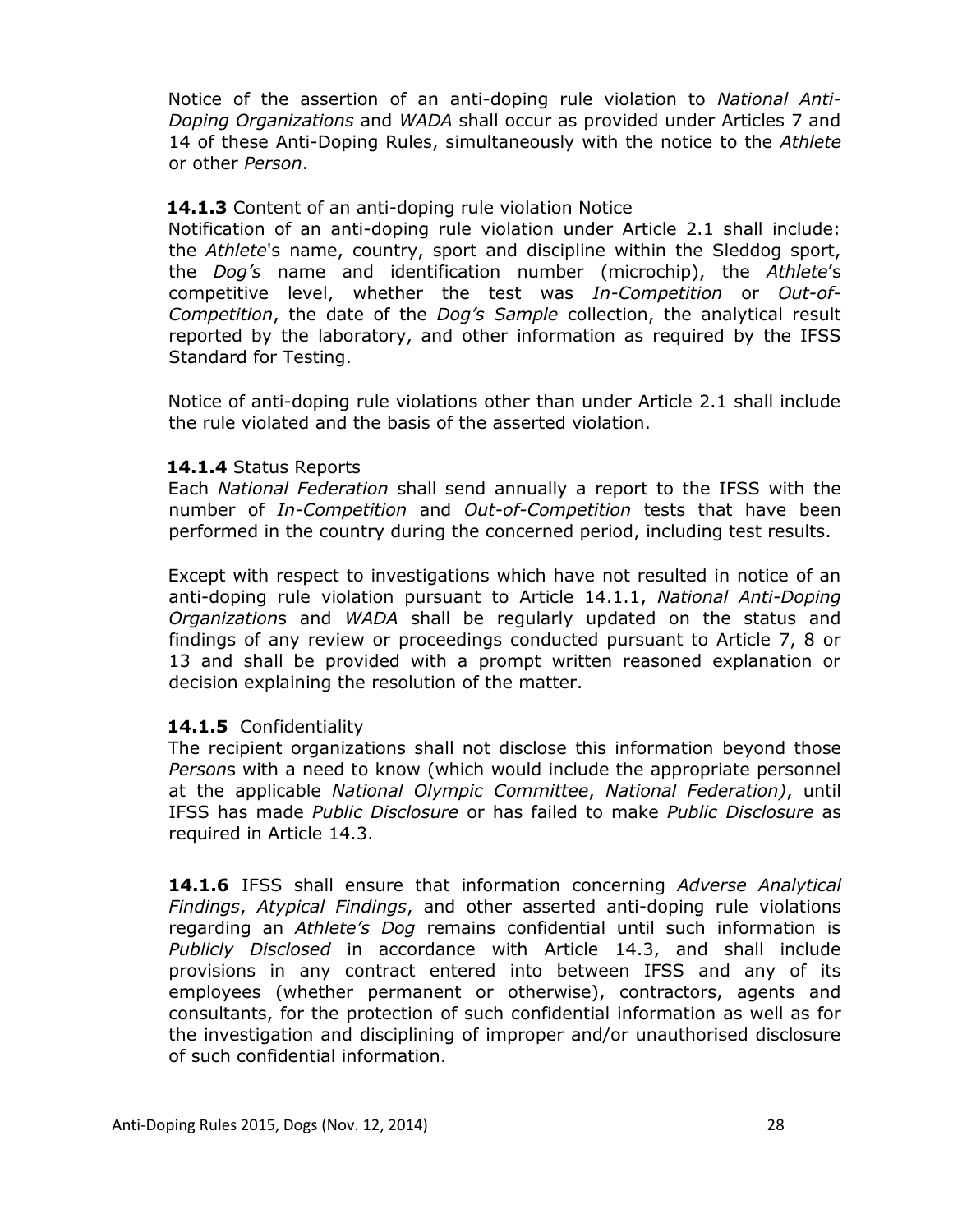Notice of the assertion of an anti-doping rule violation to *National Anti-Doping Organizations* and *WADA* shall occur as provided under Articles 7 and 14 of these Anti-Doping Rules, simultaneously with the notice to the *Athlete* or other *Person*.

**14.1.3** Content of an anti-doping rule violation Notice
Notification of an anti-doping rule violation under Article 2.1 shall include: the *Athlete*'s name, country, sport and discipline within the Sleddog sport, the *Dog's* name and identification number (microchip), the *Athlete*'s competitive level, whether the test was *In-Competition* or *Out-of-Competition*, the date of the *Dog's Sample* collection, the analytical result reported by the laboratory, and other information as required by the IFSS Standard for Testing.

Notice of anti-doping rule violations other than under Article 2.1 shall include the rule violated and the basis of the asserted violation.

**14.1.4** Status Reports
Each *National Federation* shall send annually a report to the IFSS with the number of *In-Competition* and *Out-of-Competition* tests that have been performed in the country during the concerned period, including test results.

Except with respect to investigations which have not resulted in notice of an anti-doping rule violation pursuant to Article 14.1.1, *National Anti-Doping Organization*s and *WADA* shall be regularly updated on the status and findings of any review or proceedings conducted pursuant to Article 7, 8 or 13 and shall be provided with a prompt written reasoned explanation or decision explaining the resolution of the matter.

**14.1.5** Confidentiality
The recipient organizations shall not disclose this information beyond those *Person*s with a need to know (which would include the appropriate personnel at the applicable *National Olympic Committee*, *National Federation)*, until IFSS has made *Public Disclosure* or has failed to make *Public Disclosure* as required in Article 14.3.

**14.1.6** IFSS shall ensure that information concerning *Adverse Analytical Findings*, *Atypical Findings*, and other asserted anti-doping rule violations regarding an *Athlete's Dog* remains confidential until such information is *Publicly Disclosed* in accordance with Article 14.3, and shall include provisions in any contract entered into between IFSS and any of its employees (whether permanent or otherwise), contractors, agents and consultants, for the protection of such confidential information as well as for the investigation and disciplining of improper and/or unauthorised disclosure of such confidential information.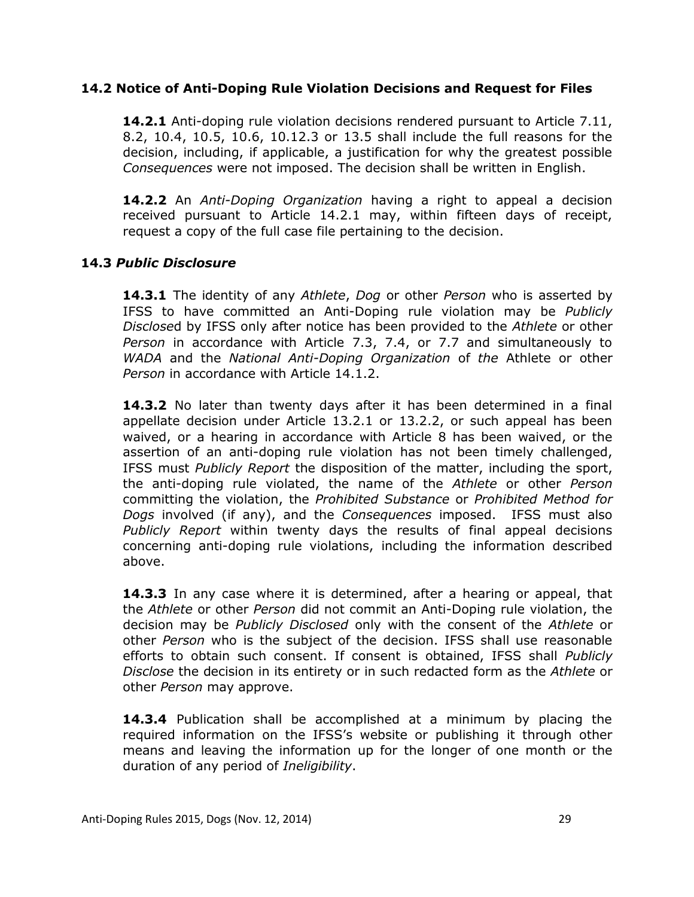### 14.2 Notice of Anti-Doping Rule Violation Decisions and Request for Files

**14.2.1** Anti-doping rule violation decisions rendered pursuant to Article 7.11, 8.2, 10.4, 10.5, 10.6, 10.12.3 or 13.5 shall include the full reasons for the decision, including, if applicable, a justification for why the greatest possible *Consequences* were not imposed. The decision shall be written in English.

**14.2.2** An *Anti-Doping Organization* having a right to appeal a decision received pursuant to Article 14.2.1 may, within fifteen days of receipt, request a copy of the full case file pertaining to the decision.

### 14.3 *Public Disclosure*

**14.3.1** The identity of any *Athlete*, *Dog* or other *Person* who is asserted by IFSS to have committed an Anti-Doping rule violation may be *Publicly Disclose*d by IFSS only after notice has been provided to the *Athlete* or other *Person* in accordance with Article 7.3, 7.4, or 7.7 and simultaneously to *WADA* and the *National Anti-Doping Organization* of *the* Athlete or other *Person* in accordance with Article 14.1.2.

**14.3.2** No later than twenty days after it has been determined in a final appellate decision under Article 13.2.1 or 13.2.2, or such appeal has been waived, or a hearing in accordance with Article 8 has been waived, or the assertion of an anti-doping rule violation has not been timely challenged, IFSS must *Publicly Report* the disposition of the matter, including the sport, the anti-doping rule violated, the name of the *Athlete* or other *Person* committing the violation, the *Prohibited Substance* or *Prohibited Method for Dogs* involved (if any), and the *Consequences* imposed. IFSS must also *Publicly Report* within twenty days the results of final appeal decisions concerning anti-doping rule violations, including the information described above.

**14.3.3** In any case where it is determined, after a hearing or appeal, that the *Athlete* or other *Person* did not commit an Anti-Doping rule violation, the decision may be *Publicly Disclosed* only with the consent of the *Athlete* or other *Person* who is the subject of the decision. IFSS shall use reasonable efforts to obtain such consent. If consent is obtained, IFSS shall *Publicly Disclose* the decision in its entirety or in such redacted form as the *Athlete* or other *Person* may approve.

**14.3.4** Publication shall be accomplished at a minimum by placing the required information on the IFSS's website or publishing it through other means and leaving the information up for the longer of one month or the duration of any period of *Ineligibility*.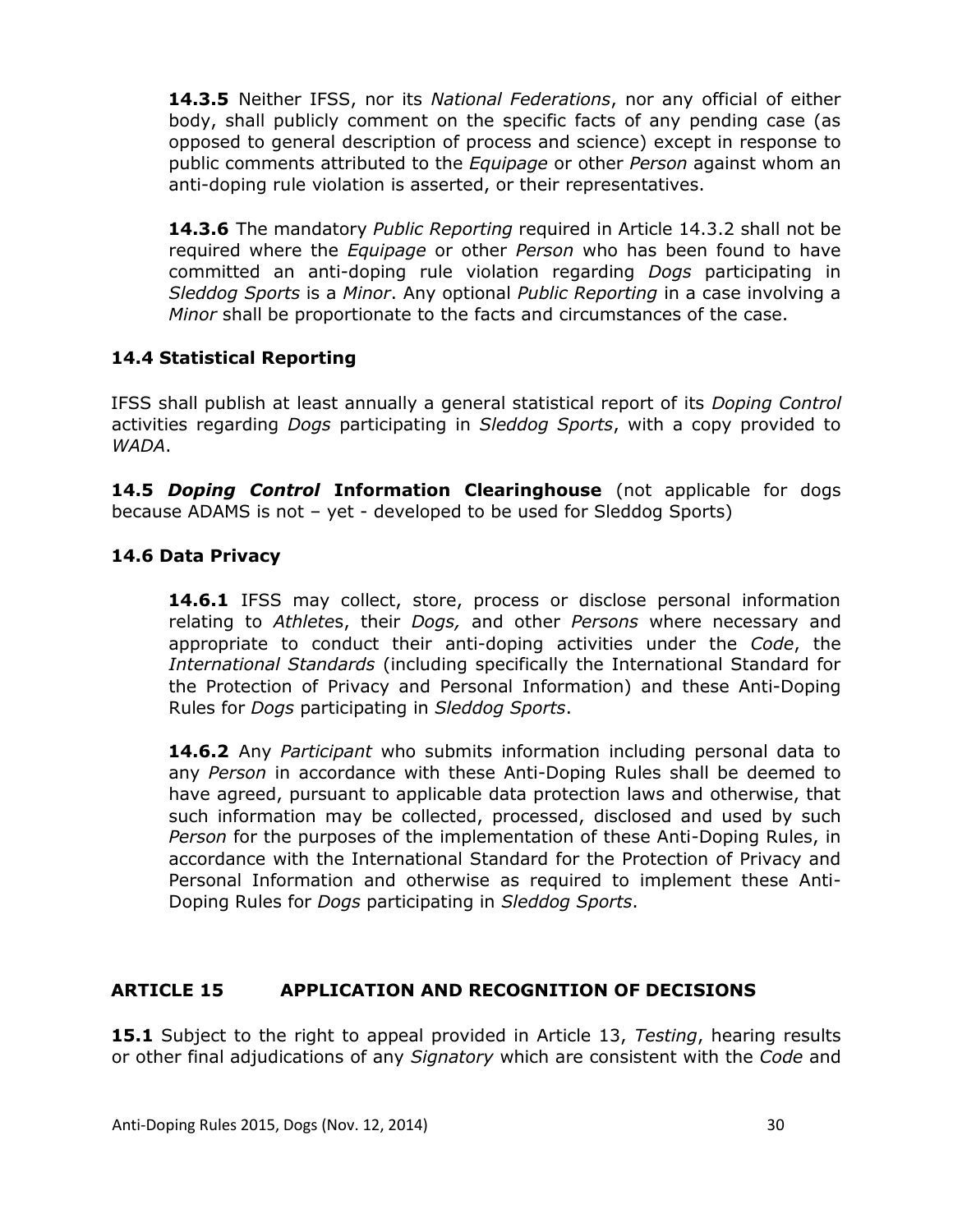**14.3.5** Neither IFSS, nor its *National Federations*, nor any official of either body, shall publicly comment on the specific facts of any pending case (as opposed to general description of process and science) except in response to public comments attributed to the *Equipage* or other *Person* against whom an anti-doping rule violation is asserted, or their representatives.

**14.3.6** The mandatory *Public Reporting* required in Article 14.3.2 shall not be required where the *Equipage* or other *Person* who has been found to have committed an anti-doping rule violation regarding *Dogs* participating in *Sleddog Sports* is a *Minor*. Any optional *Public Reporting* in a case involving a *Minor* shall be proportionate to the facts and circumstances of the case.

### 14.4 Statistical Reporting

IFSS shall publish at least annually a general statistical report of its *Doping Control* activities regarding *Dogs* participating in *Sleddog Sports*, with a copy provided to *WADA*.

**14.5 *Doping Control* Information Clearinghouse** (not applicable for dogs because ADAMS is not – yet - developed to be used for Sleddog Sports)

### 14.6 Data Privacy

**14.6.1** IFSS may collect, store, process or disclose personal information relating to *Athlete*s, their *Dogs,* and other *Persons* where necessary and appropriate to conduct their anti-doping activities under the *Code*, the *International Standards* (including specifically the International Standard for the Protection of Privacy and Personal Information) and these Anti-Doping Rules for *Dogs* participating in *Sleddog Sports*.

**14.6.2** Any *Participant* who submits information including personal data to any *Person* in accordance with these Anti-Doping Rules shall be deemed to have agreed, pursuant to applicable data protection laws and otherwise, that such information may be collected, processed, disclosed and used by such *Person* for the purposes of the implementation of these Anti-Doping Rules, in accordance with the International Standard for the Protection of Privacy and Personal Information and otherwise as required to implement these Anti-Doping Rules for *Dogs* participating in *Sleddog Sports*.

## ARTICLE 15 APPLICATION AND RECOGNITION OF DECISIONS

**15.1** Subject to the right to appeal provided in Article 13, *Testing*, hearing results or other final adjudications of any *Signatory* which are consistent with the *Code* and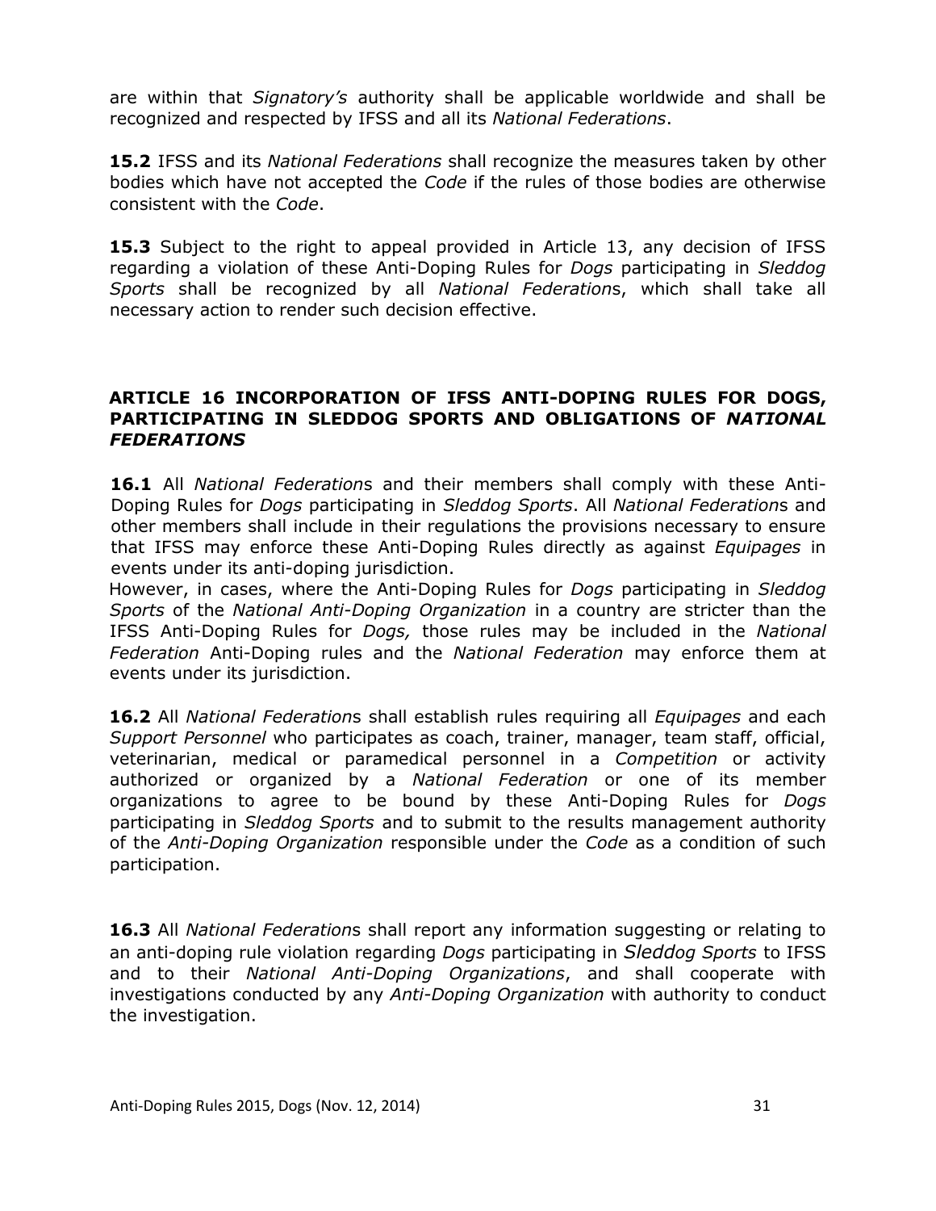are within that *Signatory's* authority shall be applicable worldwide and shall be recognized and respected by IFSS and all its *National Federations*.

**15.2** IFSS and its *National Federations* shall recognize the measures taken by other bodies which have not accepted the *Code* if the rules of those bodies are otherwise consistent with the *Code*.

**15.3** Subject to the right to appeal provided in Article 13, any decision of IFSS regarding a violation of these Anti-Doping Rules for *Dogs* participating in *Sleddog Sports* shall be recognized by all *National Federation*s, which shall take all necessary action to render such decision effective.

## ARTICLE 16 INCORPORATION OF IFSS ANTI-DOPING RULES FOR DOGS, PARTICIPATING IN SLEDDOG SPORTS AND OBLIGATIONS OF *NATIONAL FEDERATIONS*

**16.1** All *National Federation*s and their members shall comply with these Anti-Doping Rules for *Dogs* participating in *Sleddog Sports*. All *National Federation*s and other members shall include in their regulations the provisions necessary to ensure that IFSS may enforce these Anti-Doping Rules directly as against *Equipages* in events under its anti-doping jurisdiction.

However, in cases, where the Anti-Doping Rules for *Dogs* participating in *Sleddog Sports* of the *National Anti-Doping Organization* in a country are stricter than the IFSS Anti-Doping Rules for *Dogs,* those rules may be included in the *National Federation* Anti-Doping rules and the *National Federation* may enforce them at events under its jurisdiction.

**16.2** All *National Federation*s shall establish rules requiring all *Equipages* and each *Support Personnel* who participates as coach, trainer, manager, team staff, official, veterinarian, medical or paramedical personnel in a *Competition* or activity authorized or organized by a *National Federation* or one of its member organizations to agree to be bound by these Anti-Doping Rules for *Dogs* participating in *Sleddog Sports* and to submit to the results management authority of the *Anti-Doping Organization* responsible under the *Code* as a condition of such participation.

**16.3** All *National Federation*s shall report any information suggesting or relating to an anti-doping rule violation regarding *Dogs* participating in *Sleddog Sports* to IFSS and to their *National Anti-Doping Organizations*, and shall cooperate with investigations conducted by any *Anti-Doping Organization* with authority to conduct the investigation.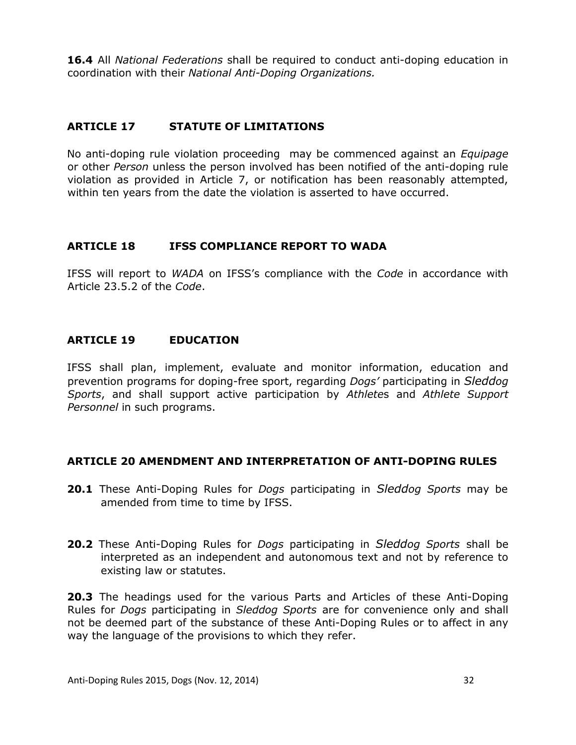**16.4** All *National Federations* shall be required to conduct anti-doping education in coordination with their *National Anti-Doping Organizations.*

## ARTICLE 17 STATUTE OF LIMITATIONS

No anti-doping rule violation proceeding may be commenced against an *Equipage* or other *Person* unless the person involved has been notified of the anti-doping rule violation as provided in Article 7, or notification has been reasonably attempted, within ten years from the date the violation is asserted to have occurred.

## ARTICLE 18 IFSS COMPLIANCE REPORT TO WADA

IFSS will report to *WADA* on IFSS's compliance with the *Code* in accordance with Article 23.5.2 of the *Code*.

## ARTICLE 19 EDUCATION

IFSS shall plan, implement, evaluate and monitor information, education and prevention programs for doping-free sport, regarding *Dogs'* participating in *Sleddog Sports*, and shall support active participation by *Athlete*s and *Athlete Support Personnel* in such programs.

## ARTICLE 20 AMENDMENT AND INTERPRETATION OF ANTI-DOPING RULES

**20.1** These Anti-Doping Rules for *Dogs* participating in *Sleddog Sports* may be amended from time to time by IFSS.

**20.2** These Anti-Doping Rules for *Dogs* participating in *Sleddog Sports* shall be interpreted as an independent and autonomous text and not by reference to existing law or statutes.

**20.3** The headings used for the various Parts and Articles of these Anti-Doping Rules for *Dogs* participating in *Sleddog Sports* are for convenience only and shall not be deemed part of the substance of these Anti-Doping Rules or to affect in any way the language of the provisions to which they refer.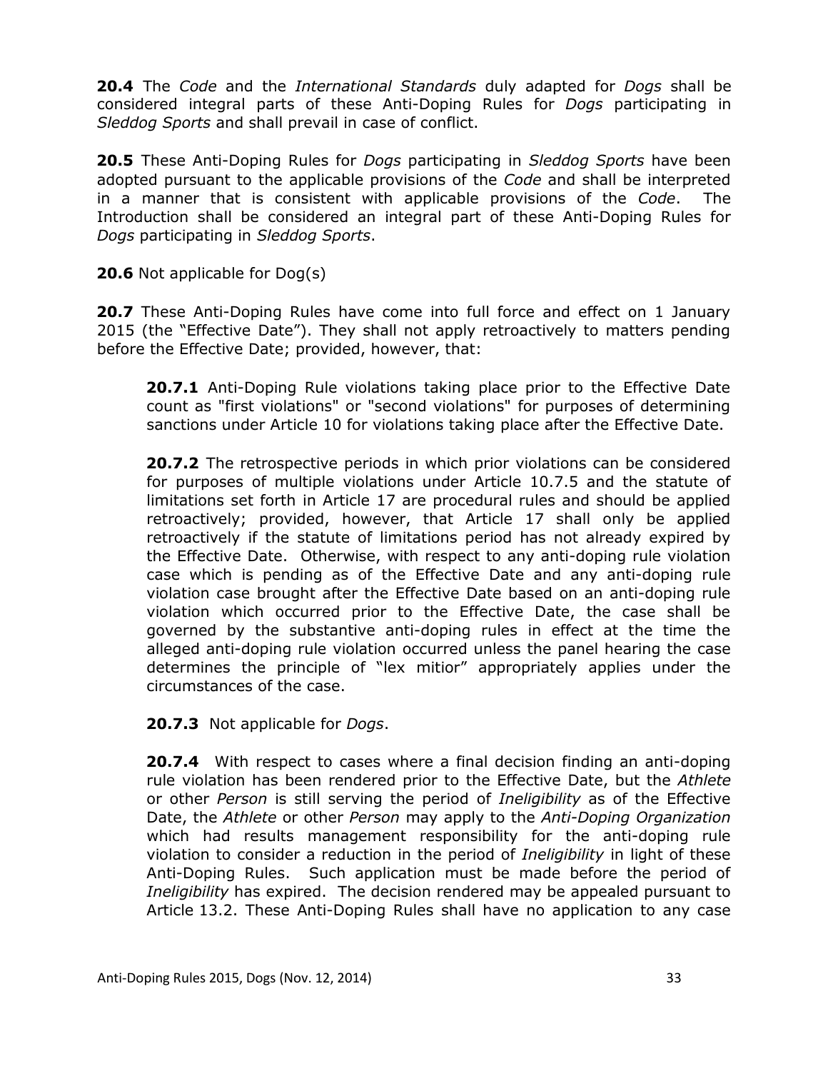**20.4** The *Code* and the *International Standards* duly adapted for *Dogs* shall be considered integral parts of these Anti-Doping Rules for *Dogs* participating in *Sleddog Sports* and shall prevail in case of conflict.

**20.5** These Anti-Doping Rules for *Dogs* participating in *Sleddog Sports* have been adopted pursuant to the applicable provisions of the *Code* and shall be interpreted in a manner that is consistent with applicable provisions of the *Code*. The Introduction shall be considered an integral part of these Anti-Doping Rules for *Dogs* participating in *Sleddog Sports*.

**20.6** Not applicable for Dog(s)

**20.7** These Anti-Doping Rules have come into full force and effect on 1 January 2015 (the "Effective Date"). They shall not apply retroactively to matters pending before the Effective Date; provided, however, that:

> **20.7.1** Anti-Doping Rule violations taking place prior to the Effective Date count as "first violations" or "second violations" for purposes of determining sanctions under Article 10 for violations taking place after the Effective Date.
>
> **20.7.2** The retrospective periods in which prior violations can be considered for purposes of multiple violations under Article 10.7.5 and the statute of limitations set forth in Article 17 are procedural rules and should be applied retroactively; provided, however, that Article 17 shall only be applied retroactively if the statute of limitations period has not already expired by the Effective Date. Otherwise, with respect to any anti-doping rule violation case which is pending as of the Effective Date and any anti-doping rule violation case brought after the Effective Date based on an anti-doping rule violation which occurred prior to the Effective Date, the case shall be governed by the substantive anti-doping rules in effect at the time the alleged anti-doping rule violation occurred unless the panel hearing the case determines the principle of "lex mitior" appropriately applies under the circumstances of the case.
>
> **20.7.3** Not applicable for *Dogs*.
>
> **20.7.4** With respect to cases where a final decision finding an anti-doping rule violation has been rendered prior to the Effective Date, but the *Athlete* or other *Person* is still serving the period of *Ineligibility* as of the Effective Date, the *Athlete* or other *Person* may apply to the *Anti-Doping Organization* which had results management responsibility for the anti-doping rule violation to consider a reduction in the period of *Ineligibility* in light of these Anti-Doping Rules. Such application must be made before the period of *Ineligibility* has expired. The decision rendered may be appealed pursuant to Article 13.2. These Anti-Doping Rules shall have no application to any case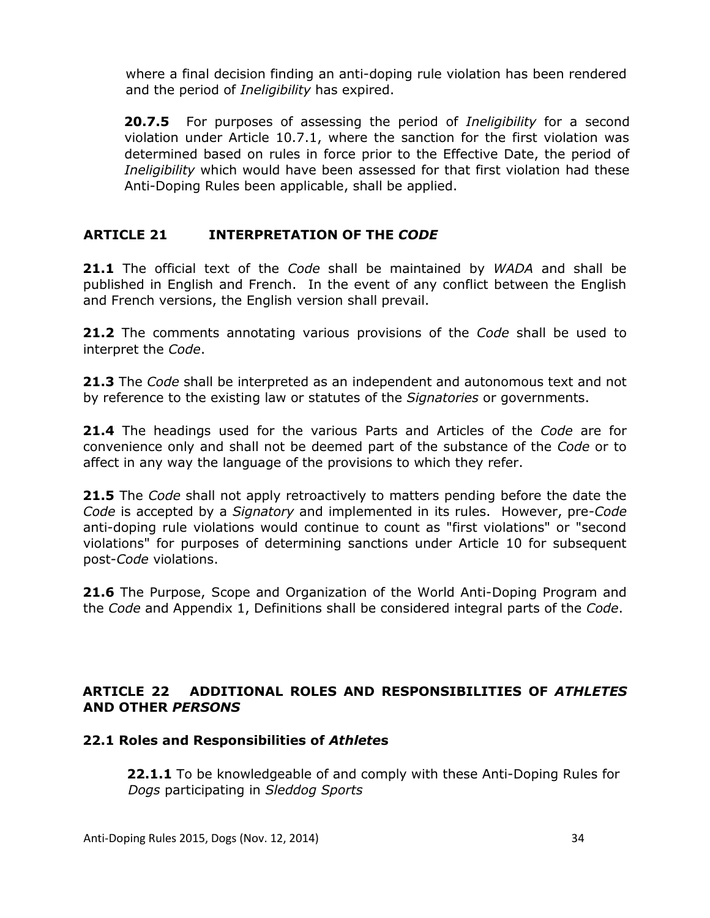where a final decision finding an anti-doping rule violation has been rendered and the period of *Ineligibility* has expired.

**20.7.5** For purposes of assessing the period of *Ineligibility* for a second violation under Article 10.7.1, where the sanction for the first violation was determined based on rules in force prior to the Effective Date, the period of *Ineligibility* which would have been assessed for that first violation had these Anti-Doping Rules been applicable, shall be applied.

## ARTICLE 21 INTERPRETATION OF THE *CODE*

**21.1** The official text of the *Code* shall be maintained by *WADA* and shall be published in English and French. In the event of any conflict between the English and French versions, the English version shall prevail.

**21.2** The comments annotating various provisions of the *Code* shall be used to interpret the *Code*.

**21.3** The *Code* shall be interpreted as an independent and autonomous text and not by reference to the existing law or statutes of the *Signatories* or governments.

**21.4** The headings used for the various Parts and Articles of the *Code* are for convenience only and shall not be deemed part of the substance of the *Code* or to affect in any way the language of the provisions to which they refer.

**21.5** The *Code* shall not apply retroactively to matters pending before the date the *Code* is accepted by a *Signatory* and implemented in its rules. However, pre-*Code* anti-doping rule violations would continue to count as "first violations" or "second violations" for purposes of determining sanctions under Article 10 for subsequent post-*Code* violations.

**21.6** The Purpose, Scope and Organization of the World Anti-Doping Program and the *Code* and Appendix 1, Definitions shall be considered integral parts of the *Code*.

## ARTICLE 22 ADDITIONAL ROLES AND RESPONSIBILITIES OF *ATHLETES* AND OTHER *PERSONS*

### 22.1 Roles and Responsibilities of *Athletes*

**22.1.1** To be knowledgeable of and comply with these Anti-Doping Rules for *Dogs* participating in *Sleddog Sports*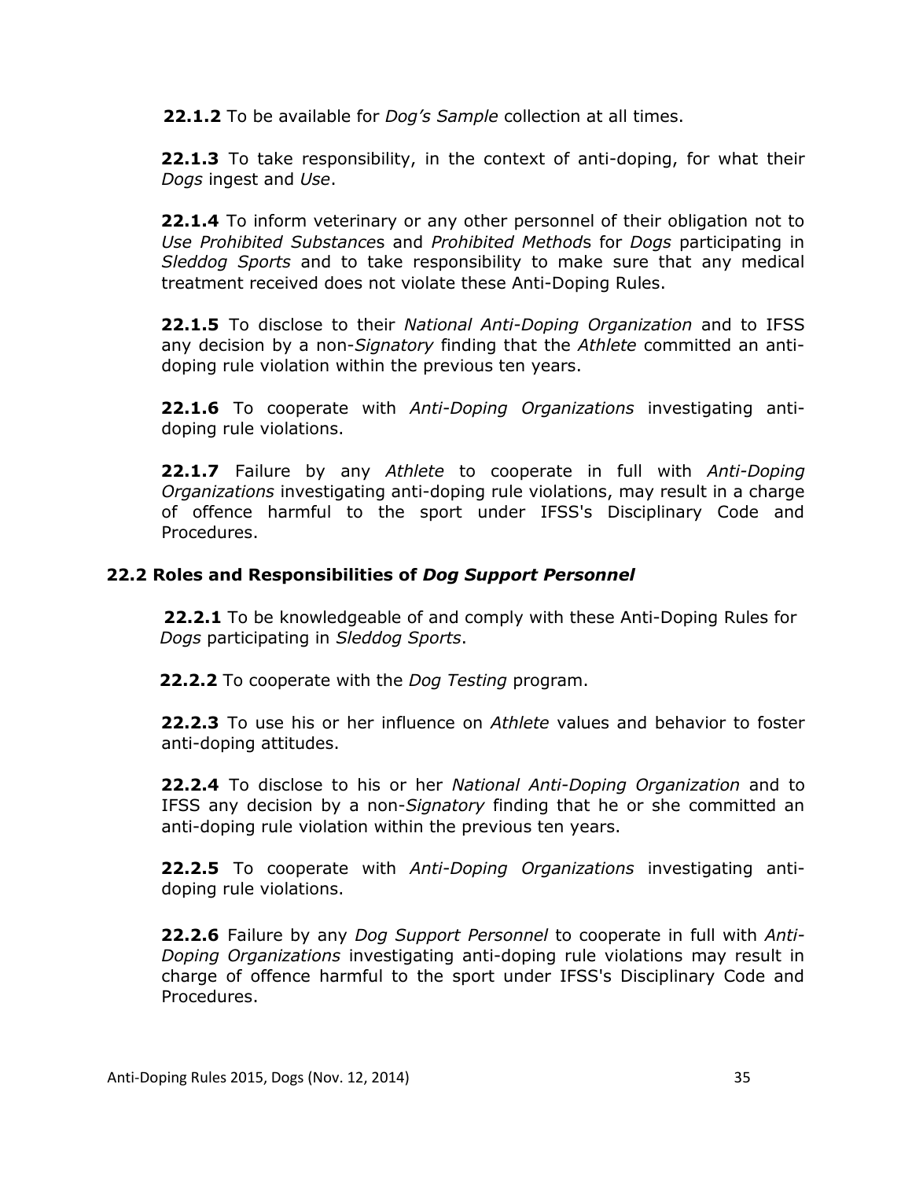**22.1.2** To be available for *Dog's Sample* collection at all times.

**22.1.3** To take responsibility, in the context of anti-doping, for what their *Dogs* ingest and *Use*.

**22.1.4** To inform veterinary or any other personnel of their obligation not to *Use Prohibited Substance*s and *Prohibited Method*s for *Dogs* participating in *Sleddog Sports* and to take responsibility to make sure that any medical treatment received does not violate these Anti-Doping Rules.

**22.1.5** To disclose to their *National Anti-Doping Organization* and to IFSS any decision by a non-*Signatory* finding that the *Athlete* committed an anti-doping rule violation within the previous ten years.

**22.1.6** To cooperate with *Anti-Doping Organizations* investigating anti-doping rule violations.

**22.1.7** Failure by any *Athlete* to cooperate in full with *Anti-Doping Organizations* investigating anti-doping rule violations, may result in a charge of offence harmful to the sport under IFSS's Disciplinary Code and Procedures.

### 22.2 Roles and Responsibilities of *Dog Support Personnel*

**22.2.1** To be knowledgeable of and comply with these Anti-Doping Rules for *Dogs* participating in *Sleddog Sports*.

**22.2.2** To cooperate with the *Dog Testing* program.

**22.2.3** To use his or her influence on *Athlete* values and behavior to foster anti-doping attitudes.

**22.2.4** To disclose to his or her *National Anti-Doping Organization* and to IFSS any decision by a non-*Signatory* finding that he or she committed an anti-doping rule violation within the previous ten years.

**22.2.5** To cooperate with *Anti-Doping Organizations* investigating anti-doping rule violations.

**22.2.6** Failure by any *Dog Support Personnel* to cooperate in full with *Anti-Doping Organizations* investigating anti-doping rule violations may result in charge of offence harmful to the sport under IFSS's Disciplinary Code and Procedures.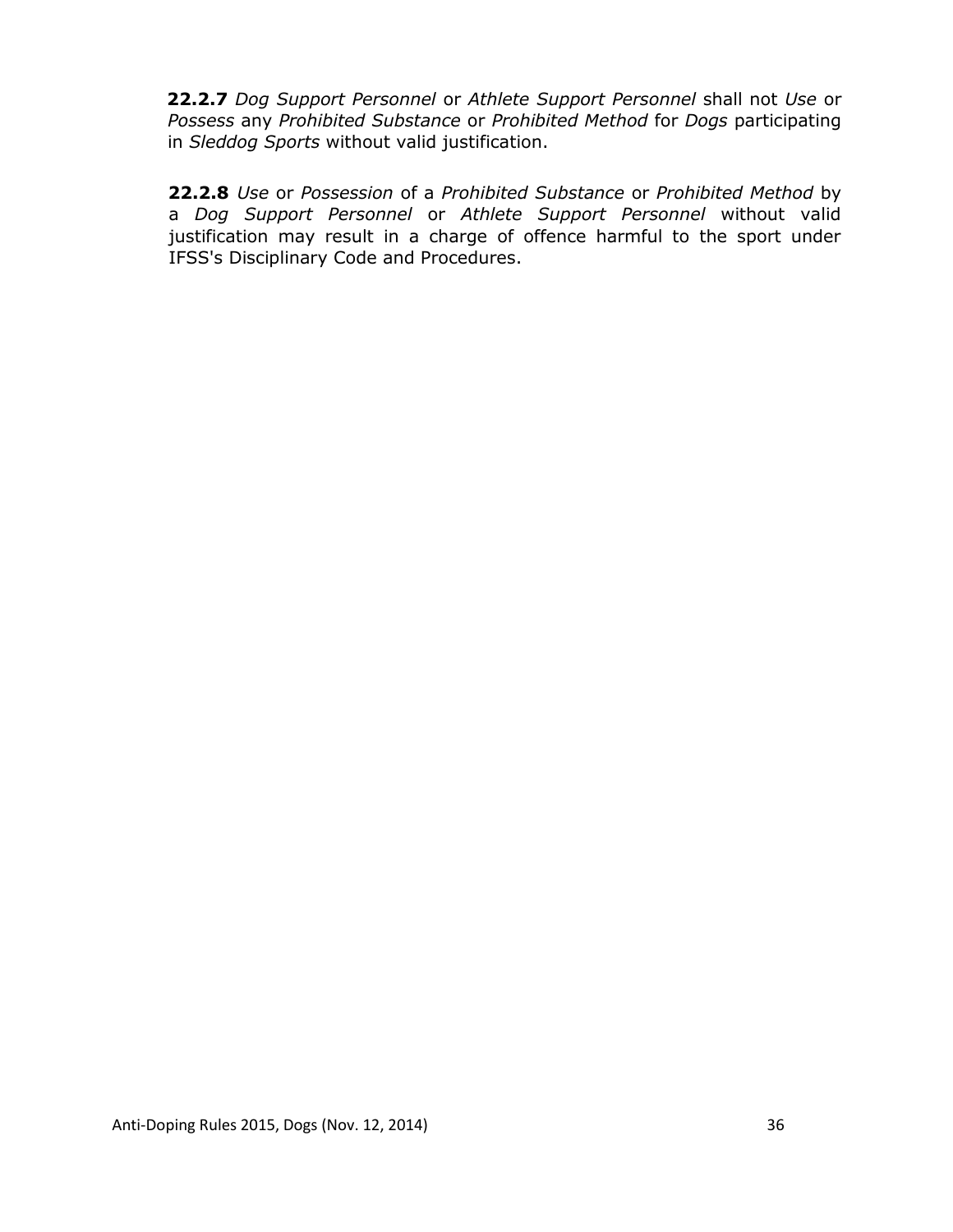**22.2.7** *Dog Support Personnel* or *Athlete Support Personnel* shall not *Use* or *Possess* any *Prohibited Substance* or *Prohibited Method* for *Dogs* participating in *Sleddog Sports* without valid justification.

**22.2.8** *Use* or *Possession* of a *Prohibited Substance* or *Prohibited Method* by a *Dog Support Personnel* or *Athlete Support Personnel* without valid justification may result in a charge of offence harmful to the sport under IFSS's Disciplinary Code and Procedures.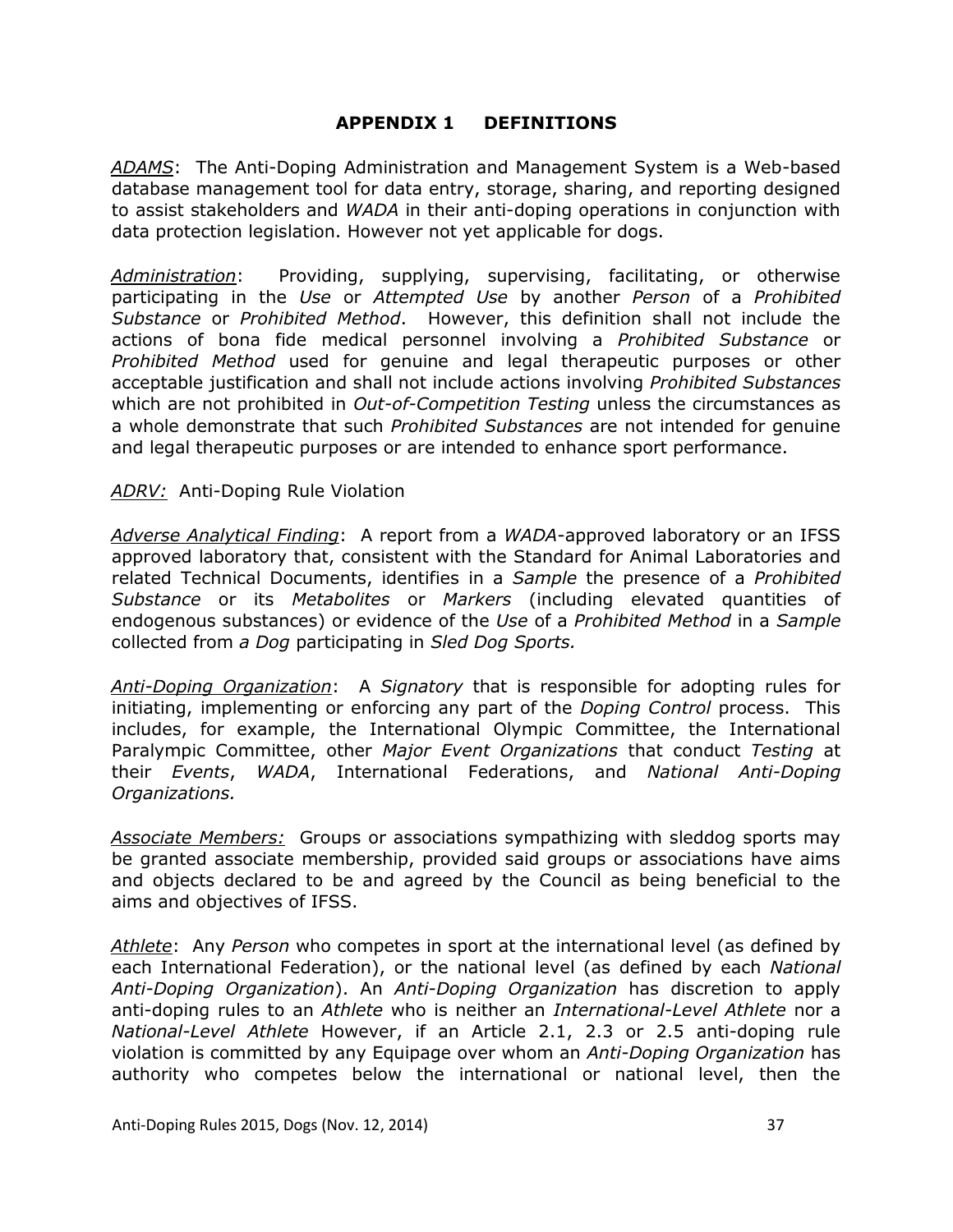# APPENDIX 1 DEFINITIONS

<u>*ADAMS*</u>: The Anti-Doping Administration and Management System is a Web-based database management tool for data entry, storage, sharing, and reporting designed to assist stakeholders and *WADA* in their anti-doping operations in conjunction with data protection legislation. However not yet applicable for dogs.

<u>*Administration*</u>: Providing, supplying, supervising, facilitating, or otherwise participating in the *Use* or *Attempted Use* by another *Person* of a *Prohibited Substance* or *Prohibited Method*. However, this definition shall not include the actions of bona fide medical personnel involving a *Prohibited Substance* or *Prohibited Method* used for genuine and legal therapeutic purposes or other acceptable justification and shall not include actions involving *Prohibited Substances* which are not prohibited in *Out-of-Competition Testing* unless the circumstances as a whole demonstrate that such *Prohibited Substances* are not intended for genuine and legal therapeutic purposes or are intended to enhance sport performance.

<u>*ADRV:*</u> Anti-Doping Rule Violation

<u>*Adverse Analytical Finding*</u>: A report from a *WADA*-approved laboratory or an IFSS approved laboratory that, consistent with the Standard for Animal Laboratories and related Technical Documents, identifies in a *Sample* the presence of a *Prohibited Substance* or its *Metabolites* or *Markers* (including elevated quantities of endogenous substances) or evidence of the *Use* of a *Prohibited Method* in a *Sample* collected from *a Dog* participating in *Sled Dog Sports.*

<u>*Anti-Doping Organization*</u>: A *Signatory* that is responsible for adopting rules for initiating, implementing or enforcing any part of the *Doping Control* process. This includes, for example, the International Olympic Committee, the International Paralympic Committee, other *Major Event Organizations* that conduct *Testing* at their *Events*, *WADA*, International Federations, and *National Anti-Doping Organizations.*

<u>*Associate Members:*</u> Groups or associations sympathizing with sleddog sports may be granted associate membership, provided said groups or associations have aims and objects declared to be and agreed by the Council as being beneficial to the aims and objectives of IFSS.

<u>*Athlete*</u>: Any *Person* who competes in sport at the international level (as defined by each International Federation), or the national level (as defined by each *National Anti-Doping Organization*). An *Anti-Doping Organization* has discretion to apply anti-doping rules to an *Athlete* who is neither an *International-Level Athlete* nor a *National-Level Athlete* However, if an Article 2.1, 2.3 or 2.5 anti-doping rule violation is committed by any Equipage over whom an *Anti-Doping Organization* has authority who competes below the international or national level, then the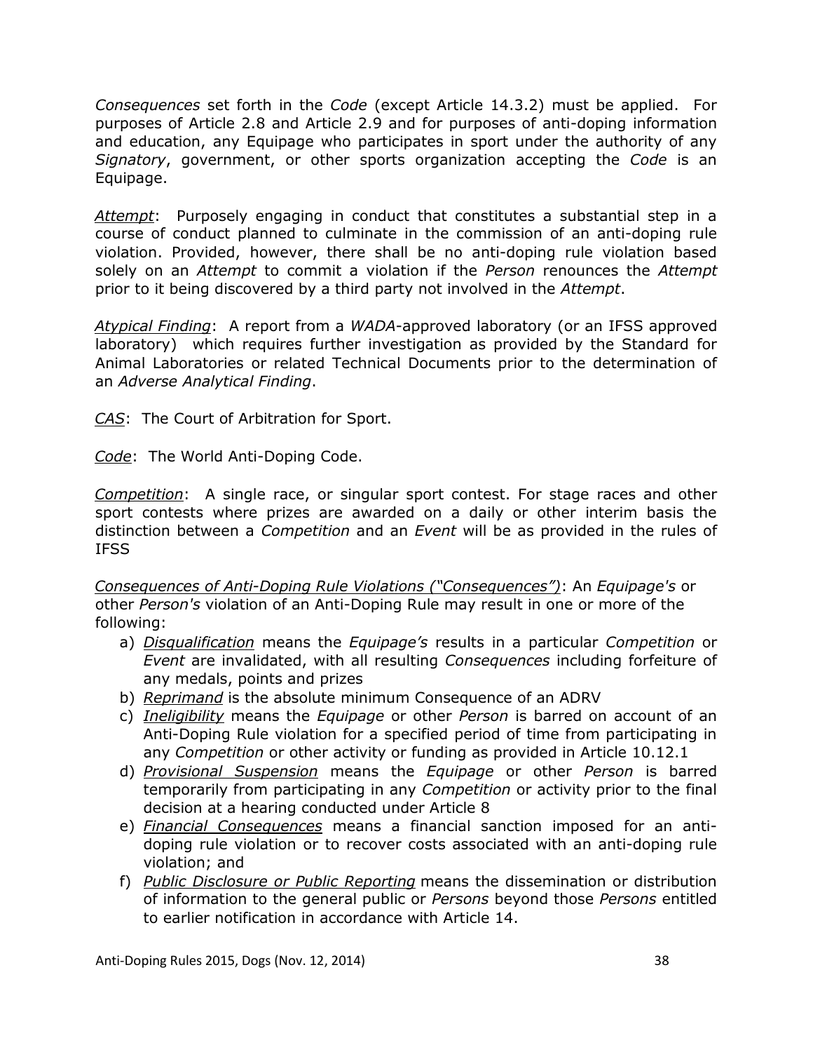*Consequences* set forth in the *Code* (except Article 14.3.2) must be applied. For purposes of Article 2.8 and Article 2.9 and for purposes of anti-doping information and education, any Equipage who participates in sport under the authority of any *Signatory*, government, or other sports organization accepting the *Code* is an Equipage.

<u>*Attempt*</u>: Purposely engaging in conduct that constitutes a substantial step in a course of conduct planned to culminate in the commission of an anti-doping rule violation. Provided, however, there shall be no anti-doping rule violation based solely on an *Attempt* to commit a violation if the *Person* renounces the *Attempt* prior to it being discovered by a third party not involved in the *Attempt*.

<u>*Atypical Finding*</u>: A report from a *WADA*-approved laboratory (or an IFSS approved laboratory) which requires further investigation as provided by the Standard for Animal Laboratories or related Technical Documents prior to the determination of an *Adverse Analytical Finding*.

<u>*CAS*</u>: The Court of Arbitration for Sport.

<u>*Code*</u>: The World Anti-Doping Code.

<u>*Competition*</u>: A single race, or singular sport contest. For stage races and other sport contests where prizes are awarded on a daily or other interim basis the distinction between a *Competition* and an *Event* will be as provided in the rules of IFSS

<u>*Consequences of Anti-Doping Rule Violations ("Consequences")*</u>: An *Equipage's* or other *Person's* violation of an Anti-Doping Rule may result in one or more of the following:

a) <u>*Disqualification*</u> means the *Equipage's* results in a particular *Competition* or *Event* are invalidated, with all resulting *Consequences* including forfeiture of any medals, points and prizes
b) <u>*Reprimand*</u> is the absolute minimum Consequence of an ADRV
c) <u>*Ineligibility*</u> means the *Equipage* or other *Person* is barred on account of an Anti-Doping Rule violation for a specified period of time from participating in any *Competition* or other activity or funding as provided in Article 10.12.1
d) <u>*Provisional Suspension*</u> means the *Equipage* or other *Person* is barred temporarily from participating in any *Competition* or activity prior to the final decision at a hearing conducted under Article 8
e) <u>*Financial Consequences*</u> means a financial sanction imposed for an anti-doping rule violation or to recover costs associated with an anti-doping rule violation; and
f) <u>*Public Disclosure or Public Reporting*</u> means the dissemination or distribution of information to the general public or *Persons* beyond those *Persons* entitled to earlier notification in accordance with Article 14.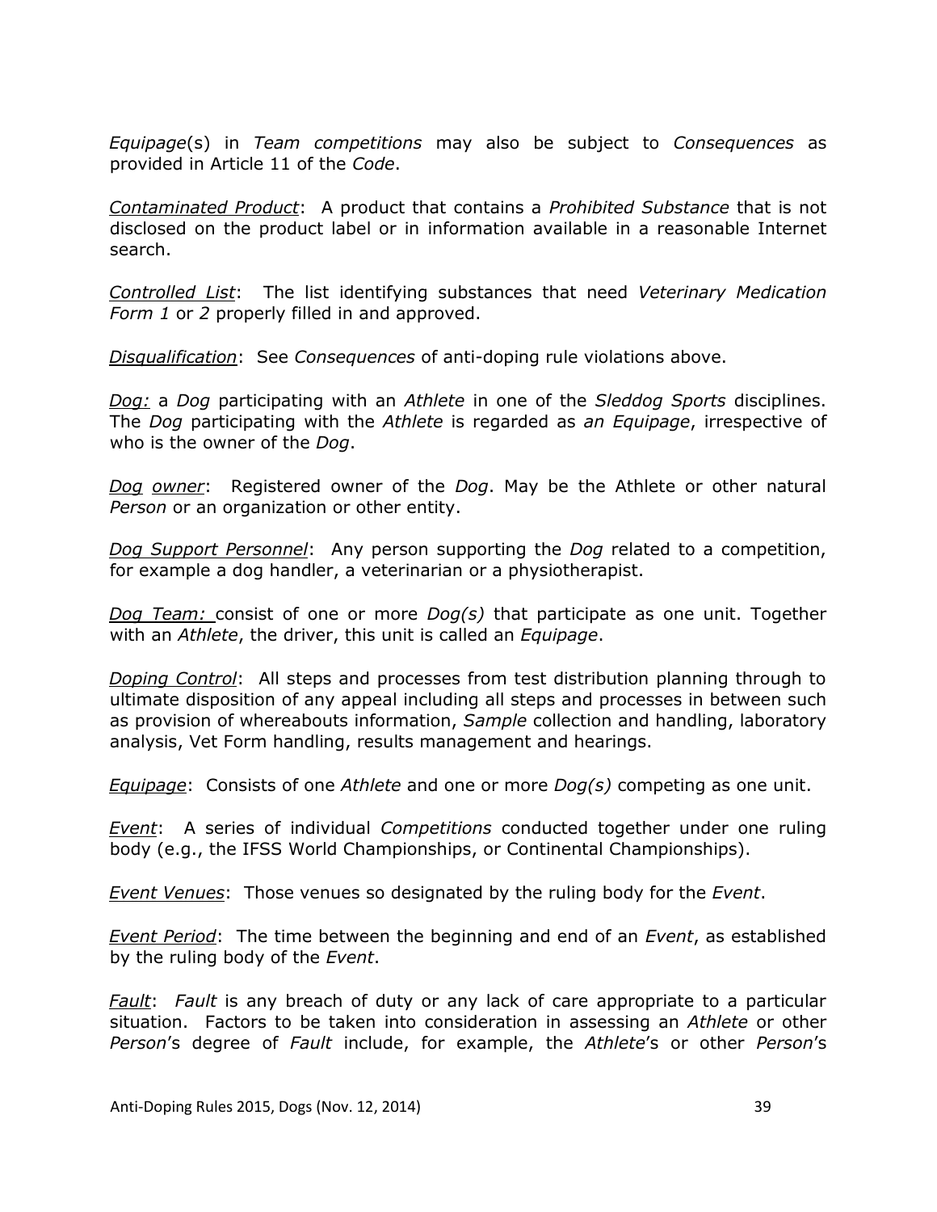*Equipage*(s) in *Team competitions* may also be subject to *Consequences* as provided in Article 11 of the *Code*.

*Contaminated Product*: A product that contains a *Prohibited Substance* that is not disclosed on the product label or in information available in a reasonable Internet search.

*Controlled List*: The list identifying substances that need *Veterinary Medication Form 1* or *2* properly filled in and approved.

*Disqualification*: See *Consequences* of anti-doping rule violations above.

*Dog:* a *Dog* participating with an *Athlete* in one of the *Sleddog Sports* disciplines. The *Dog* participating with the *Athlete* is regarded as *an Equipage*, irrespective of who is the owner of the *Dog*.

*Dog owner*: Registered owner of the *Dog*. May be the Athlete or other natural *Person* or an organization or other entity.

*Dog Support Personnel*: Any person supporting the *Dog* related to a competition, for example a dog handler, a veterinarian or a physiotherapist.

*Dog Team:* consist of one or more *Dog(s)* that participate as one unit. Together with an *Athlete*, the driver, this unit is called an *Equipage*.

*Doping Control*: All steps and processes from test distribution planning through to ultimate disposition of any appeal including all steps and processes in between such as provision of whereabouts information, *Sample* collection and handling, laboratory analysis, Vet Form handling, results management and hearings.

*Equipage*: Consists of one *Athlete* and one or more *Dog(s)* competing as one unit.

*Event*: A series of individual *Competitions* conducted together under one ruling body (e.g., the IFSS World Championships, or Continental Championships).

*Event Venues*: Those venues so designated by the ruling body for the *Event*.

*Event Period*: The time between the beginning and end of an *Event*, as established by the ruling body of the *Event*.

*Fault*: *Fault* is any breach of duty or any lack of care appropriate to a particular situation. Factors to be taken into consideration in assessing an *Athlete* or other *Person*'s degree of *Fault* include, for example, the *Athlete*'s or other *Person*'s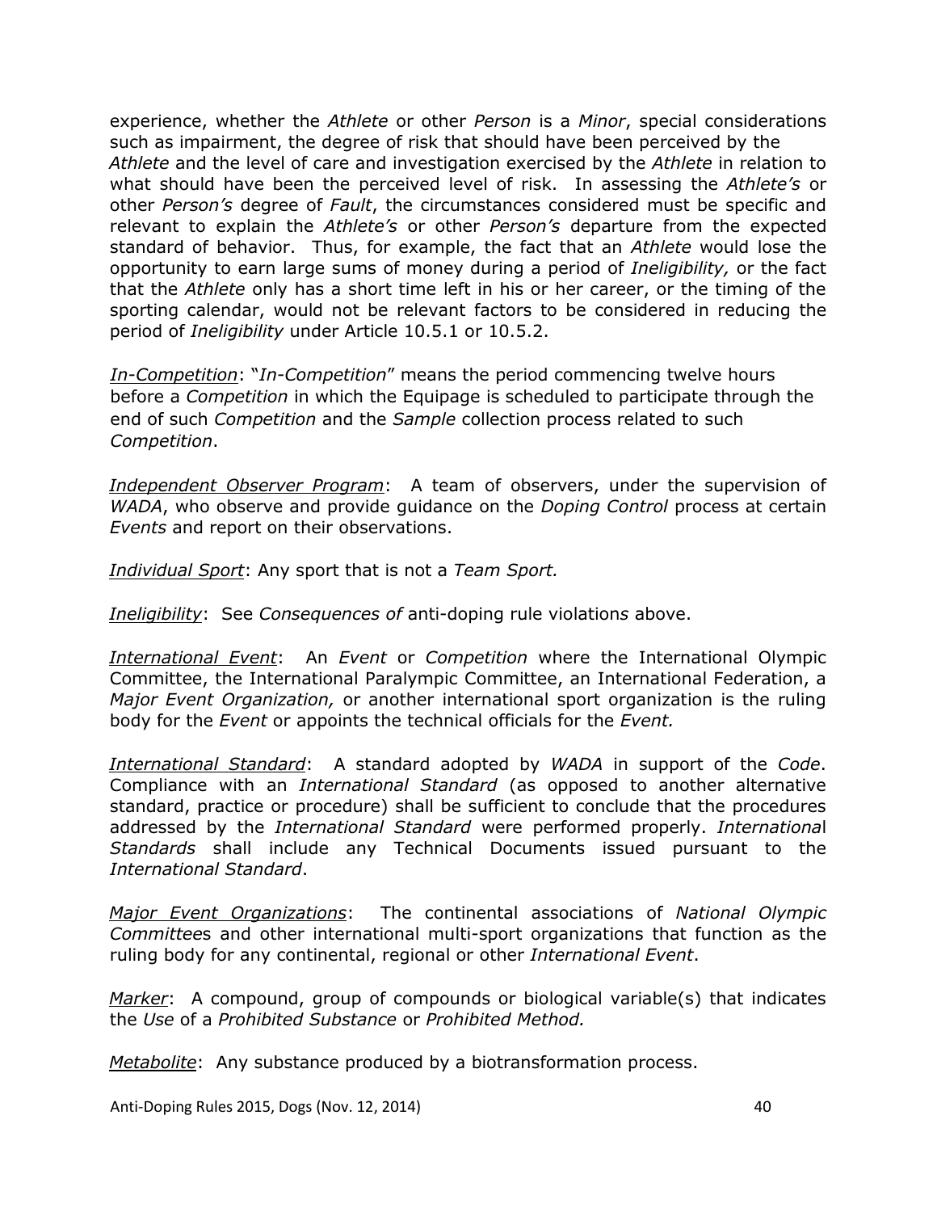experience, whether the *Athlete* or other *Person* is a *Minor*, special considerations such as impairment, the degree of risk that should have been perceived by the *Athlete* and the level of care and investigation exercised by the *Athlete* in relation to what should have been the perceived level of risk. In assessing the *Athlete's* or other *Person's* degree of *Fault*, the circumstances considered must be specific and relevant to explain the *Athlete's* or other *Person's* departure from the expected standard of behavior. Thus, for example, the fact that an *Athlete* would lose the opportunity to earn large sums of money during a period of *Ineligibility,* or the fact that the *Athlete* only has a short time left in his or her career, or the timing of the sporting calendar, would not be relevant factors to be considered in reducing the period of *Ineligibility* under Article 10.5.1 or 10.5.2.

*In-Competition*: "*In-Competition*" means the period commencing twelve hours before a *Competition* in which the Equipage is scheduled to participate through the end of such *Competition* and the *Sample* collection process related to such *Competition*.

*Independent Observer Program*: A team of observers, under the supervision of *WADA*, who observe and provide guidance on the *Doping Control* process at certain *Events* and report on their observations.

*Individual Sport*: Any sport that is not a *Team Sport.*

*Ineligibility*: See *Consequences of* anti-doping rule violations above.

*International Event*: An *Event* or *Competition* where the International Olympic Committee, the International Paralympic Committee, an International Federation, a *Major Event Organization,* or another international sport organization is the ruling body for the *Event* or appoints the technical officials for the *Event.*

*International Standard*: A standard adopted by *WADA* in support of the *Code*. Compliance with an *International Standard* (as opposed to another alternative standard, practice or procedure) shall be sufficient to conclude that the procedures addressed by the *International Standard* were performed properly. *International Standards* shall include any Technical Documents issued pursuant to the *International Standard*.

*Major Event Organizations*: The continental associations of *National Olympic Committees* and other international multi-sport organizations that function as the ruling body for any continental, regional or other *International Event*.

*Marker*: A compound, group of compounds or biological variable(s) that indicates the *Use* of a *Prohibited Substance* or *Prohibited Method.*

*Metabolite*: Any substance produced by a biotransformation process.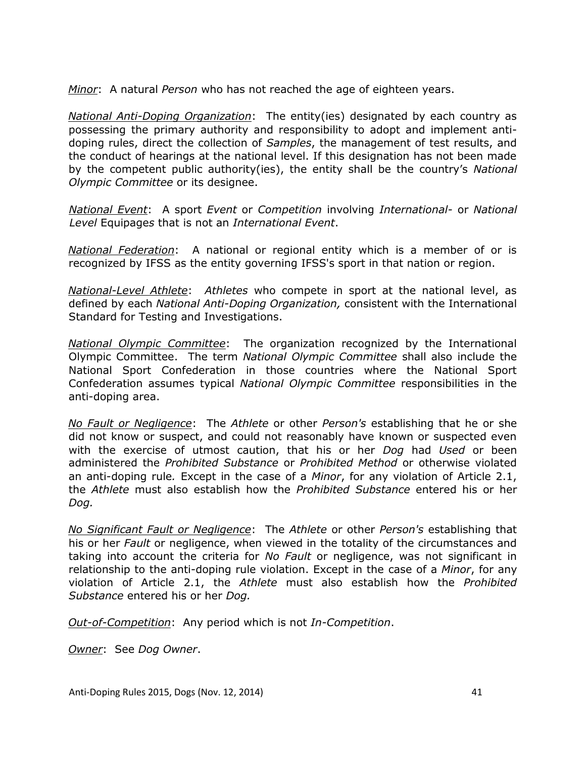*Minor*: A natural *Person* who has not reached the age of eighteen years.

*National Anti-Doping Organization*: The entity(ies) designated by each country as possessing the primary authority and responsibility to adopt and implement anti-doping rules, direct the collection of *Samples*, the management of test results, and the conduct of hearings at the national level. If this designation has not been made by the competent public authority(ies), the entity shall be the country's *National Olympic Committee* or its designee.

*National Event*: A sport *Event* or *Competition* involving *International*- or *National Level* Equipages that is not an *International Event*.

*National Federation*: A national or regional entity which is a member of or is recognized by IFSS as the entity governing IFSS's sport in that nation or region.

*National-Level Athlete*: *Athletes* who compete in sport at the national level, as defined by each *National Anti-Doping Organization,* consistent with the International Standard for Testing and Investigations.

*National Olympic Committee*: The organization recognized by the International Olympic Committee. The term *National Olympic Committee* shall also include the National Sport Confederation in those countries where the National Sport Confederation assumes typical *National Olympic Committee* responsibilities in the anti-doping area.

*No Fault or Negligence*: The *Athlete* or other *Person's* establishing that he or she did not know or suspect, and could not reasonably have known or suspected even with the exercise of utmost caution, that his or her *Dog* had *Used* or been administered the *Prohibited Substance* or *Prohibited Method* or otherwise violated an anti-doping rule*.* Except in the case of a *Minor*, for any violation of Article 2.1, the *Athlete* must also establish how the *Prohibited Substance* entered his or her *Dog.*

*No Significant Fault or Negligence*: The *Athlete* or other *Person's* establishing that his or her *Fault* or negligence, when viewed in the totality of the circumstances and taking into account the criteria for *No Fault* or negligence, was not significant in relationship to the anti-doping rule violation. Except in the case of a *Minor*, for any violation of Article 2.1, the *Athlete* must also establish how the *Prohibited Substance* entered his or her *Dog.*

*Out-of-Competition*: Any period which is not *In-Competition*.

*Owner*: See *Dog Owner*.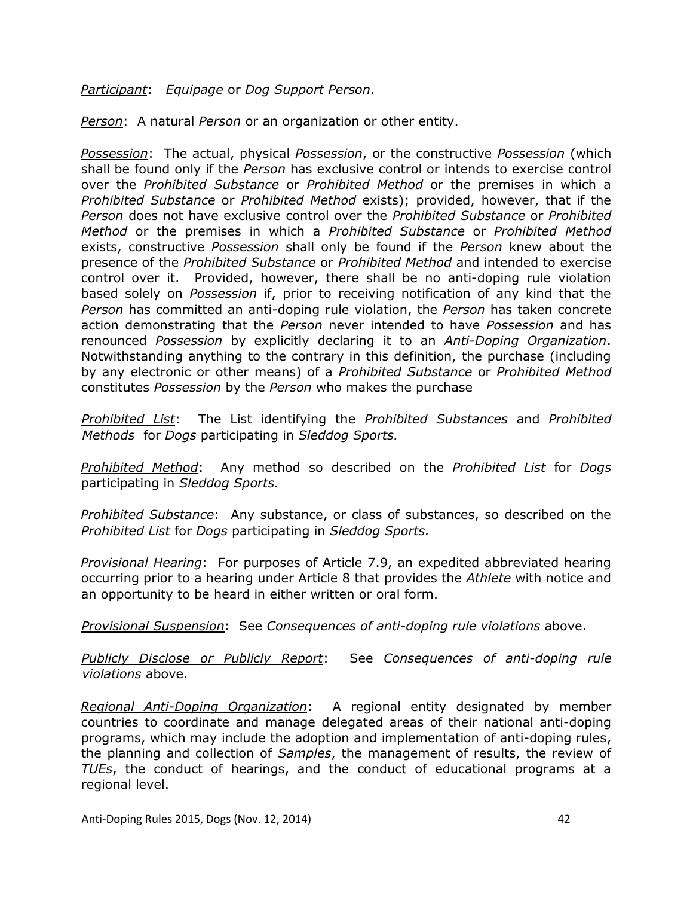*Participant*: *Equipage* or *Dog Support Person*.

*Person*: A natural *Person* or an organization or other entity.

*Possession*: The actual, physical *Possession*, or the constructive *Possession* (which shall be found only if the *Person* has exclusive control or intends to exercise control over the *Prohibited Substance* or *Prohibited Method* or the premises in which a *Prohibited Substance* or *Prohibited Method* exists); provided, however, that if the *Person* does not have exclusive control over the *Prohibited Substance* or *Prohibited Method* or the premises in which a *Prohibited Substance* or *Prohibited Method* exists, constructive *Possession* shall only be found if the *Person* knew about the presence of the *Prohibited Substance* or *Prohibited Method* and intended to exercise control over it. Provided, however, there shall be no anti-doping rule violation based solely on *Possession* if, prior to receiving notification of any kind that the *Person* has committed an anti-doping rule violation, the *Person* has taken concrete action demonstrating that the *Person* never intended to have *Possession* and has renounced *Possession* by explicitly declaring it to an *Anti-Doping Organization*. Notwithstanding anything to the contrary in this definition, the purchase (including by any electronic or other means) of a *Prohibited Substance* or *Prohibited Method* constitutes *Possession* by the *Person* who makes the purchase

*Prohibited List*: The List identifying the *Prohibited Substances* and *Prohibited Methods* for *Dogs* participating in *Sleddog Sports.*

*Prohibited Method*: Any method so described on the *Prohibited List* for *Dogs* participating in *Sleddog Sports.*

*Prohibited Substance*: Any substance, or class of substances, so described on the *Prohibited List* for *Dogs* participating in *Sleddog Sports.*

*Provisional Hearing*: For purposes of Article 7.9, an expedited abbreviated hearing occurring prior to a hearing under Article 8 that provides the *Athlete* with notice and an opportunity to be heard in either written or oral form.

*Provisional Suspension*: See *Consequences of anti-doping rule violations* above.

*Publicly Disclose or Publicly Report*: See *Consequences of anti-doping rule violations* above.

*Regional Anti-Doping Organization*: A regional entity designated by member countries to coordinate and manage delegated areas of their national anti-doping programs, which may include the adoption and implementation of anti-doping rules, the planning and collection of *Samples*, the management of results, the review of *TUEs*, the conduct of hearings, and the conduct of educational programs at a regional level.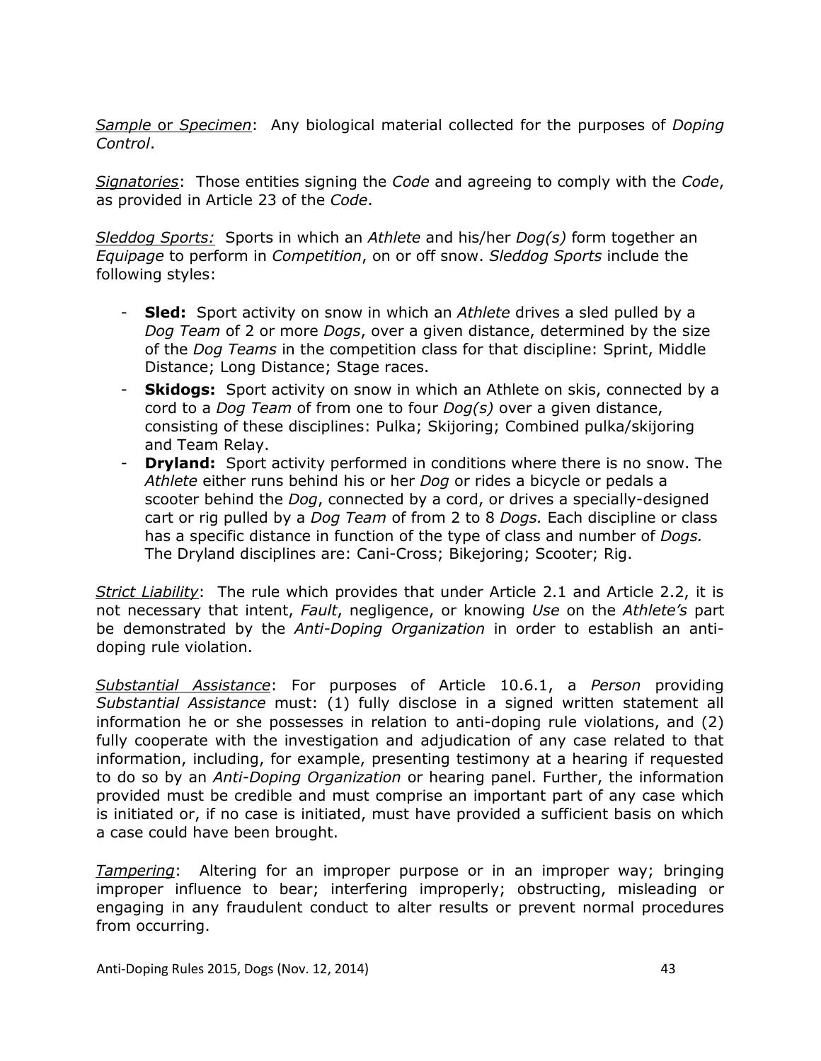*Sample* or *Specimen*: Any biological material collected for the purposes of *Doping Control*.

*Signatories*: Those entities signing the *Code* and agreeing to comply with the *Code*, as provided in Article 23 of the *Code*.

*Sleddog Sports:* Sports in which an *Athlete* and his/her *Dog(s)* form together an *Equipage* to perform in *Competition*, on or off snow. *Sleddog Sports* include the following styles:

- **Sled:** Sport activity on snow in which an *Athlete* drives a sled pulled by a *Dog Team* of 2 or more *Dogs*, over a given distance, determined by the size of the *Dog Teams* in the competition class for that discipline: Sprint, Middle Distance; Long Distance; Stage races.
- **Skidogs:** Sport activity on snow in which an Athlete on skis, connected by a cord to a *Dog Team* of from one to four *Dog(s)* over a given distance, consisting of these disciplines: Pulka; Skijoring; Combined pulka/skijoring and Team Relay.
- **Dryland:** Sport activity performed in conditions where there is no snow. The *Athlete* either runs behind his or her *Dog* or rides a bicycle or pedals a scooter behind the *Dog*, connected by a cord, or drives a specially-designed cart or rig pulled by a *Dog Team* of from 2 to 8 *Dogs.* Each discipline or class has a specific distance in function of the type of class and number of *Dogs.* The Dryland disciplines are: Cani-Cross; Bikejoring; Scooter; Rig.

*Strict Liability*: The rule which provides that under Article 2.1 and Article 2.2, it is not necessary that intent, *Fault*, negligence, or knowing *Use* on the *Athlete's* part be demonstrated by the *Anti-Doping Organization* in order to establish an anti-doping rule violation.

*Substantial Assistance*: For purposes of Article 10.6.1, a *Person* providing *Substantial Assistance* must: (1) fully disclose in a signed written statement all information he or she possesses in relation to anti-doping rule violations, and (2) fully cooperate with the investigation and adjudication of any case related to that information, including, for example, presenting testimony at a hearing if requested to do so by an *Anti-Doping Organization* or hearing panel. Further, the information provided must be credible and must comprise an important part of any case which is initiated or, if no case is initiated, must have provided a sufficient basis on which a case could have been brought.

*Tampering*: Altering for an improper purpose or in an improper way; bringing improper influence to bear; interfering improperly; obstructing, misleading or engaging in any fraudulent conduct to alter results or prevent normal procedures from occurring.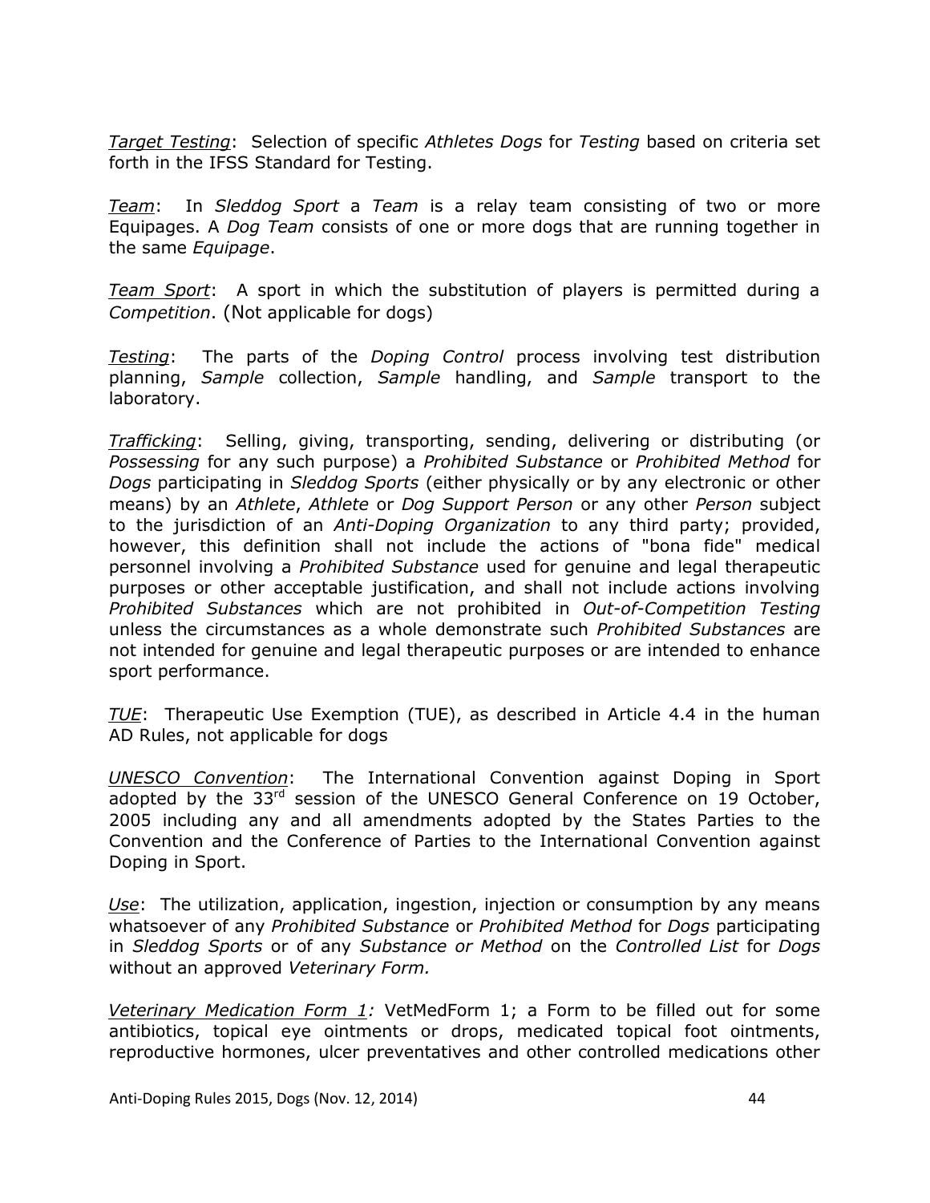*Target Testing*: Selection of specific *Athletes Dogs* for *Testing* based on criteria set forth in the IFSS Standard for Testing.

*Team*: In *Sleddog Sport* a *Team* is a relay team consisting of two or more Equipages. A *Dog Team* consists of one or more dogs that are running together in the same *Equipage*.

*Team Sport*: A sport in which the substitution of players is permitted during a *Competition*. (Not applicable for dogs)

*Testing*: The parts of the *Doping Control* process involving test distribution planning, *Sample* collection, *Sample* handling, and *Sample* transport to the laboratory.

*Trafficking*: Selling, giving, transporting, sending, delivering or distributing (or *Possessing* for any such purpose) a *Prohibited Substance* or *Prohibited Method* for *Dogs* participating in *Sleddog Sports* (either physically or by any electronic or other means) by an *Athlete*, *Athlete* or *Dog Support Person* or any other *Person* subject to the jurisdiction of an *Anti-Doping Organization* to any third party; provided, however, this definition shall not include the actions of "bona fide" medical personnel involving a *Prohibited Substance* used for genuine and legal therapeutic purposes or other acceptable justification, and shall not include actions involving *Prohibited Substances* which are not prohibited in *Out-of-Competition Testing* unless the circumstances as a whole demonstrate such *Prohibited Substances* are not intended for genuine and legal therapeutic purposes or are intended to enhance sport performance.

*TUE*: Therapeutic Use Exemption (TUE), as described in Article 4.4 in the human AD Rules, not applicable for dogs

*UNESCO Convention*: The International Convention against Doping in Sport adopted by the 33rd session of the UNESCO General Conference on 19 October, 2005 including any and all amendments adopted by the States Parties to the Convention and the Conference of Parties to the International Convention against Doping in Sport.

*Use*: The utilization, application, ingestion, injection or consumption by any means whatsoever of any *Prohibited Substance* or *Prohibited Method* for *Dogs* participating in *Sleddog Sports* or of any *Substance or Method* on the *Controlled List* for *Dogs* without an approved *Veterinary Form.*

*Veterinary Medication Form 1:* VetMedForm 1; a Form to be filled out for some antibiotics, topical eye ointments or drops, medicated topical foot ointments, reproductive hormones, ulcer preventatives and other controlled medications other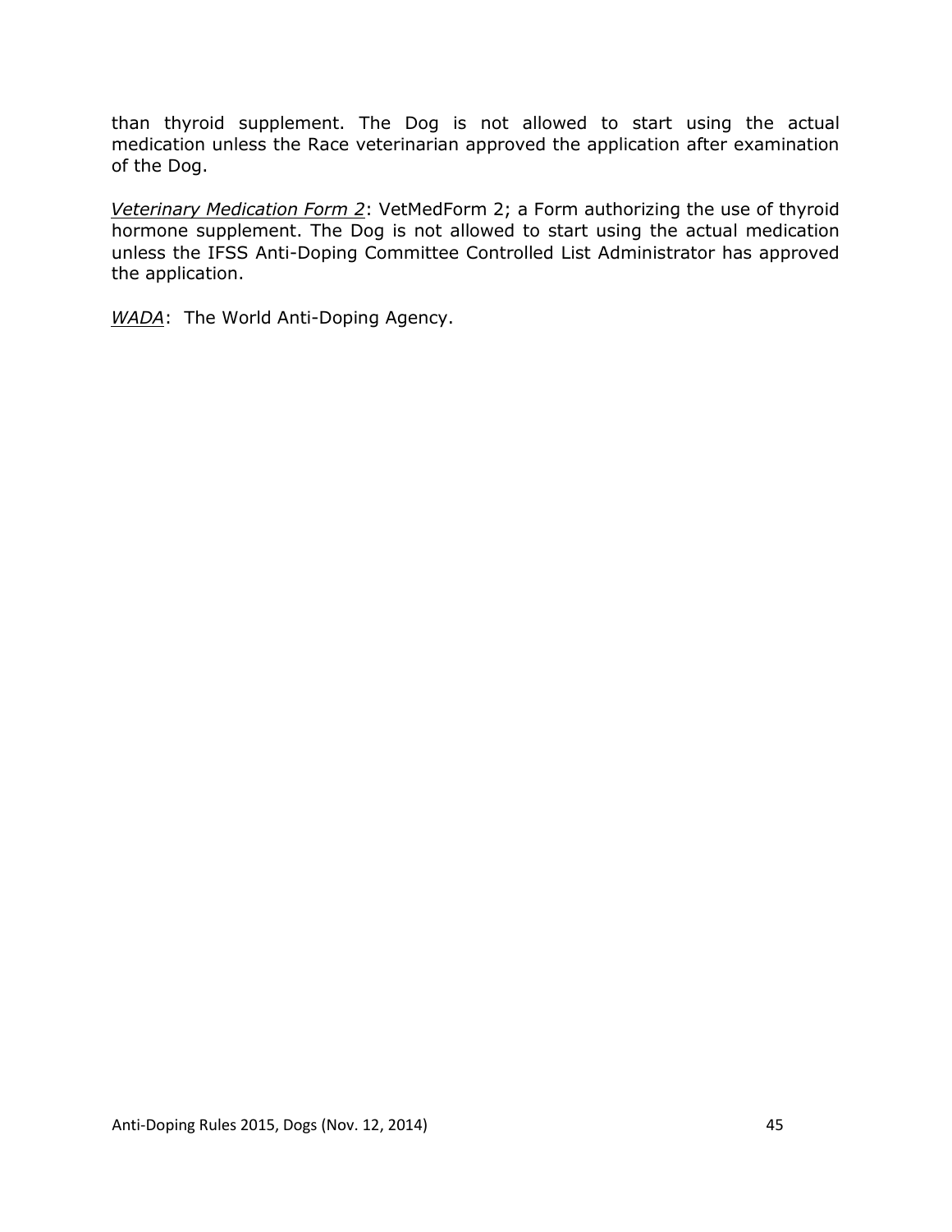than thyroid supplement. The Dog is not allowed to start using the actual medication unless the Race veterinarian approved the application after examination of the Dog.

*Veterinary Medication Form 2*: VetMedForm 2; a Form authorizing the use of thyroid hormone supplement. The Dog is not allowed to start using the actual medication unless the IFSS Anti-Doping Committee Controlled List Administrator has approved the application.

*WADA*: The World Anti-Doping Agency.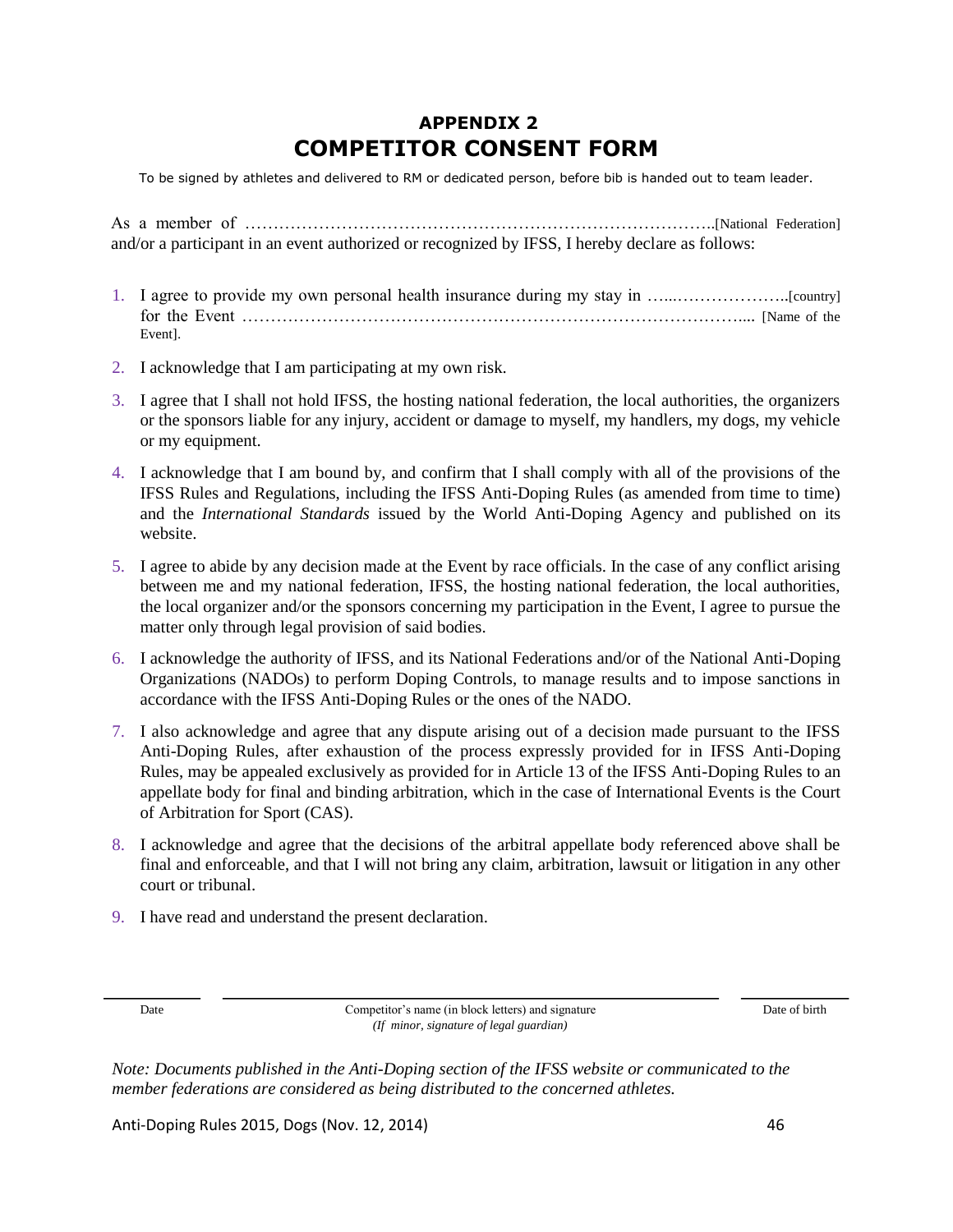# APPENDIX 2
# COMPETITOR CONSENT FORM

To be signed by athletes and delivered to RM or dedicated person, before bib is handed out to team leader.

As a member of …………………………………………………………………………..[National Federation] and/or a participant in an event authorized or recognized by IFSS, I hereby declare as follows:

1. I agree to provide my own personal health insurance during my stay in …...………………..[country] for the Event …………………………………………………………………………….... [Name of the Event].
2. I acknowledge that I am participating at my own risk.
3. I agree that I shall not hold IFSS, the hosting national federation, the local authorities, the organizers or the sponsors liable for any injury, accident or damage to myself, my handlers, my dogs, my vehicle or my equipment.
4. I acknowledge that I am bound by, and confirm that I shall comply with all of the provisions of the IFSS Rules and Regulations, including the IFSS Anti-Doping Rules (as amended from time to time) and the *International Standards* issued by the World Anti-Doping Agency and published on its website.
5. I agree to abide by any decision made at the Event by race officials. In the case of any conflict arising between me and my national federation, IFSS, the hosting national federation, the local authorities, the local organizer and/or the sponsors concerning my participation in the Event, I agree to pursue the matter only through legal provision of said bodies.
6. I acknowledge the authority of IFSS, and its National Federations and/or of the National Anti-Doping Organizations (NADOs) to perform Doping Controls, to manage results and to impose sanctions in accordance with the IFSS Anti-Doping Rules or the ones of the NADO.
7. I also acknowledge and agree that any dispute arising out of a decision made pursuant to the IFSS Anti-Doping Rules, after exhaustion of the process expressly provided for in IFSS Anti-Doping Rules, may be appealed exclusively as provided for in Article 13 of the IFSS Anti-Doping Rules to an appellate body for final and binding arbitration, which in the case of International Events is the Court of Arbitration for Sport (CAS).
8. I acknowledge and agree that the decisions of the arbitral appellate body referenced above shall be final and enforceable, and that I will not bring any claim, arbitration, lawsuit or litigation in any other court or tribunal.
9. I have read and understand the present declaration.

| Date | Competitor's name (in block letters) and signature *(If minor, signature of legal guardian)* | Date of birth |
|---|---|---|

*Note: Documents published in the Anti-Doping section of the IFSS website or communicated to the member federations are considered as being distributed to the concerned athletes.*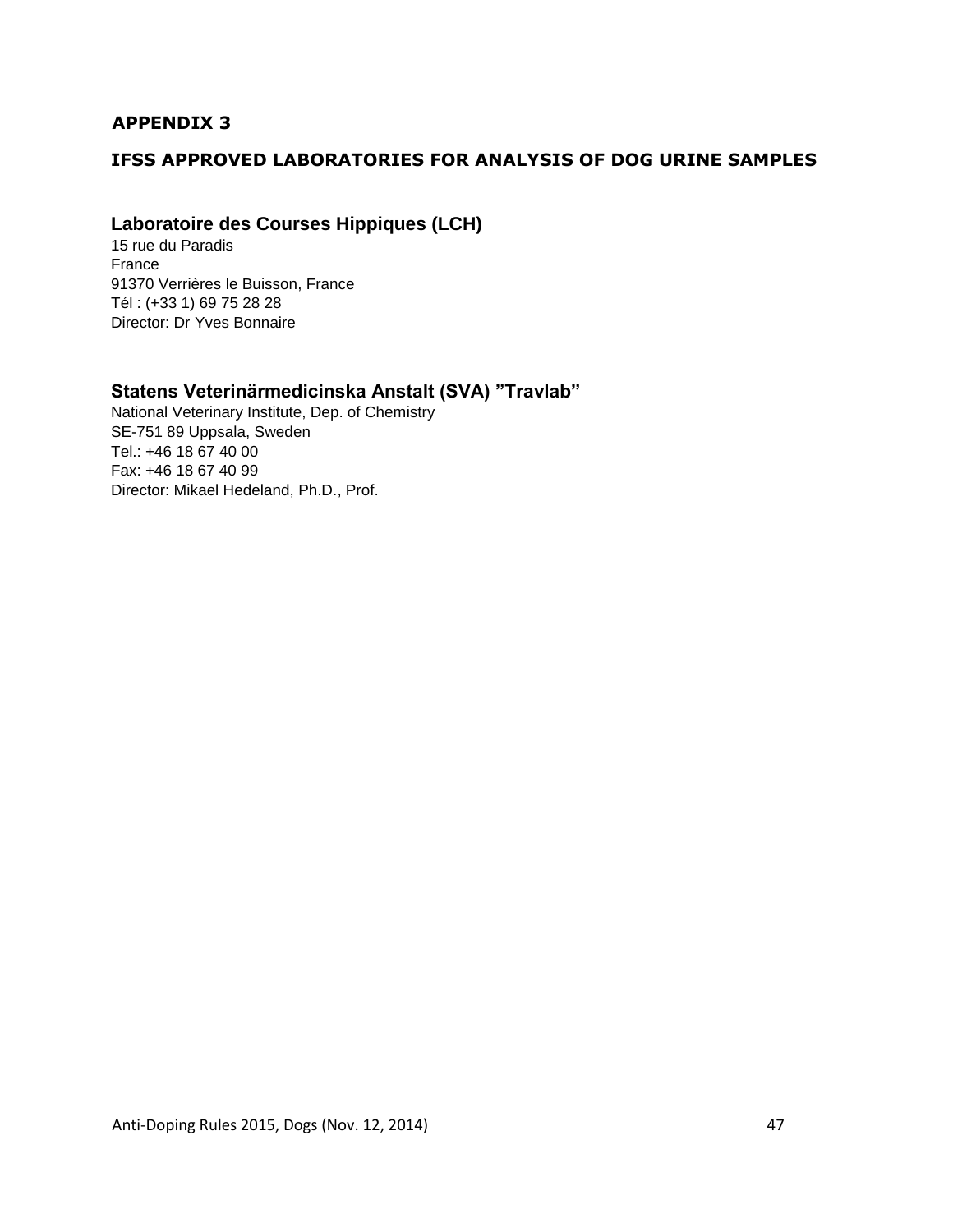## APPENDIX 3

## IFSS APPROVED LABORATORIES FOR ANALYSIS OF DOG URINE SAMPLES

### Laboratoire des Courses Hippiques (LCH)

15 rue du Paradis  
France  
91370 Verrières le Buisson, France  
Tél : (+33 1) 69 75 28 28  
Director: Dr Yves Bonnaire

### Statens Veterinärmedicinska Anstalt (SVA) ”Travlab”

National Veterinary Institute, Dep. of Chemistry  
SE-751 89 Uppsala, Sweden  
Tel.: +46 18 67 40 00  
Fax: +46 18 67 40 99  
Director: Mikael Hedeland, Ph.D., Prof.